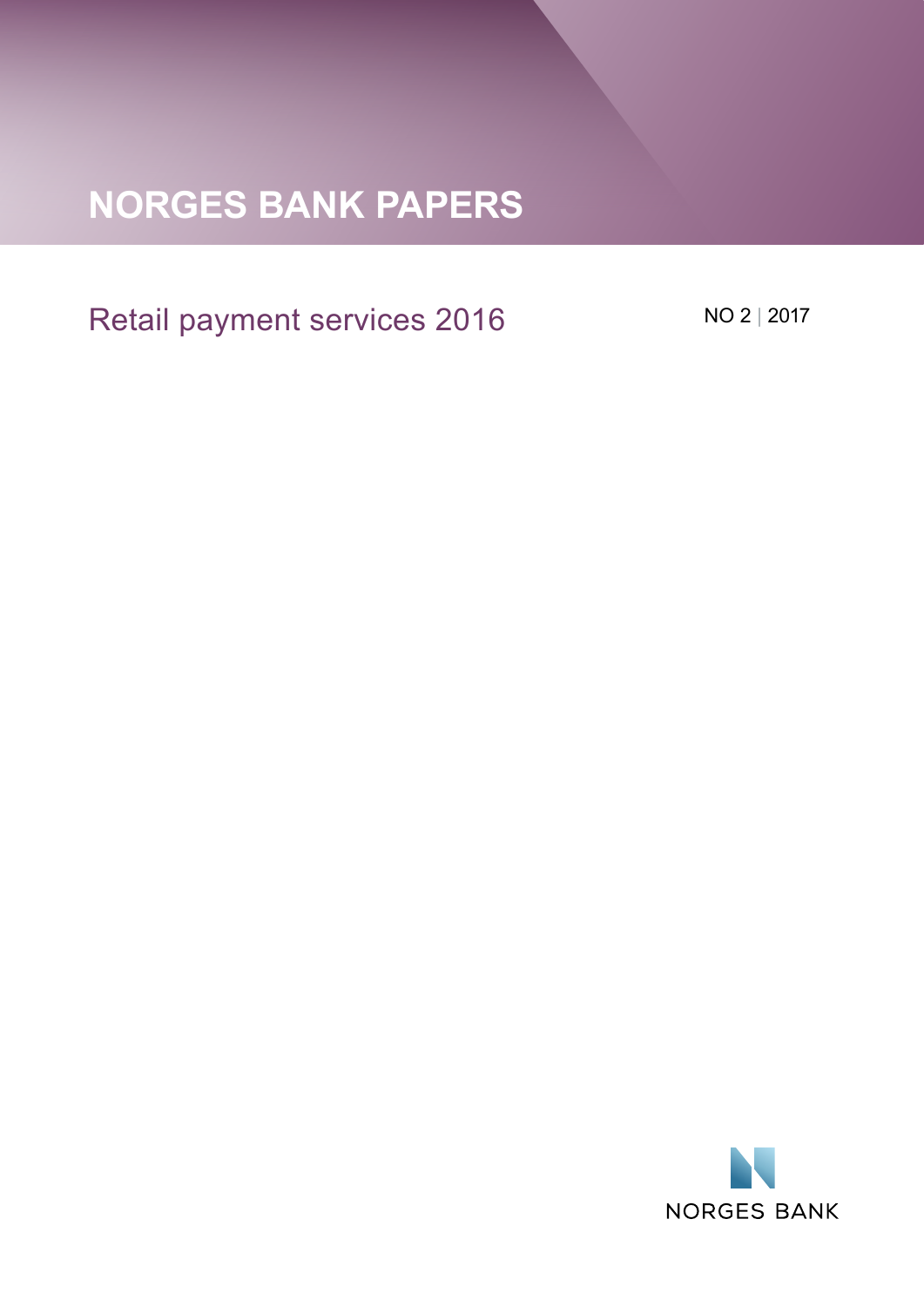# NORGES BANK PAPERS

## Retail payment services 2016

NO 2 | 2017

NORGES BANK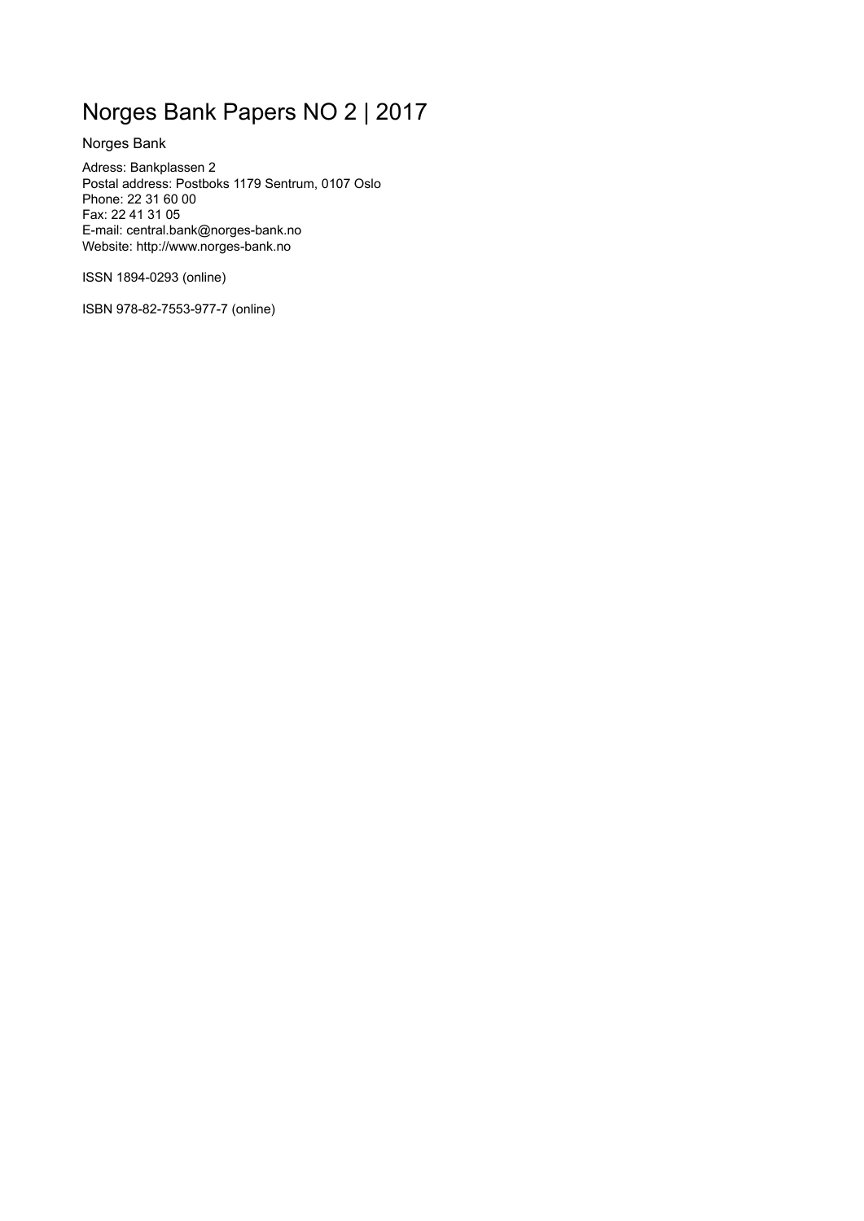# Norges Bank Papers NO 2 | 2017

Norges Bank

Adress: Bankplassen 2
Postal address: Postboks 1179 Sentrum, 0107 Oslo
Phone: 22 31 60 00
Fax: 22 41 31 05
E-mail: central.bank@norges-bank.no
Website: http://www.norges-bank.no

ISSN 1894-0293 (online)

ISBN 978-82-7553-977-7 (online)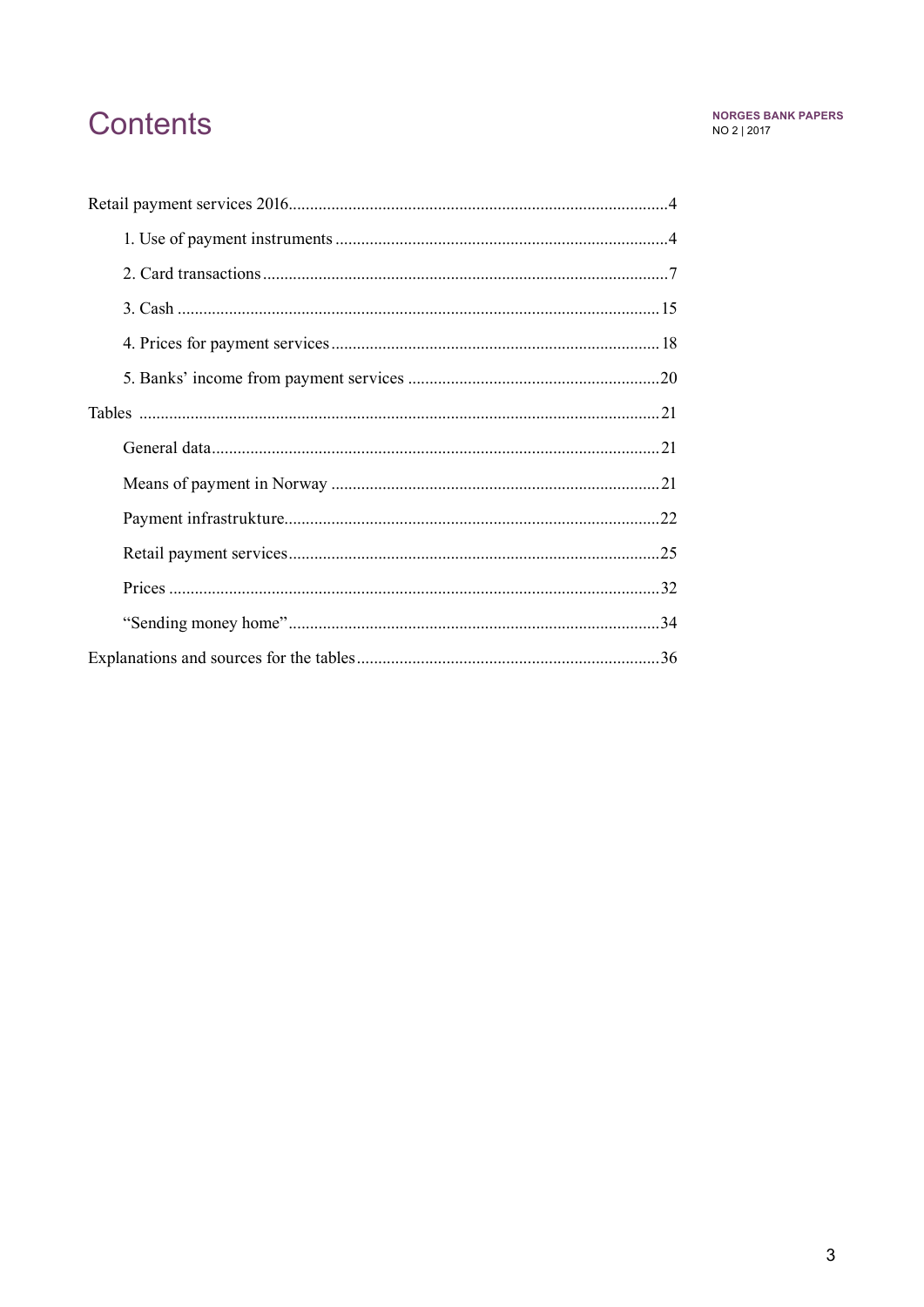# Contents

Retail payment services 2016........................................................................................4

1. Use of payment instruments .............................................................................4
2. Card transactions ..............................................................................................7
3. Cash ................................................................................................................15
4. Prices for payment services ............................................................................18
5. Banks' income from payment services ...........................................................20

Tables .........................................................................................................................21

- General data........................................................................................................21
- Means of payment in Norway ............................................................................21
- Payment infrastrukture.......................................................................................22
- Retail payment services......................................................................................25
- Prices ..................................................................................................................32
- "Sending money home".......................................................................................34

Explanations and sources for the tables......................................................................36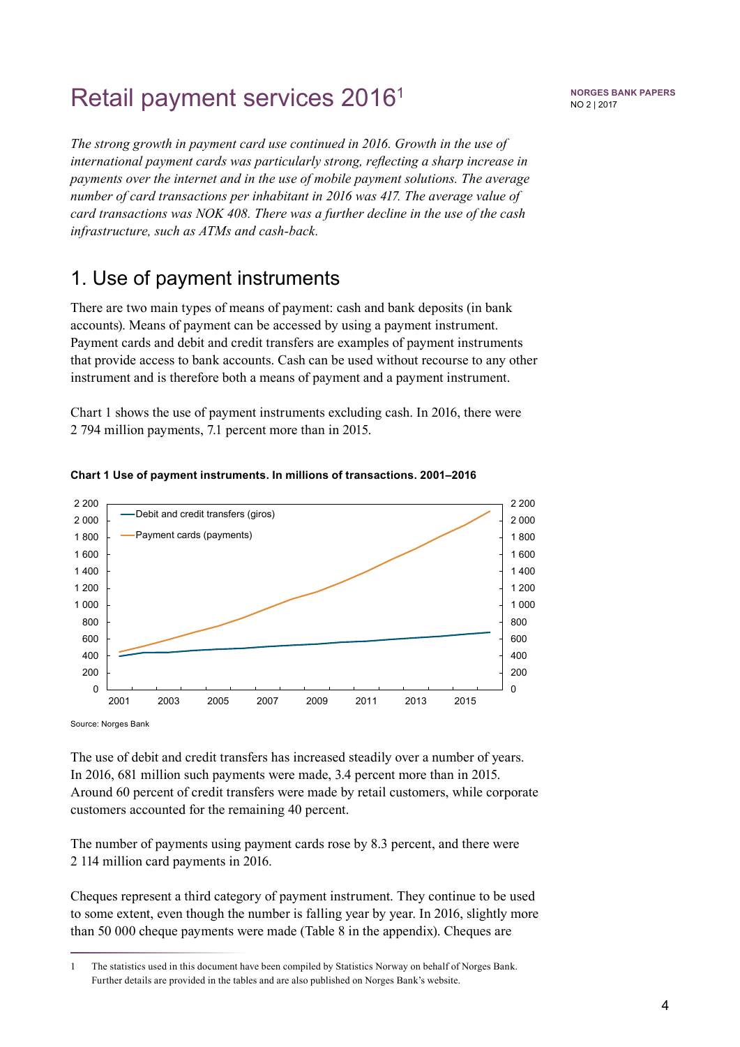# Retail payment services 2016[1]

*The strong growth in payment card use continued in 2016. Growth in the use of international payment cards was particularly strong, reflecting a sharp increase in payments over the internet and in the use of mobile payment solutions. The average number of card transactions per inhabitant in 2016 was 417. The average value of card transactions was NOK 408. There was a further decline in the use of the cash infrastructure, such as ATMs and cash-back.*

## 1. Use of payment instruments

There are two main types of means of payment: cash and bank deposits (in bank accounts). Means of payment can be accessed by using a payment instrument. Payment cards and debit and credit transfers are examples of payment instruments that provide access to bank accounts. Cash can be used without recourse to any other instrument and is therefore both a means of payment and a payment instrument.

Chart 1 shows the use of payment instruments excluding cash. In 2016, there were 2 794 million payments, 7.1 percent more than in 2015.

**Chart 1 Use of payment instruments. In millions of transactions. 2001–2016**

Source: Norges Bank

The use of debit and credit transfers has increased steadily over a number of years. In 2016, 681 million such payments were made, 3.4 percent more than in 2015. Around 60 percent of credit transfers were made by retail customers, while corporate customers accounted for the remaining 40 percent.

The number of payments using payment cards rose by 8.3 percent, and there were 2 114 million card payments in 2016.

Cheques represent a third category of payment instrument. They continue to be used to some extent, even though the number is falling year by year. In 2016, slightly more than 50 000 cheque payments were made (Table 8 in the appendix). Cheques are

1 The statistics used in this document have been compiled by Statistics Norway on behalf of Norges Bank. Further details are provided in the tables and are also published on Norges Bank's website.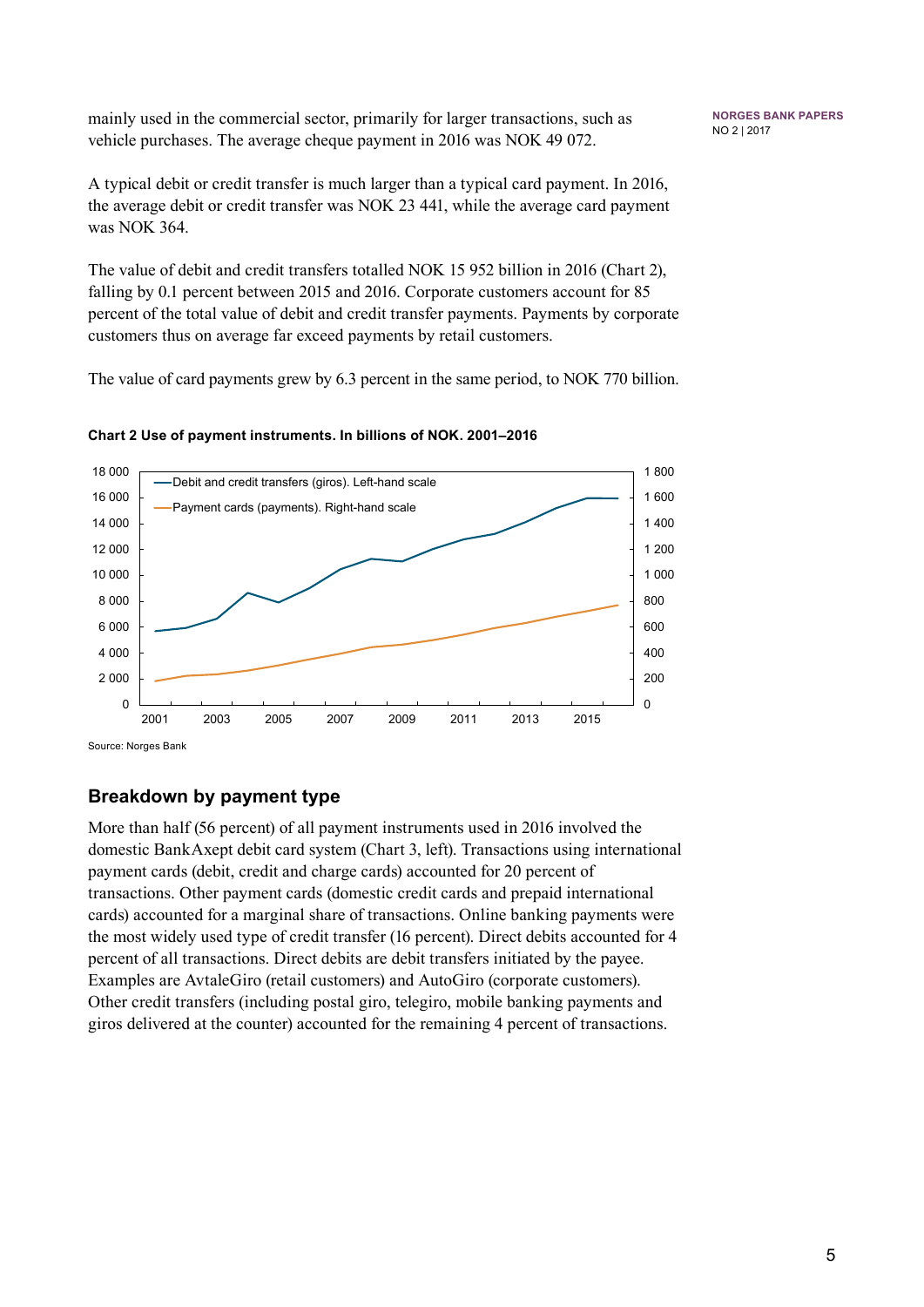mainly used in the commercial sector, primarily for larger transactions, such as vehicle purchases. The average cheque payment in 2016 was NOK 49 072.

A typical debit or credit transfer is much larger than a typical card payment. In 2016, the average debit or credit transfer was NOK 23 441, while the average card payment was NOK 364.

The value of debit and credit transfers totalled NOK 15 952 billion in 2016 (Chart 2), falling by 0.1 percent between 2015 and 2016. Corporate customers account for 85 percent of the total value of debit and credit transfer payments. Payments by corporate customers thus on average far exceed payments by retail customers.

The value of card payments grew by 6.3 percent in the same period, to NOK 770 billion.

**Chart 2 Use of payment instruments. In billions of NOK. 2001–2016**

Source: Norges Bank

## Breakdown by payment type

More than half (56 percent) of all payment instruments used in 2016 involved the domestic BankAxept debit card system (Chart 3, left). Transactions using international payment cards (debit, credit and charge cards) accounted for 20 percent of transactions. Other payment cards (domestic credit cards and prepaid international cards) accounted for a marginal share of transactions. Online banking payments were the most widely used type of credit transfer (16 percent). Direct debits accounted for 4 percent of all transactions. Direct debits are debit transfers initiated by the payee. Examples are AvtaleGiro (retail customers) and AutoGiro (corporate customers). Other credit transfers (including postal giro, telegiro, mobile banking payments and giros delivered at the counter) accounted for the remaining 4 percent of transactions.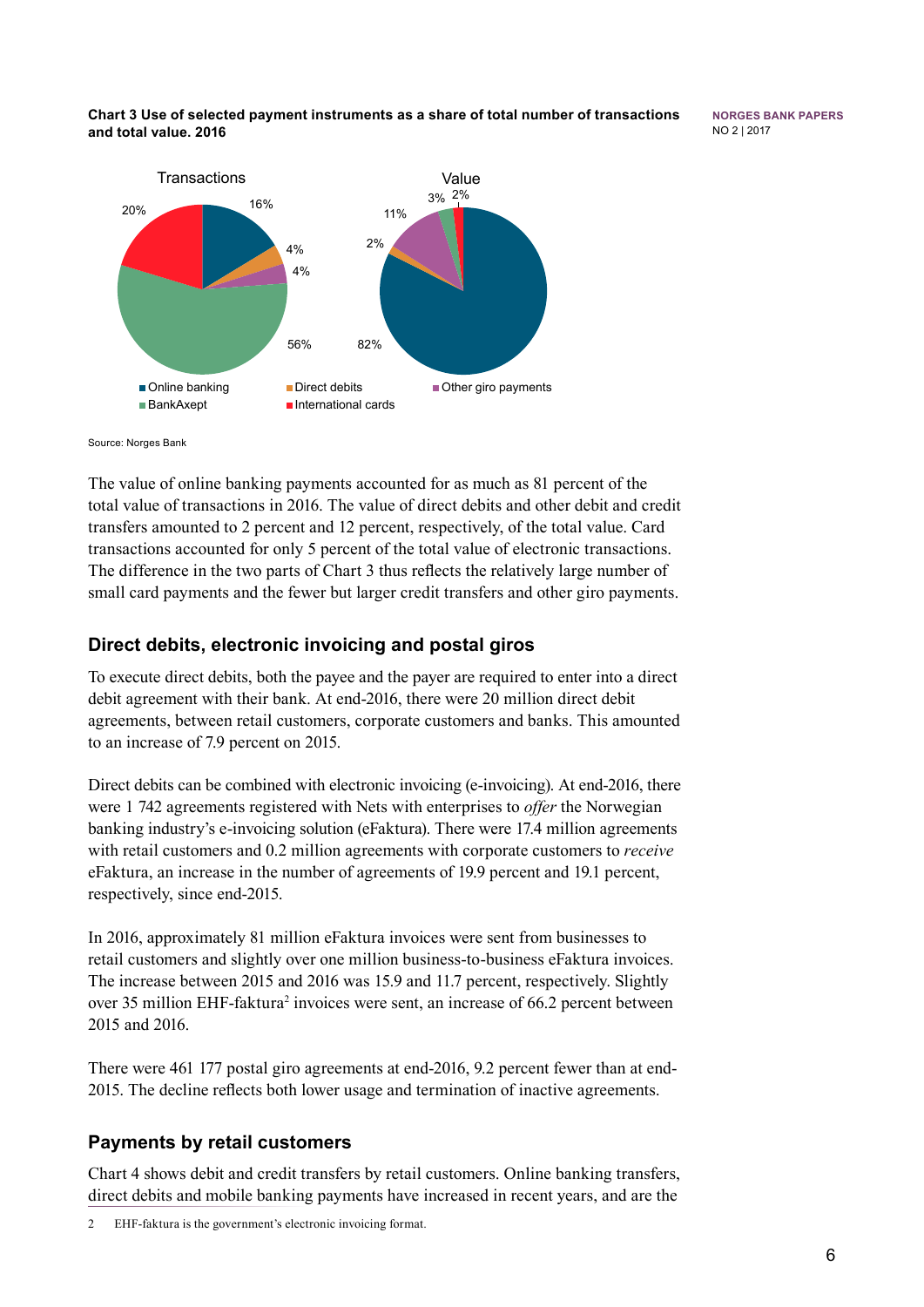**Chart 3 Use of selected payment instruments as a share of total number of transactions and total value. 2016**

Source: Norges Bank

The value of online banking payments accounted for as much as 81 percent of the total value of transactions in 2016. The value of direct debits and other debit and credit transfers amounted to 2 percent and 12 percent, respectively, of the total value. Card transactions accounted for only 5 percent of the total value of electronic transactions. The difference in the two parts of Chart 3 thus reflects the relatively large number of small card payments and the fewer but larger credit transfers and other giro payments.

## Direct debits, electronic invoicing and postal giros

To execute direct debits, both the payee and the payer are required to enter into a direct debit agreement with their bank. At end-2016, there were 20 million direct debit agreements, between retail customers, corporate customers and banks. This amounted to an increase of 7.9 percent on 2015.

Direct debits can be combined with electronic invoicing (e-invoicing). At end-2016, there were 1 742 agreements registered with Nets with enterprises to *offer* the Norwegian banking industry's e-invoicing solution (eFaktura). There were 17.4 million agreements with retail customers and 0.2 million agreements with corporate customers to *receive* eFaktura, an increase in the number of agreements of 19.9 percent and 19.1 percent, respectively, since end-2015.

In 2016, approximately 81 million eFaktura invoices were sent from businesses to retail customers and slightly over one million business-to-business eFaktura invoices. The increase between 2015 and 2016 was 15.9 and 11.7 percent, respectively. Slightly over 35 million EHF-faktura[2] invoices were sent, an increase of 66.2 percent between 2015 and 2016.

There were 461 177 postal giro agreements at end-2016, 9.2 percent fewer than at end-2015. The decline reflects both lower usage and termination of inactive agreements.

## Payments by retail customers

Chart 4 shows debit and credit transfers by retail customers. Online banking transfers, direct debits and mobile banking payments have increased in recent years, and are the

2 EHF-faktura is the government's electronic invoicing format.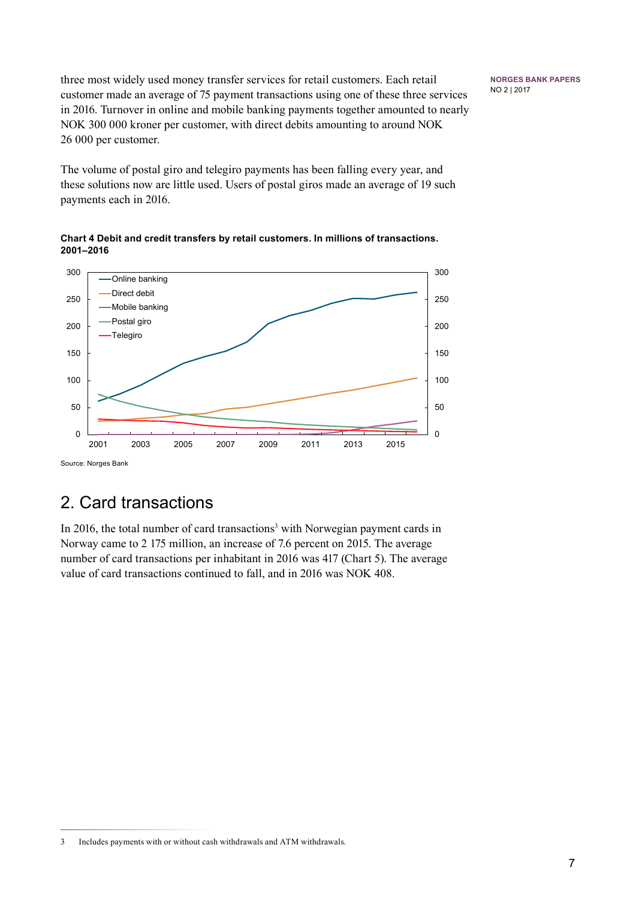three most widely used money transfer services for retail customers. Each retail customer made an average of 75 payment transactions using one of these three services in 2016. Turnover in online and mobile banking payments together amounted to nearly NOK 300 000 kroner per customer, with direct debits amounting to around NOK 26 000 per customer.

The volume of postal giro and telegiro payments has been falling every year, and these solutions now are little used. Users of postal giros made an average of 19 such payments each in 2016.

**Chart 4 Debit and credit transfers by retail customers. In millions of transactions. 2001–2016**

Source: Norges Bank

## 2. Card transactions

In 2016, the total number of card transactions[3] with Norwegian payment cards in Norway came to 2 175 million, an increase of 7.6 percent on 2015. The average number of card transactions per inhabitant in 2016 was 417 (Chart 5). The average value of card transactions continued to fall, and in 2016 was NOK 408.

3 Includes payments with or without cash withdrawals and ATM withdrawals.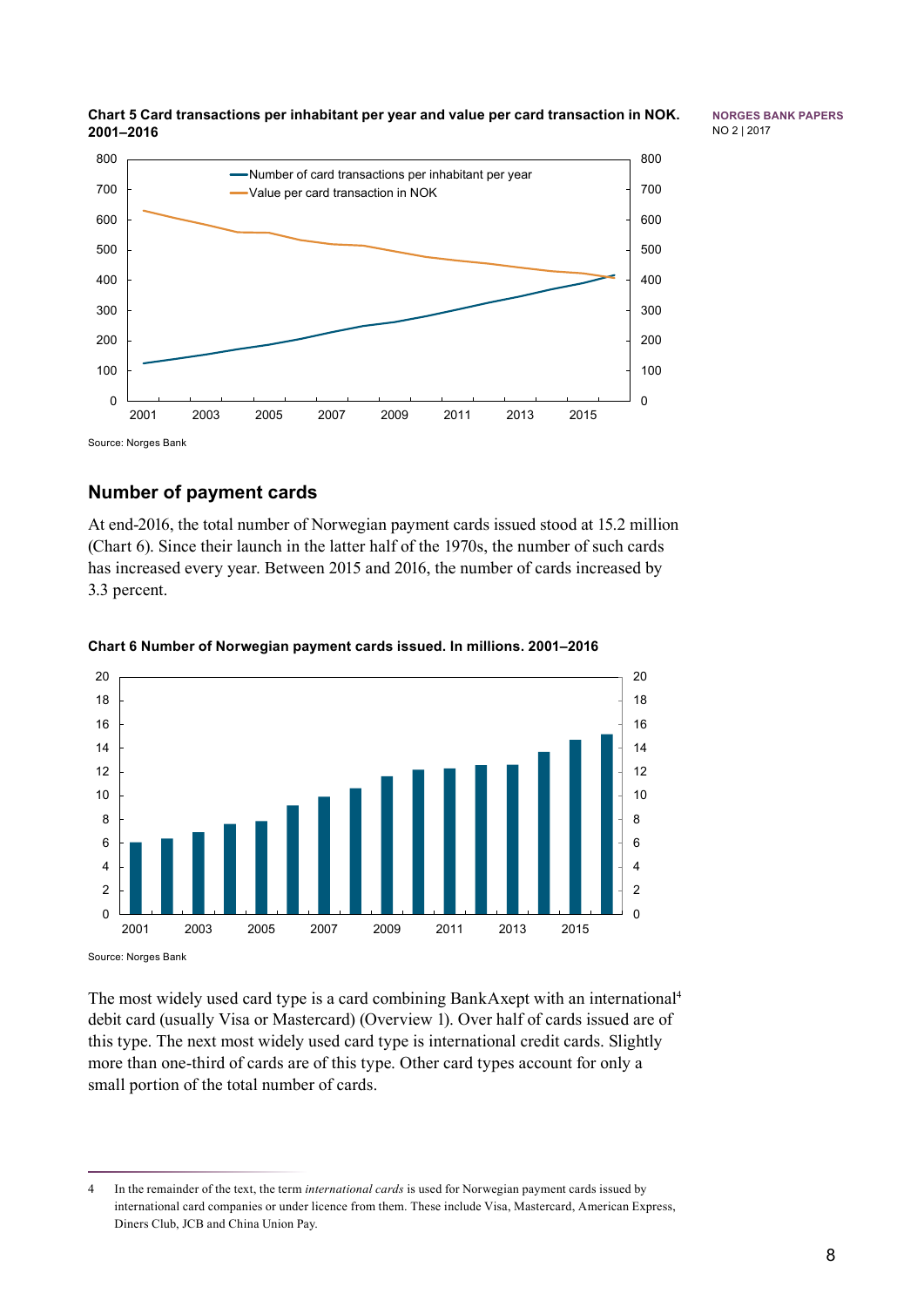**Chart 5 Card transactions per inhabitant per year and value per card transaction in NOK. 2001–2016**

Source: Norges Bank

## Number of payment cards

At end-2016, the total number of Norwegian payment cards issued stood at 15.2 million (Chart 6). Since their launch in the latter half of the 1970s, the number of such cards has increased every year. Between 2015 and 2016, the number of cards increased by 3.3 percent.

**Chart 6 Number of Norwegian payment cards issued. In millions. 2001–2016**

Source: Norges Bank

The most widely used card type is a card combining BankAxept with an international[4] debit card (usually Visa or Mastercard) (Overview 1). Over half of cards issued are of this type. The next most widely used card type is international credit cards. Slightly more than one-third of cards are of this type. Other card types account for only a small portion of the total number of cards.

4 In the remainder of the text, the term *international cards* is used for Norwegian payment cards issued by international card companies or under licence from them. These include Visa, Mastercard, American Express, Diners Club, JCB and China Union Pay.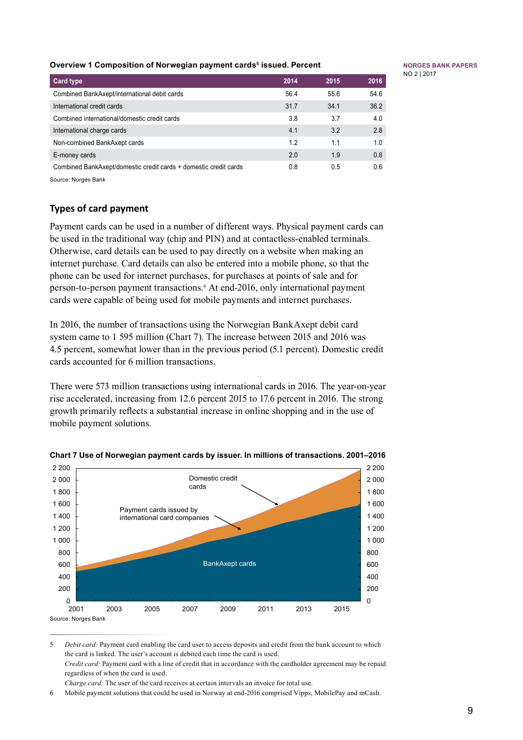**Overview 1 Composition of Norwegian payment cards[5] issued. Percent**

| Card type | 2014 | 2015 | 2016 |
|---|---|---|---|
| Combined BankAxept/international debit cards | 56.4 | 55.6 | 54.6 |
| International credit cards | 31.7 | 34.1 | 36.2 |
| Combined international/domestic credit cards | 3.8 | 3.7 | 4.0 |
| International charge cards | 4.1 | 3.2 | 2.8 |
| Non-combined BankAxept cards | 1.2 | 1.1 | 1.0 |
| E-money cards | 2.0 | 1.9 | 0.8 |
| Combined BankAxept/domestic credit cards + domestic credit cards | 0.8 | 0.5 | 0.6 |

Source: Norges Bank

## Types of card payment

Payment cards can be used in a number of different ways. Physical payment cards can be used in the traditional way (chip and PIN) and at contactless-enabled terminals. Otherwise, card details can be used to pay directly on a website when making an internet purchase. Card details can also be entered into a mobile phone, so that the phone can be used for internet purchases, for purchases at points of sale and for person-to-person payment transactions.[6] At end-2016, only international payment cards were capable of being used for mobile payments and internet purchases.

In 2016, the number of transactions using the Norwegian BankAxept debit card system came to 1 595 million (Chart 7). The increase between 2015 and 2016 was 4.5 percent, somewhat lower than in the previous period (5.1 percent). Domestic credit cards accounted for 6 million transactions.

There were 573 million transactions using international cards in 2016. The year-on-year rise accelerated, increasing from 12.6 percent 2015 to 17.6 percent in 2016. The strong growth primarily reflects a substantial increase in online shopping and in the use of mobile payment solutions.

**Chart 7 Use of Norwegian payment cards by issuer. In millions of transactions. 2001–2016**

Source: Norges Bank

5 *Debit card:* Payment card enabling the card user to access deposits and credit from the bank account to which the card is linked. The user's account is debited each time the card is used.
*Credit card:* Payment card with a line of credit that in accordance with the cardholder agreement may be repaid regardless of when the card is used.
*Charge card:* The user of the card receives at certain intervals an invoice for total use.

6 Mobile payment solutions that could be used in Norway at end-2016 comprised Vipps, MobilePay and mCash.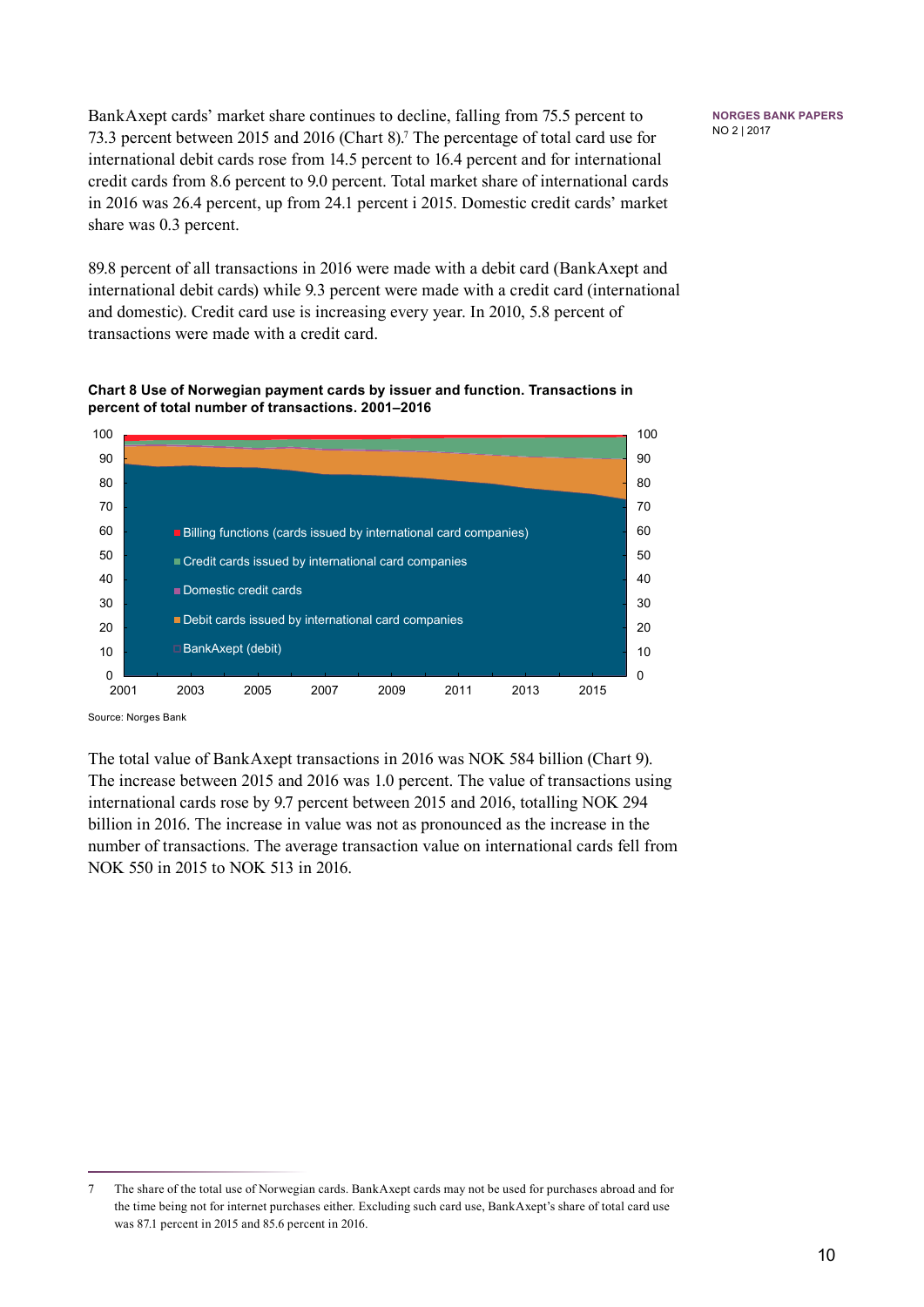BankAxept cards' market share continues to decline, falling from 75.5 percent to 73.3 percent between 2015 and 2016 (Chart 8).[7] The percentage of total card use for international debit cards rose from 14.5 percent to 16.4 percent and for international credit cards from 8.6 percent to 9.0 percent. Total market share of international cards in 2016 was 26.4 percent, up from 24.1 percent i 2015. Domestic credit cards' market share was 0.3 percent.

89.8 percent of all transactions in 2016 were made with a debit card (BankAxept and international debit cards) while 9.3 percent were made with a credit card (international and domestic). Credit card use is increasing every year. In 2010, 5.8 percent of transactions were made with a credit card.

**Chart 8 Use of Norwegian payment cards by issuer and function. Transactions in percent of total number of transactions. 2001–2016**

Source: Norges Bank

The total value of BankAxept transactions in 2016 was NOK 584 billion (Chart 9). The increase between 2015 and 2016 was 1.0 percent. The value of transactions using international cards rose by 9.7 percent between 2015 and 2016, totalling NOK 294 billion in 2016. The increase in value was not as pronounced as the increase in the number of transactions. The average transaction value on international cards fell from NOK 550 in 2015 to NOK 513 in 2016.

---

7 The share of the total use of Norwegian cards. BankAxept cards may not be used for purchases abroad and for the time being not for internet purchases either. Excluding such card use, BankAxept's share of total card use was 87.1 percent in 2015 and 85.6 percent in 2016.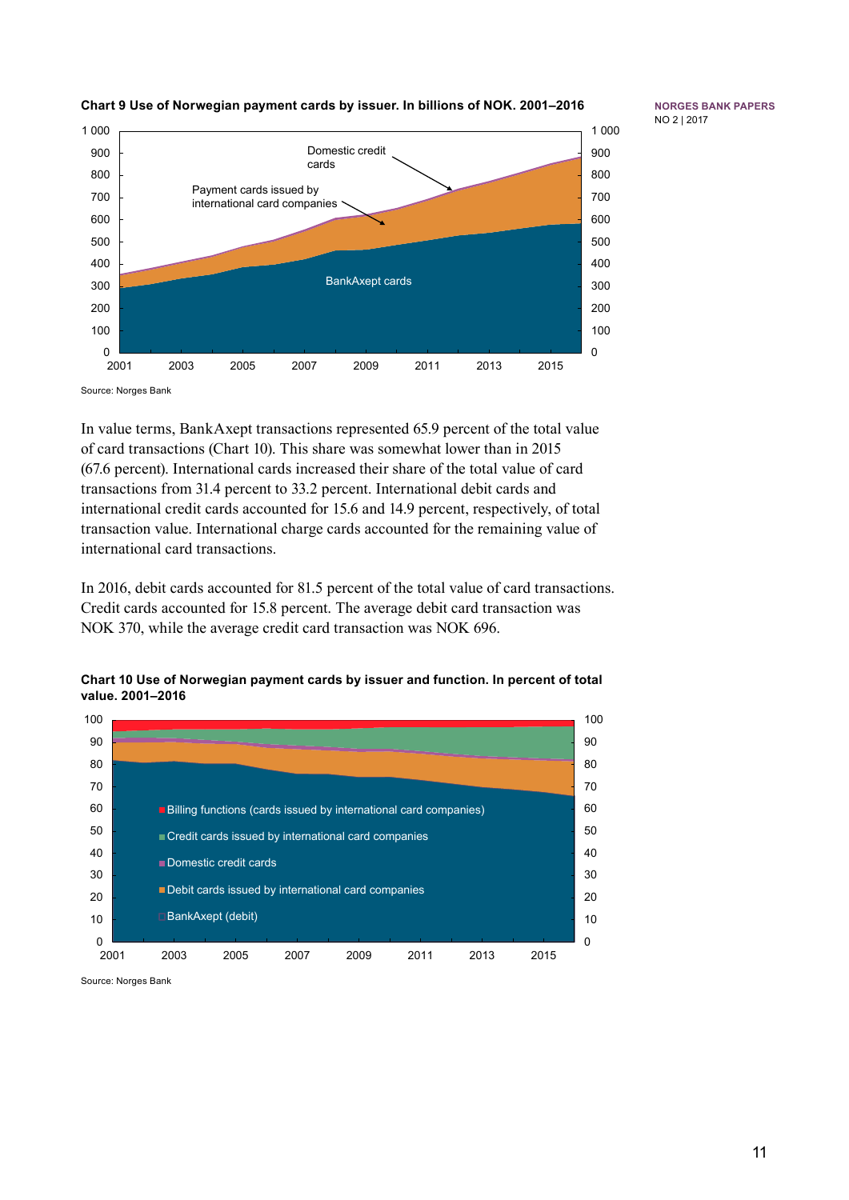**Chart 9 Use of Norwegian payment cards by issuer. In billions of NOK. 2001–2016**

Source: Norges Bank

In value terms, BankAxept transactions represented 65.9 percent of the total value of card transactions (Chart 10). This share was somewhat lower than in 2015 (67.6 percent). International cards increased their share of the total value of card transactions from 31.4 percent to 33.2 percent. International debit cards and international credit cards accounted for 15.6 and 14.9 percent, respectively, of total transaction value. International charge cards accounted for the remaining value of international card transactions.

In 2016, debit cards accounted for 81.5 percent of the total value of card transactions. Credit cards accounted for 15.8 percent. The average debit card transaction was NOK 370, while the average credit card transaction was NOK 696.

**Chart 10 Use of Norwegian payment cards by issuer and function. In percent of total value. 2001–2016**

Source: Norges Bank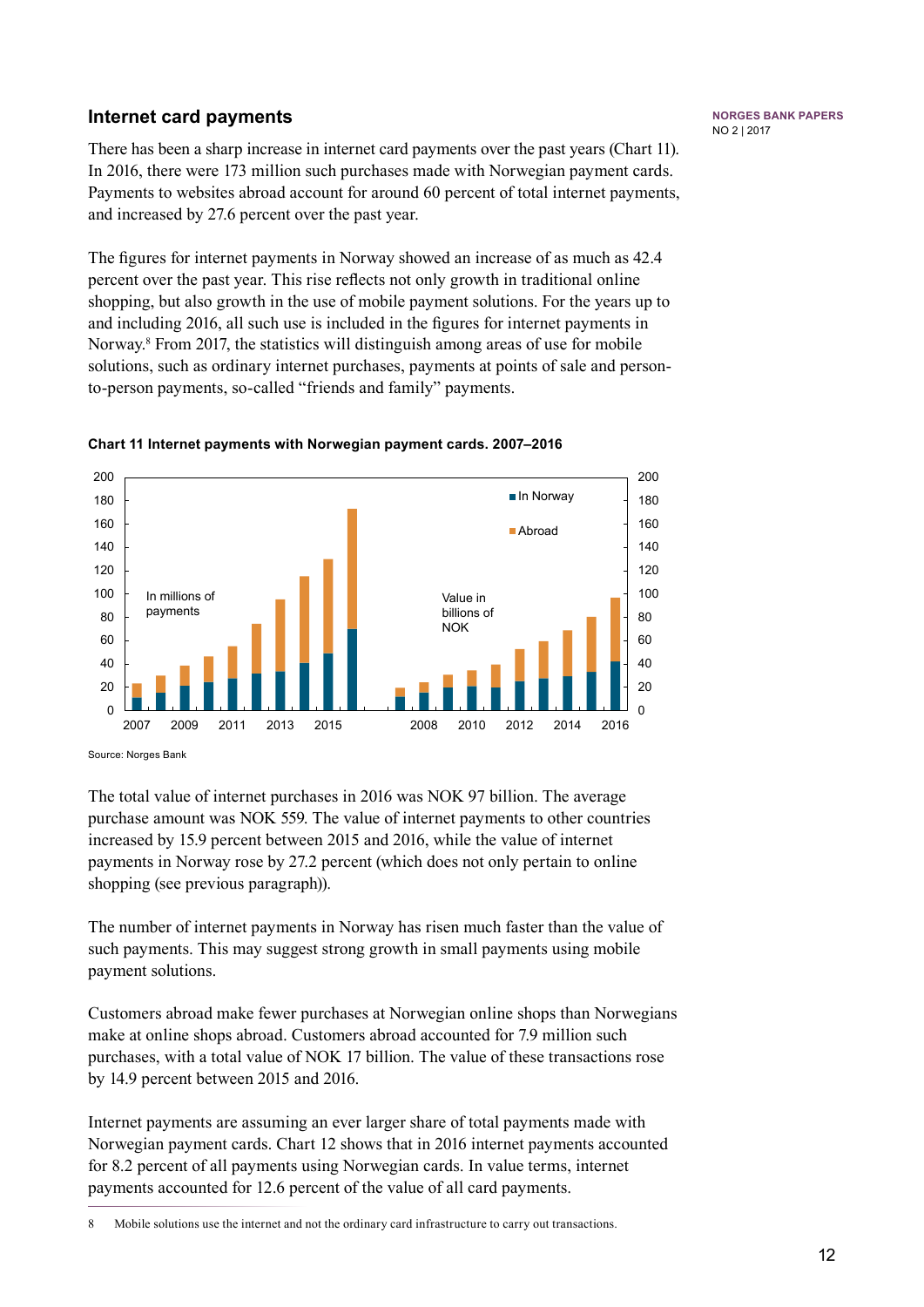## Internet card payments

There has been a sharp increase in internet card payments over the past years (Chart 11). In 2016, there were 173 million such purchases made with Norwegian payment cards. Payments to websites abroad account for around 60 percent of total internet payments, and increased by 27.6 percent over the past year.

The figures for internet payments in Norway showed an increase of as much as 42.4 percent over the past year. This rise reflects not only growth in traditional online shopping, but also growth in the use of mobile payment solutions. For the years up to and including 2016, all such use is included in the figures for internet payments in Norway.[8] From 2017, the statistics will distinguish among areas of use for mobile solutions, such as ordinary internet purchases, payments at points of sale and person-to-person payments, so-called "friends and family" payments.

**Chart 11 Internet payments with Norwegian payment cards. 2007–2016**

Source: Norges Bank

The total value of internet purchases in 2016 was NOK 97 billion. The average purchase amount was NOK 559. The value of internet payments to other countries increased by 15.9 percent between 2015 and 2016, while the value of internet payments in Norway rose by 27.2 percent (which does not only pertain to online shopping (see previous paragraph)).

The number of internet payments in Norway has risen much faster than the value of such payments. This may suggest strong growth in small payments using mobile payment solutions.

Customers abroad make fewer purchases at Norwegian online shops than Norwegians make at online shops abroad. Customers abroad accounted for 7.9 million such purchases, with a total value of NOK 17 billion. The value of these transactions rose by 14.9 percent between 2015 and 2016.

Internet payments are assuming an ever larger share of total payments made with Norwegian payment cards. Chart 12 shows that in 2016 internet payments accounted for 8.2 percent of all payments using Norwegian cards. In value terms, internet payments accounted for 12.6 percent of the value of all card payments.

8 Mobile solutions use the internet and not the ordinary card infrastructure to carry out transactions.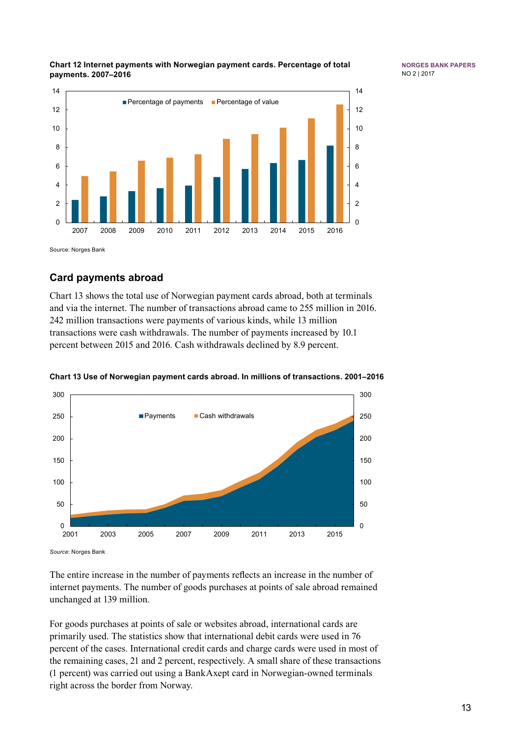**Chart 12 Internet payments with Norwegian payment cards. Percentage of total payments. 2007–2016**

Source: Norges Bank

## Card payments abroad

Chart 13 shows the total use of Norwegian payment cards abroad, both at terminals and via the internet. The number of transactions abroad came to 255 million in 2016. 242 million transactions were payments of various kinds, while 13 million transactions were cash withdrawals. The number of payments increased by 10.1 percent between 2015 and 2016. Cash withdrawals declined by 8.9 percent.

**Chart 13 Use of Norwegian payment cards abroad. In millions of transactions. 2001–2016**

*Source*: Norges Bank

The entire increase in the number of payments reflects an increase in the number of internet payments. The number of goods purchases at points of sale abroad remained unchanged at 139 million.

For goods purchases at points of sale or websites abroad, international cards are primarily used. The statistics show that international debit cards were used in 76 percent of the cases. International credit cards and charge cards were used in most of the remaining cases, 21 and 2 percent, respectively. A small share of these transactions (1 percent) was carried out using a BankAxept card in Norwegian-owned terminals right across the border from Norway.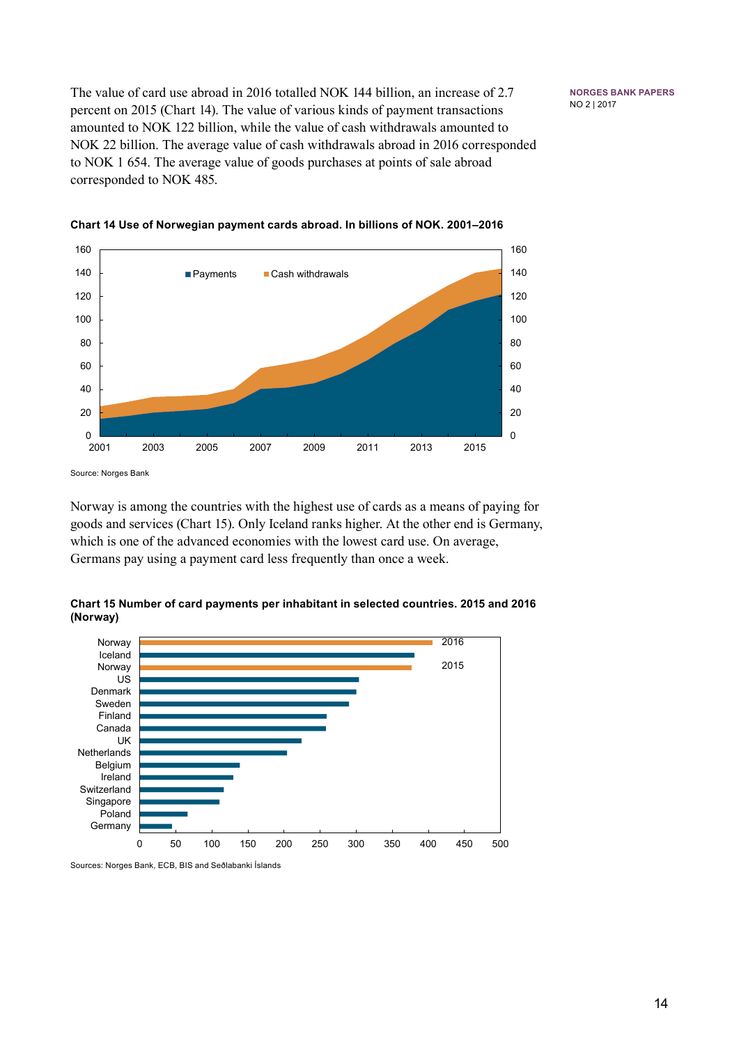The value of card use abroad in 2016 totalled NOK 144 billion, an increase of 2.7 percent on 2015 (Chart 14). The value of various kinds of payment transactions amounted to NOK 122 billion, while the value of cash withdrawals amounted to NOK 22 billion. The average value of cash withdrawals abroad in 2016 corresponded to NOK 1 654. The average value of goods purchases at points of sale abroad corresponded to NOK 485.

**Chart 14 Use of Norwegian payment cards abroad. In billions of NOK. 2001–2016**

Source: Norges Bank

Norway is among the countries with the highest use of cards as a means of paying for goods and services (Chart 15). Only Iceland ranks higher. At the other end is Germany, which is one of the advanced economies with the lowest card use. On average, Germans pay using a payment card less frequently than once a week.

**Chart 15 Number of card payments per inhabitant in selected countries. 2015 and 2016 (Norway)**

Sources: Norges Bank, ECB, BIS and Seðlabanki Íslands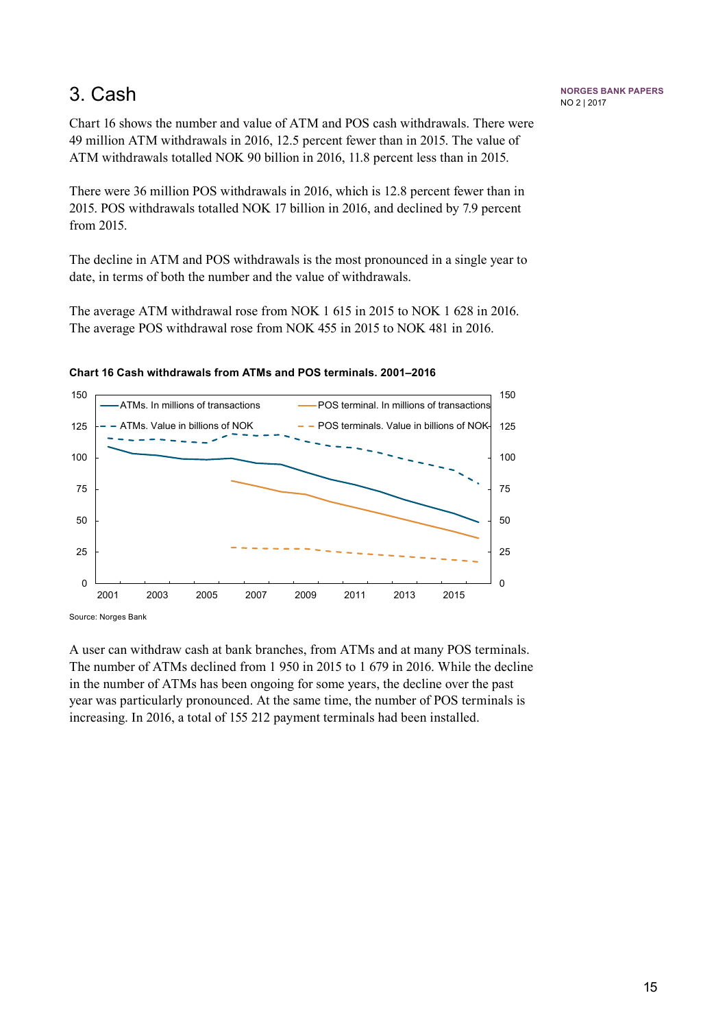# 3. Cash

Chart 16 shows the number and value of ATM and POS cash withdrawals. There were 49 million ATM withdrawals in 2016, 12.5 percent fewer than in 2015. The value of ATM withdrawals totalled NOK 90 billion in 2016, 11.8 percent less than in 2015.

There were 36 million POS withdrawals in 2016, which is 12.8 percent fewer than in 2015. POS withdrawals totalled NOK 17 billion in 2016, and declined by 7.9 percent from 2015.

The decline in ATM and POS withdrawals is the most pronounced in a single year to date, in terms of both the number and the value of withdrawals.

The average ATM withdrawal rose from NOK 1 615 in 2015 to NOK 1 628 in 2016. The average POS withdrawal rose from NOK 455 in 2015 to NOK 481 in 2016.

**Chart 16 Cash withdrawals from ATMs and POS terminals. 2001–2016**

Source: Norges Bank

A user can withdraw cash at bank branches, from ATMs and at many POS terminals. The number of ATMs declined from 1 950 in 2015 to 1 679 in 2016. While the decline in the number of ATMs has been ongoing for some years, the decline over the past year was particularly pronounced. At the same time, the number of POS terminals is increasing. In 2016, a total of 155 212 payment terminals had been installed.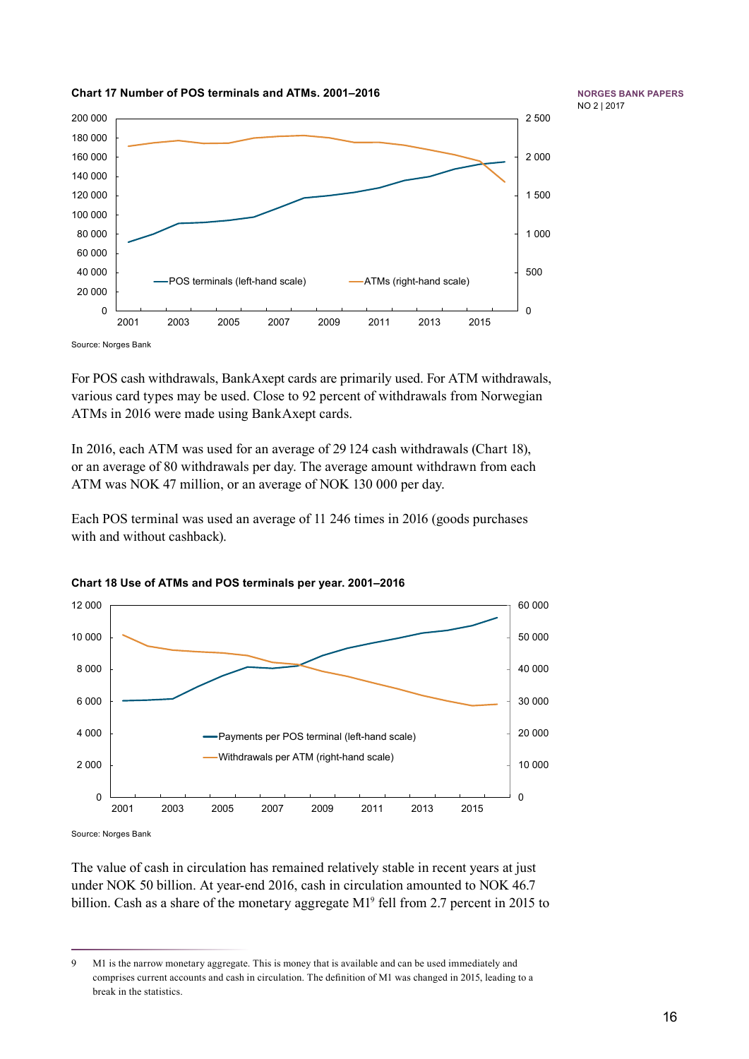**Chart 17 Number of POS terminals and ATMs. 2001–2016**

Source: Norges Bank

For POS cash withdrawals, BankAxept cards are primarily used. For ATM withdrawals, various card types may be used. Close to 92 percent of withdrawals from Norwegian ATMs in 2016 were made using BankAxept cards.

In 2016, each ATM was used for an average of 29 124 cash withdrawals (Chart 18), or an average of 80 withdrawals per day. The average amount withdrawn from each ATM was NOK 47 million, or an average of NOK 130 000 per day.

Each POS terminal was used an average of 11 246 times in 2016 (goods purchases with and without cashback).

**Chart 18 Use of ATMs and POS terminals per year. 2001–2016**

Source: Norges Bank

The value of cash in circulation has remained relatively stable in recent years at just under NOK 50 billion. At year-end 2016, cash in circulation amounted to NOK 46.7 billion. Cash as a share of the monetary aggregate M1[9] fell from 2.7 percent in 2015 to

9 M1 is the narrow monetary aggregate. This is money that is available and can be used immediately and comprises current accounts and cash in circulation. The definition of M1 was changed in 2015, leading to a break in the statistics.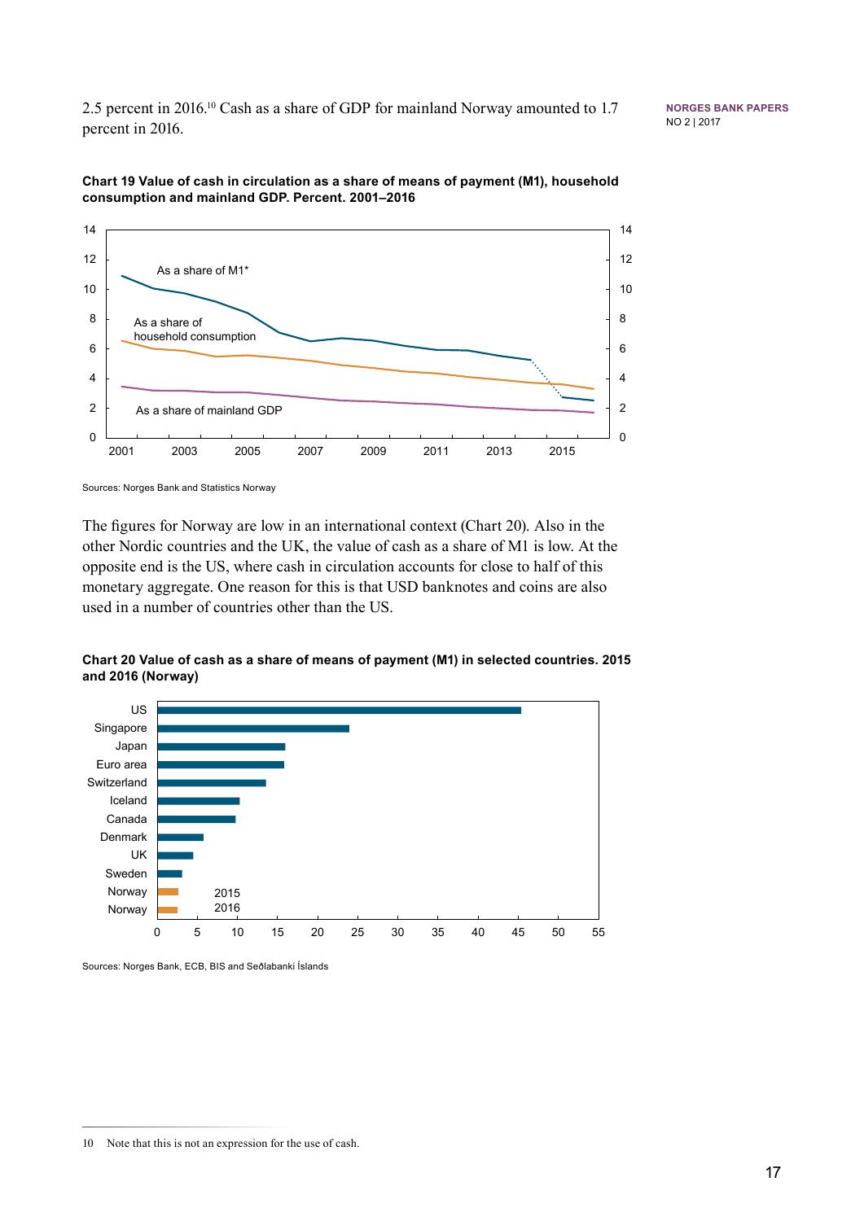2.5 percent in 2016.[10] Cash as a share of GDP for mainland Norway amounted to 1.7 percent in 2016.

**Chart 19 Value of cash in circulation as a share of means of payment (M1), household consumption and mainland GDP. Percent. 2001–2016**

Sources: Norges Bank and Statistics Norway

The figures for Norway are low in an international context (Chart 20). Also in the other Nordic countries and the UK, the value of cash as a share of M1 is low. At the opposite end is the US, where cash in circulation accounts for close to half of this monetary aggregate. One reason for this is that USD banknotes and coins are also used in a number of countries other than the US.

**Chart 20 Value of cash as a share of means of payment (M1) in selected countries. 2015 and 2016 (Norway)**

Sources: Norges Bank, ECB, BIS and Seðlabanki Íslands

10 Note that this is not an expression for the use of cash.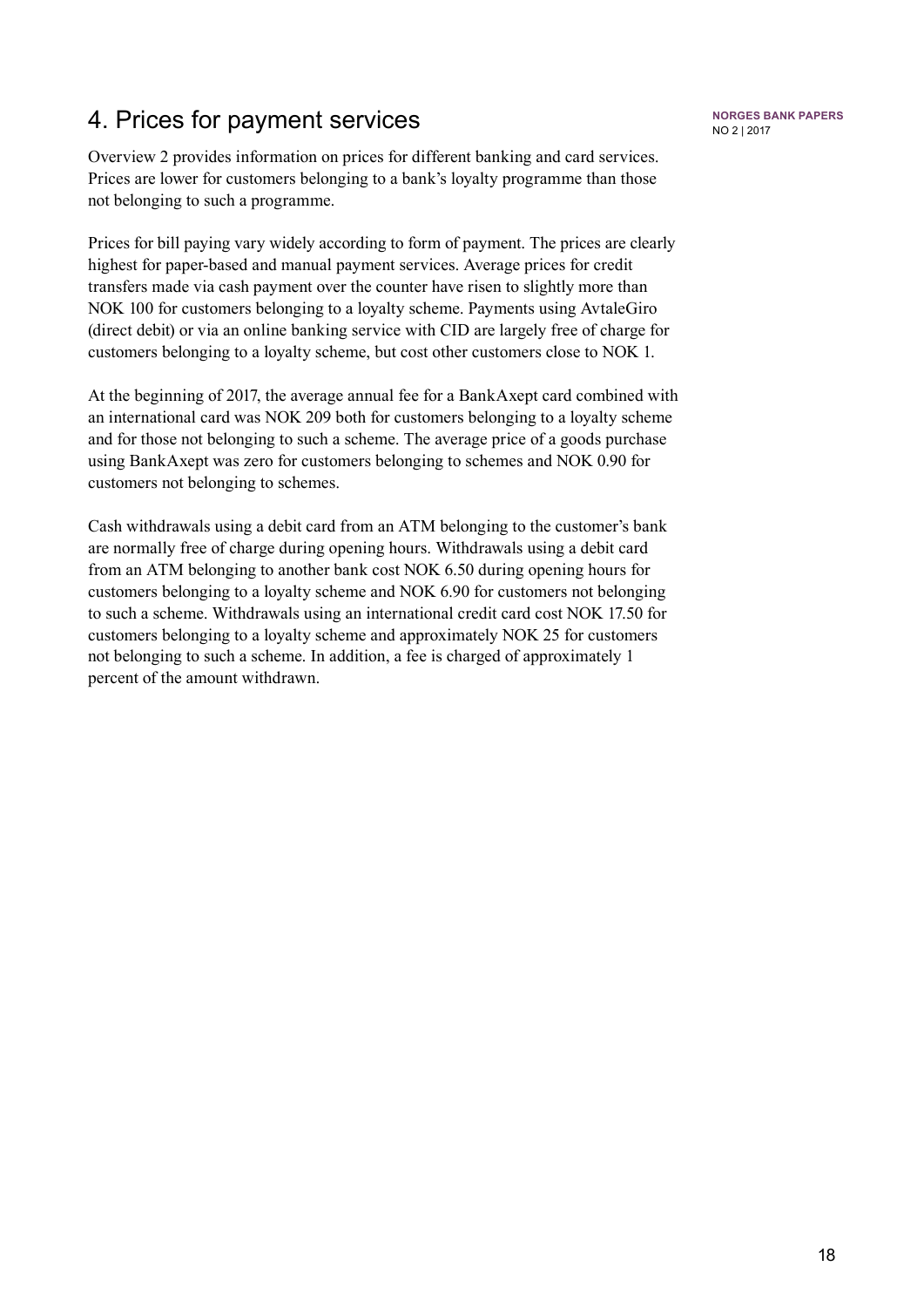# 4. Prices for payment services

Overview 2 provides information on prices for different banking and card services. Prices are lower for customers belonging to a bank's loyalty programme than those not belonging to such a programme.

Prices for bill paying vary widely according to form of payment. The prices are clearly highest for paper-based and manual payment services. Average prices for credit transfers made via cash payment over the counter have risen to slightly more than NOK 100 for customers belonging to a loyalty scheme. Payments using AvtaleGiro (direct debit) or via an online banking service with CID are largely free of charge for customers belonging to a loyalty scheme, but cost other customers close to NOK 1.

At the beginning of 2017, the average annual fee for a BankAxept card combined with an international card was NOK 209 both for customers belonging to a loyalty scheme and for those not belonging to such a scheme. The average price of a goods purchase using BankAxept was zero for customers belonging to schemes and NOK 0.90 for customers not belonging to schemes.

Cash withdrawals using a debit card from an ATM belonging to the customer's bank are normally free of charge during opening hours. Withdrawals using a debit card from an ATM belonging to another bank cost NOK 6.50 during opening hours for customers belonging to a loyalty scheme and NOK 6.90 for customers not belonging to such a scheme. Withdrawals using an international credit card cost NOK 17.50 for customers belonging to a loyalty scheme and approximately NOK 25 for customers not belonging to such a scheme. In addition, a fee is charged of approximately 1 percent of the amount withdrawn.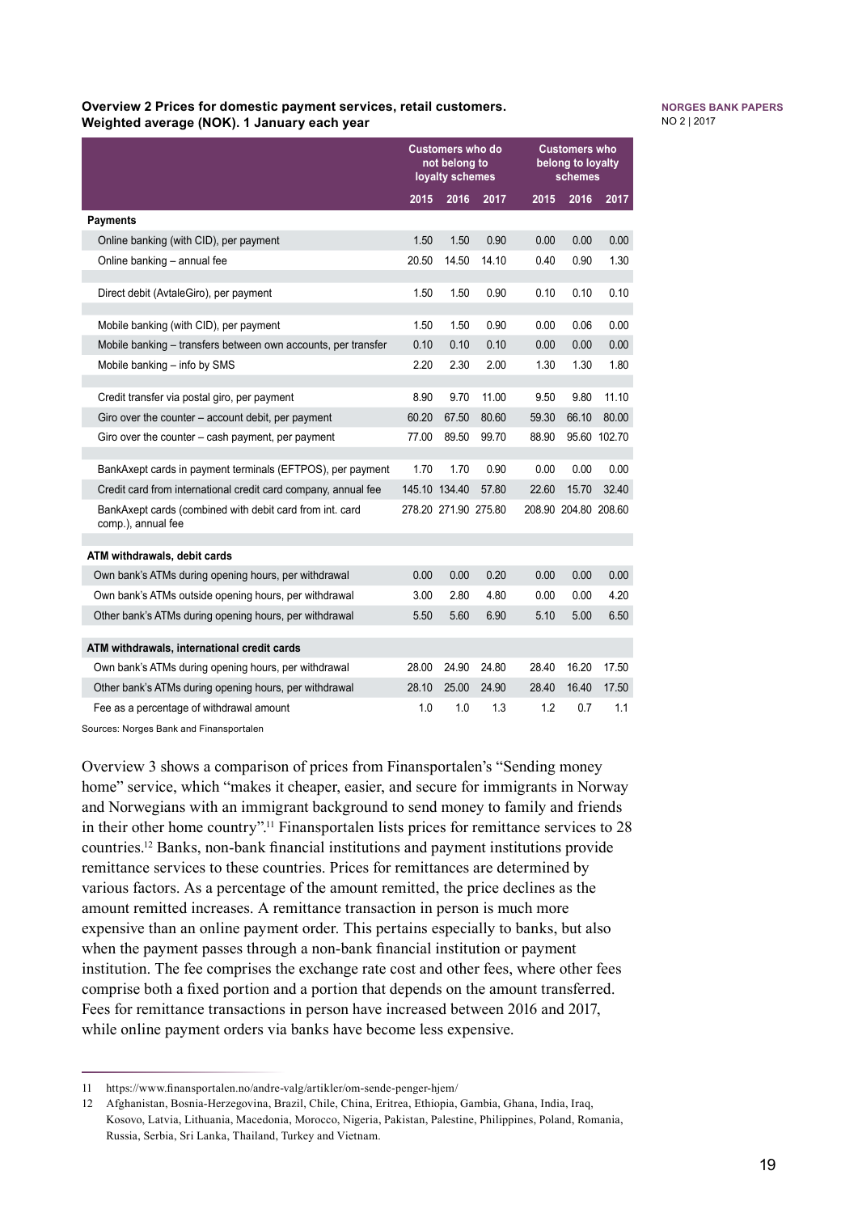**Overview 2 Prices for domestic payment services, retail customers. Weighted average (NOK). 1 January each year**

| | Customers who do not belong to loyalty schemes | | | Customers who belong to loyalty schemes | | |
|---|---|---|---|---|---|---|
| | 2015 | 2016 | 2017 | 2015 | 2016 | 2017 |
| **Payments** | | | | | | |
| Online banking (with CID), per payment | 1.50 | 1.50 | 0.90 | 0.00 | 0.00 | 0.00 |
| Online banking – annual fee | 20.50 | 14.50 | 14.10 | 0.40 | 0.90 | 1.30 |
| Direct debit (AvtaleGiro), per payment | 1.50 | 1.50 | 0.90 | 0.10 | 0.10 | 0.10 |
| Mobile banking (with CID), per payment | 1.50 | 1.50 | 0.90 | 0.00 | 0.06 | 0.00 |
| Mobile banking – transfers between own accounts, per transfer | 0.10 | 0.10 | 0.10 | 0.00 | 0.00 | 0.00 |
| Mobile banking – info by SMS | 2.20 | 2.30 | 2.00 | 1.30 | 1.30 | 1.80 |
| Credit transfer via postal giro, per payment | 8.90 | 9.70 | 11.00 | 9.50 | 9.80 | 11.10 |
| Giro over the counter – account debit, per payment | 60.20 | 67.50 | 80.60 | 59.30 | 66.10 | 80.00 |
| Giro over the counter – cash payment, per payment | 77.00 | 89.50 | 99.70 | 88.90 | 95.60 | 102.70 |
| BankAxept cards in payment terminals (EFTPOS), per payment | 1.70 | 1.70 | 0.90 | 0.00 | 0.00 | 0.00 |
| Credit card from international credit card company, annual fee | 145.10 | 134.40 | 57.80 | 22.60 | 15.70 | 32.40 |
| BankAxept cards (combined with debit card from int. card comp.), annual fee | 278.20 | 271.90 | 275.80 | 208.90 | 204.80 | 208.60 |
| **ATM withdrawals, debit cards** | | | | | | |
| Own bank's ATMs during opening hours, per withdrawal | 0.00 | 0.00 | 0.20 | 0.00 | 0.00 | 0.00 |
| Own bank's ATMs outside opening hours, per withdrawal | 3.00 | 2.80 | 4.80 | 0.00 | 0.00 | 4.20 |
| Other bank's ATMs during opening hours, per withdrawal | 5.50 | 5.60 | 6.90 | 5.10 | 5.00 | 6.50 |
| **ATM withdrawals, international credit cards** | | | | | | |
| Own bank's ATMs during opening hours, per withdrawal | 28.00 | 24.90 | 24.80 | 28.40 | 16.20 | 17.50 |
| Other bank's ATMs during opening hours, per withdrawal | 28.10 | 25.00 | 24.90 | 28.40 | 16.40 | 17.50 |
| Fee as a percentage of withdrawal amount | 1.0 | 1.0 | 1.3 | 1.2 | 0.7 | 1.1 |

Sources: Norges Bank and Finansportalen

Overview 3 shows a comparison of prices from Finansportalen's "Sending money home" service, which "makes it cheaper, easier, and secure for immigrants in Norway and Norwegians with an immigrant background to send money to family and friends in their other home country".[11] Finansportalen lists prices for remittance services to 28 countries.[12] Banks, non-bank financial institutions and payment institutions provide remittance services to these countries. Prices for remittances are determined by various factors. As a percentage of the amount remitted, the price declines as the amount remitted increases. A remittance transaction in person is much more expensive than an online payment order. This pertains especially to banks, but also when the payment passes through a non-bank financial institution or payment institution. The fee comprises the exchange rate cost and other fees, where other fees comprise both a fixed portion and a portion that depends on the amount transferred. Fees for remittance transactions in person have increased between 2016 and 2017, while online payment orders via banks have become less expensive.

---

11 https://www.finansportalen.no/andre-valg/artikler/om-sende-penger-hjem/

12 Afghanistan, Bosnia-Herzegovina, Brazil, Chile, China, Eritrea, Ethiopia, Gambia, Ghana, India, Iraq, Kosovo, Latvia, Lithuania, Macedonia, Morocco, Nigeria, Pakistan, Palestine, Philippines, Poland, Romania, Russia, Serbia, Sri Lanka, Thailand, Turkey and Vietnam.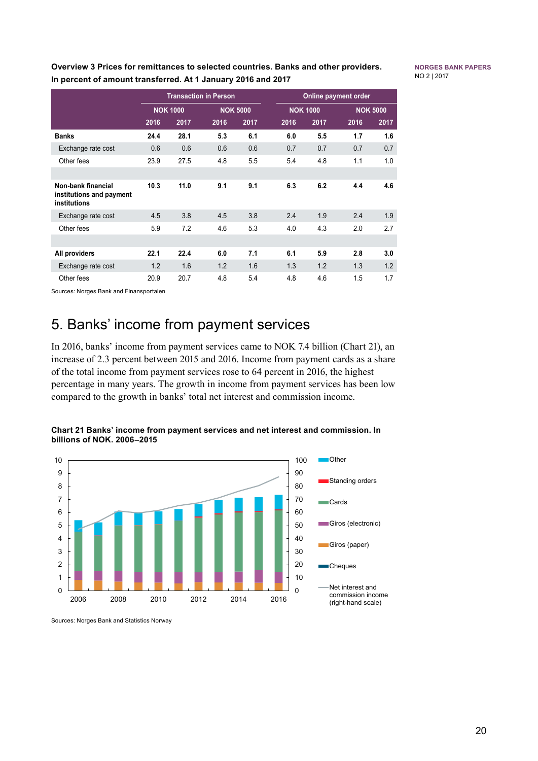**Overview 3 Prices for remittances to selected countries. Banks and other providers. In percent of amount transferred. At 1 January 2016 and 2017**

| | Transaction in Person | | | | Online payment order | | | |
|---|---|---|---|---|---|---|---|---|
| | NOK 1000 | | NOK 5000 | | NOK 1000 | | NOK 5000 | |
| | 2016 | 2017 | 2016 | 2017 | 2016 | 2017 | 2016 | 2017 |
| **Banks** | **24.4** | **28.1** | **5.3** | **6.1** | **6.0** | **5.5** | **1.7** | **1.6** |
| Exchange rate cost | 0.6 | 0.6 | 0.6 | 0.6 | 0.7 | 0.7 | 0.7 | 0.7 |
| Other fees | 23.9 | 27.5 | 4.8 | 5.5 | 5.4 | 4.8 | 1.1 | 1.0 |
| **Non-bank financial institutions and payment institutions** | **10.3** | **11.0** | **9.1** | **9.1** | **6.3** | **6.2** | **4.4** | **4.6** |
| Exchange rate cost | 4.5 | 3.8 | 4.5 | 3.8 | 2.4 | 1.9 | 2.4 | 1.9 |
| Other fees | 5.9 | 7.2 | 4.6 | 5.3 | 4.0 | 4.3 | 2.0 | 2.7 |
| **All providers** | **22.1** | **22.4** | **6.0** | **7.1** | **6.1** | **5.9** | **2.8** | **3.0** |
| Exchange rate cost | 1.2 | 1.6 | 1.2 | 1.6 | 1.3 | 1.2 | 1.3 | 1.2 |
| Other fees | 20.9 | 20.7 | 4.8 | 5.4 | 4.8 | 4.6 | 1.5 | 1.7 |

Sources: Norges Bank and Finansportalen

# 5. Banks' income from payment services

In 2016, banks' income from payment services came to NOK 7.4 billion (Chart 21), an increase of 2.3 percent between 2015 and 2016. Income from payment cards as a share of the total income from payment services rose to 64 percent in 2016, the highest percentage in many years. The growth in income from payment services has been low compared to the growth in banks' total net interest and commission income.

**Chart 21 Banks' income from payment services and net interest and commission. In billions of NOK. 2006–2015**

Sources: Norges Bank and Statistics Norway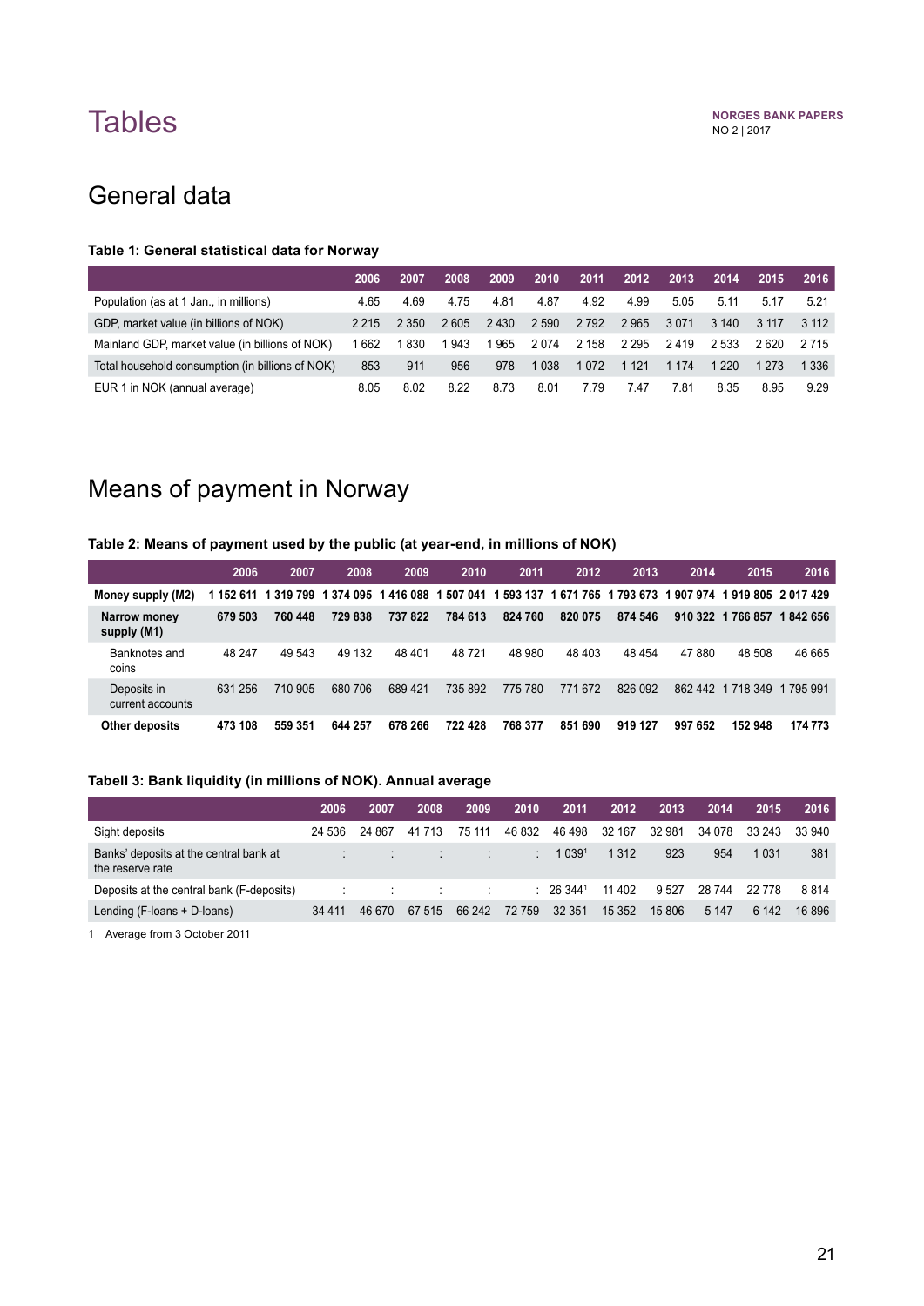# Tables

## General data

**Table 1: General statistical data for Norway**

| | 2006 | 2007 | 2008 | 2009 | 2010 | 2011 | 2012 | 2013 | 2014 | 2015 | 2016 |
|---|---|---|---|---|---|---|---|---|---|---|---|
| Population (as at 1 Jan., in millions) | 4.65 | 4.69 | 4.75 | 4.81 | 4.87 | 4.92 | 4.99 | 5.05 | 5.11 | 5.17 | 5.21 |
| GDP, market value (in billions of NOK) | 2 215 | 2 350 | 2 605 | 2 430 | 2 590 | 2 792 | 2 965 | 3 071 | 3 140 | 3 117 | 3 112 |
| Mainland GDP, market value (in billions of NOK) | 1 662 | 1 830 | 1 943 | 1 965 | 2 074 | 2 158 | 2 295 | 2 419 | 2 533 | 2 620 | 2 715 |
| Total household consumption (in billions of NOK) | 853 | 911 | 956 | 978 | 1 038 | 1 072 | 1 121 | 1 174 | 1 220 | 1 273 | 1 336 |
| EUR 1 in NOK (annual average) | 8.05 | 8.02 | 8.22 | 8.73 | 8.01 | 7.79 | 7.47 | 7.81 | 8.35 | 8.95 | 9.29 |

## Means of payment in Norway

**Table 2: Means of payment used by the public (at year-end, in millions of NOK)**

| | 2006 | 2007 | 2008 | 2009 | 2010 | 2011 | 2012 | 2013 | 2014 | 2015 | 2016 |
|---|---|---|---|---|---|---|---|---|---|---|---|
| **Money supply (M2)** | **1 152 611** | **1 319 799** | **1 374 095** | **1 416 088** | **1 507 041** | **1 593 137** | **1 671 765** | **1 793 673** | **1 907 974** | **1 919 805** | **2 017 429** |
| **Narrow money supply (M1)** | **679 503** | **760 448** | **729 838** | **737 822** | **784 613** | **824 760** | **820 075** | **874 546** | **910 322** | **1 766 857** | **1 842 656** |
| Banknotes and coins | 48 247 | 49 543 | 49 132 | 48 401 | 48 721 | 48 980 | 48 403 | 48 454 | 47 880 | 48 508 | 46 665 |
| Deposits in current accounts | 631 256 | 710 905 | 680 706 | 689 421 | 735 892 | 775 780 | 771 672 | 826 092 | 862 442 | 1 718 349 | 1 795 991 |
| **Other deposits** | **473 108** | **559 351** | **644 257** | **678 266** | **722 428** | **768 377** | **851 690** | **919 127** | **997 652** | **152 948** | **174 773** |

**Tabell 3: Bank liquidity (in millions of NOK). Annual average**

| | 2006 | 2007 | 2008 | 2009 | 2010 | 2011 | 2012 | 2013 | 2014 | 2015 | 2016 |
|---|---|---|---|---|---|---|---|---|---|---|---|
| Sight deposits | 24 536 | 24 867 | 41 713 | 75 111 | 46 832 | 46 498 | 32 167 | 32 981 | 34 078 | 33 243 | 33 940 |
| Banks' deposits at the central bank at the reserve rate | : | : | : | : | : | 1 039[1] | 1 312 | 923 | 954 | 1 031 | 381 |
| Deposits at the central bank (F-deposits) | : | : | : | : | : | 26 344[1] | 11 402 | 9 527 | 28 744 | 22 778 | 8 814 |
| Lending (F-loans + D-loans) | 34 411 | 46 670 | 67 515 | 66 242 | 72 759 | 32 351 | 15 352 | 15 806 | 5 147 | 6 142 | 16 896 |

1 Average from 3 October 2011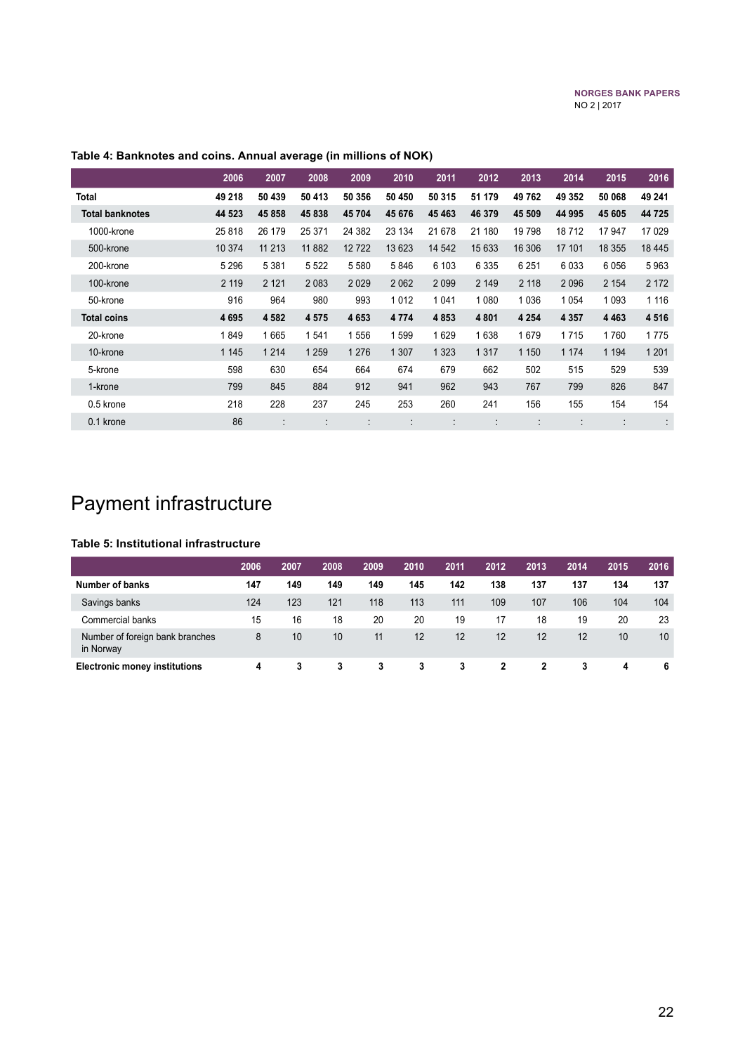**Table 4: Banknotes and coins. Annual average (in millions of NOK)**

| | 2006 | 2007 | 2008 | 2009 | 2010 | 2011 | 2012 | 2013 | 2014 | 2015 | 2016 |
|---|---|---|---|---|---|---|---|---|---|---|---|
| **Total** | **49 218** | **50 439** | **50 413** | **50 356** | **50 450** | **50 315** | **51 179** | **49 762** | **49 352** | **50 068** | **49 241** |
| **Total banknotes** | **44 523** | **45 858** | **45 838** | **45 704** | **45 676** | **45 463** | **46 379** | **45 509** | **44 995** | **45 605** | **44 725** |
| 1000-krone | 25 818 | 26 179 | 25 371 | 24 382 | 23 134 | 21 678 | 21 180 | 19 798 | 18 712 | 17 947 | 17 029 |
| 500-krone | 10 374 | 11 213 | 11 882 | 12 722 | 13 623 | 14 542 | 15 633 | 16 306 | 17 101 | 18 355 | 18 445 |
| 200-krone | 5 296 | 5 381 | 5 522 | 5 580 | 5 846 | 6 103 | 6 335 | 6 251 | 6 033 | 6 056 | 5 963 |
| 100-krone | 2 119 | 2 121 | 2 083 | 2 029 | 2 062 | 2 099 | 2 149 | 2 118 | 2 096 | 2 154 | 2 172 |
| 50-krone | 916 | 964 | 980 | 993 | 1 012 | 1 041 | 1 080 | 1 036 | 1 054 | 1 093 | 1 116 |
| **Total coins** | **4 695** | **4 582** | **4 575** | **4 653** | **4 774** | **4 853** | **4 801** | **4 254** | **4 357** | **4 463** | **4 516** |
| 20-krone | 1 849 | 1 665 | 1 541 | 1 556 | 1 599 | 1 629 | 1 638 | 1 679 | 1 715 | 1 760 | 1 775 |
| 10-krone | 1 145 | 1 214 | 1 259 | 1 276 | 1 307 | 1 323 | 1 317 | 1 150 | 1 174 | 1 194 | 1 201 |
| 5-krone | 598 | 630 | 654 | 664 | 674 | 679 | 662 | 502 | 515 | 529 | 539 |
| 1-krone | 799 | 845 | 884 | 912 | 941 | 962 | 943 | 767 | 799 | 826 | 847 |
| 0.5 krone | 218 | 228 | 237 | 245 | 253 | 260 | 241 | 156 | 155 | 154 | 154 |
| 0.1 krone | 86 | : | : | : | : | : | : | : | : | : | : |

# Payment infrastructure

**Table 5: Institutional infrastructure**

| | 2006 | 2007 | 2008 | 2009 | 2010 | 2011 | 2012 | 2013 | 2014 | 2015 | 2016 |
|---|---|---|---|---|---|---|---|---|---|---|---|
| **Number of banks** | **147** | **149** | **149** | **149** | **145** | **142** | **138** | **137** | **137** | **134** | **137** |
| Savings banks | 124 | 123 | 121 | 118 | 113 | 111 | 109 | 107 | 106 | 104 | 104 |
| Commercial banks | 15 | 16 | 18 | 20 | 20 | 19 | 17 | 18 | 19 | 20 | 23 |
| Number of foreign bank branches in Norway | 8 | 10 | 10 | 11 | 12 | 12 | 12 | 12 | 12 | 10 | 10 |
| **Electronic money institutions** | **4** | **3** | **3** | **3** | **3** | **3** | **2** | **2** | **3** | **4** | **6** |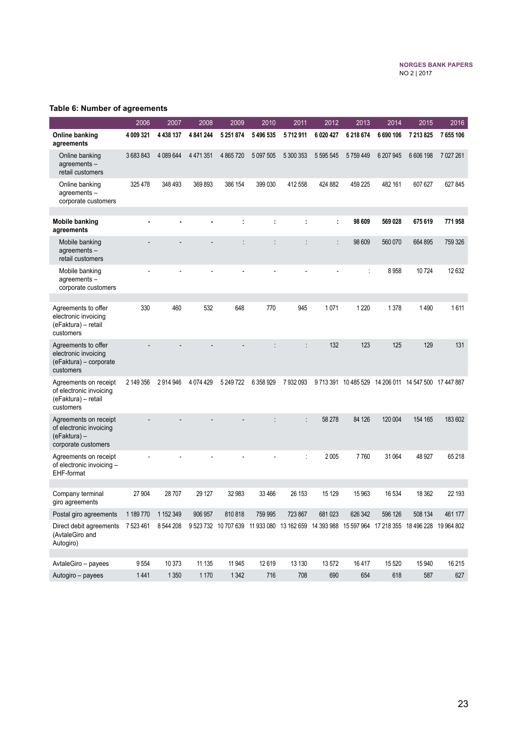### Table 6: Number of agreements

| | 2006 | 2007 | 2008 | 2009 | 2010 | 2011 | 2012 | 2013 | 2014 | 2015 | 2016 |
|---|---|---|---|---|---|---|---|---|---|---|---|
| **Online banking agreements** | **4 009 321** | **4 438 137** | **4 841 244** | **5 251 874** | **5 496 535** | **5 712 911** | **6 020 427** | **6 218 674** | **6 690 106** | **7 213 825** | **7 655 106** |
| Online banking agreements – retail customers | 3 683 843 | 4 089 644 | 4 471 351 | 4 865 720 | 5 097 505 | 5 300 353 | 5 595 545 | 5 759 449 | 6 207 945 | 6 606 198 | 7 027 261 |
| Online banking agreements – corporate customers | 325 478 | 348 493 | 369 893 | 386 154 | 399 030 | 412 558 | 424 882 | 459 225 | 482 161 | 607 627 | 627 845 |
| | | | | | | | | | | | |
| **Mobile banking agreements** | **-** | **-** | **-** | **:** | **:** | **:** | **:** | **98 609** | **569 028** | **675 619** | **771 958** |
| Mobile banking agreements – retail customers | - | - | - | : | : | : | : | 98 609 | 560 070 | 664 895 | 759 326 |
| Mobile banking agreements – corporate customers | - | - | - | - | - | - | - | : | 8 958 | 10 724 | 12 632 |
| | | | | | | | | | | | |
| Agreements to offer electronic invoicing (eFaktura) – retail customers | 330 | 460 | 532 | 648 | 770 | 945 | 1 071 | 1 220 | 1 378 | 1 490 | 1 611 |
| Agreements to offer electronic invoicing (eFaktura) – corporate customers | - | - | - | - | : | : | 132 | 123 | 125 | 129 | 131 |
| Agreements on receipt of electronic invoicing (eFaktura) – retail customers | 2 149 356 | 2 914 946 | 4 074 429 | 5 249 722 | 6 358 929 | 7 932 093 | 9 713 391 | 10 485 529 | 14 206 011 | 14 547 500 | 17 447 887 |
| Agreements on receipt of electronic invoicing (eFaktura) – corporate customers | - | - | - | - | : | : | 58 278 | 84 126 | 120 004 | 154 165 | 183 602 |
| Agreements on receipt of electronic invoicing – EHF-format | - | - | - | - | - | : | 2 005 | 7 760 | 31 064 | 48 927 | 65 218 |
| | | | | | | | | | | | |
| Company terminal giro agreements | 27 904 | 28 707 | 29 127 | 32 983 | 33 466 | 26 153 | 15 129 | 15 963 | 16 534 | 18 362 | 22 193 |
| Postal giro agreements | 1 189 770 | 1 152 349 | 906 957 | 810 818 | 759 995 | 723 867 | 681 023 | 626 342 | 596 126 | 508 134 | 461 177 |
| Direct debit agreements (AvtaleGiro and Autogiro) | 7 523 461 | 8 544 208 | 9 523 732 | 10 707 639 | 11 933 080 | 13 162 659 | 14 393 988 | 15 597 964 | 17 218 355 | 18 496 228 | 19 964 802 |
| | | | | | | | | | | | |
| AvtaleGiro – payees | 9 554 | 10 373 | 11 135 | 11 945 | 12 619 | 13 130 | 13 572 | 16 417 | 15 520 | 15 940 | 16 215 |
| Autogiro – payees | 1 441 | 1 350 | 1 170 | 1 342 | 716 | 708 | 690 | 654 | 618 | 587 | 627 |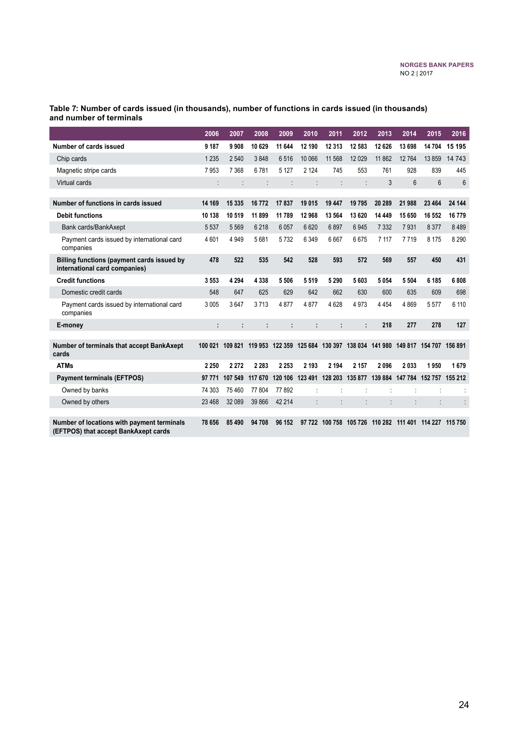**Table 7: Number of cards issued (in thousands), number of functions in cards issued (in thousands) and number of terminals**

| | 2006 | 2007 | 2008 | 2009 | 2010 | 2011 | 2012 | 2013 | 2014 | 2015 | 2016 |
|---|---|---|---|---|---|---|---|---|---|---|---|
| **Number of cards issued** | **9 187** | **9 908** | **10 629** | **11 644** | **12 190** | **12 313** | **12 583** | **12 626** | **13 698** | **14 704** | **15 195** |
| Chip cards | 1 235 | 2 540 | 3 848 | 6 516 | 10 066 | 11 568 | 12 029 | 11 862 | 12 764 | 13 859 | 14 743 |
| Magnetic stripe cards | 7 953 | 7 368 | 6 781 | 5 127 | 2 124 | 745 | 553 | 761 | 928 | 839 | 445 |
| Virtual cards | : | : | : | : | : | : | : | 3 | 6 | 6 | 6 |
| | | | | | | | | | | | |
| **Number of functions in cards issued** | **14 169** | **15 335** | **16 772** | **17 837** | **19 015** | **19 447** | **19 795** | **20 289** | **21 988** | **23 464** | **24 144** |
| **Debit functions** | **10 138** | **10 519** | **11 899** | **11 789** | **12 968** | **13 564** | **13 620** | **14 449** | **15 650** | **16 552** | **16 779** |
| Bank cards/BankAxept | 5 537 | 5 569 | 6 218 | 6 057 | 6 620 | 6 897 | 6 945 | 7 332 | 7 931 | 8 377 | 8 489 |
| Payment cards issued by international card companies | 4 601 | 4 949 | 5 681 | 5 732 | 6 349 | 6 667 | 6 675 | 7 117 | 7 719 | 8 175 | 8 290 |
| **Billing functions (payment cards issued by international card companies)** | **478** | **522** | **535** | **542** | **528** | **593** | **572** | **569** | **557** | **450** | **431** |
| **Credit functions** | **3 553** | **4 294** | **4 338** | **5 506** | **5 519** | **5 290** | **5 603** | **5 054** | **5 504** | **6 185** | **6 808** |
| Domestic credit cards | 548 | 647 | 625 | 629 | 642 | 662 | 630 | 600 | 635 | 609 | 698 |
| Payment cards issued by international card companies | 3 005 | 3 647 | 3 713 | 4 877 | 4 877 | 4 628 | 4 973 | 4 454 | 4 869 | 5 577 | 6 110 |
| **E-money** | **:** | **:** | **:** | **:** | **:** | **:** | **:** | **218** | **277** | **278** | **127** |
| | | | | | | | | | | | |
| **Number of terminals that accept BankAxept cards** | **100 021** | **109 821** | **119 953** | **122 359** | **125 684** | **130 397** | **138 034** | **141 980** | **149 817** | **154 707** | **156 891** |
| **ATMs** | **2 250** | **2 272** | **2 283** | **2 253** | **2 193** | **2 194** | **2 157** | **2 096** | **2 033** | **1 950** | **1 679** |
| **Payment terminals (EFTPOS)** | **97 771** | **107 549** | **117 670** | **120 106** | **123 491** | **128 203** | **135 877** | **139 884** | **147 784** | **152 757** | **155 212** |
| Owned by banks | 74 303 | 75 460 | 77 804 | 77 892 | : | : | : | : | : | : | : |
| Owned by others | 23 468 | 32 089 | 39 866 | 42 214 | : | : | : | : | : | : | : |
| | | | | | | | | | | | |
| **Number of locations with payment terminals (EFTPOS) that accept BankAxept cards** | **78 656** | **85 490** | **94 708** | **96 152** | **97 722** | **100 758** | **105 726** | **110 282** | **111 401** | **114 227** | **115 750** |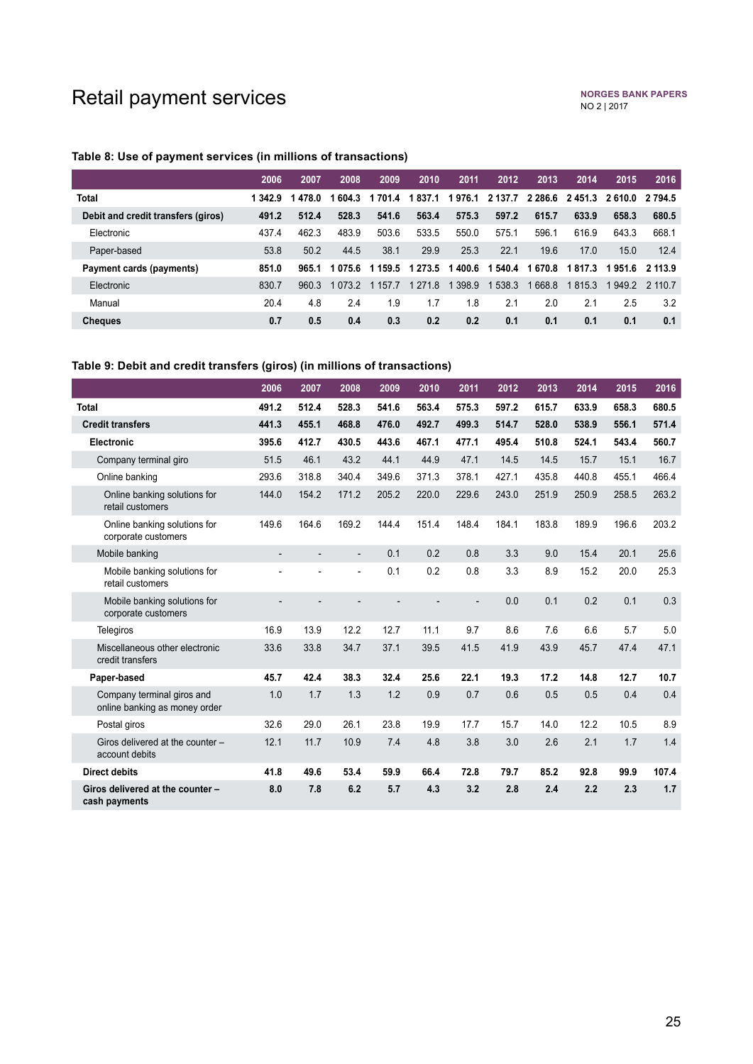# Retail payment services

**Table 8: Use of payment services (in millions of transactions)**

| | 2006 | 2007 | 2008 | 2009 | 2010 | 2011 | 2012 | 2013 | 2014 | 2015 | 2016 |
|---|---|---|---|---|---|---|---|---|---|---|---|
| **Total** | **1 342.9** | **1 478.0** | **1 604.3** | **1 701.4** | **1 837.1** | **1 976.1** | **2 137.7** | **2 286.6** | **2 451.3** | **2 610.0** | **2 794.5** |
| **Debit and credit transfers (giros)** | **491.2** | **512.4** | **528.3** | **541.6** | **563.4** | **575.3** | **597.2** | **615.7** | **633.9** | **658.3** | **680.5** |
| Electronic | 437.4 | 462.3 | 483.9 | 503.6 | 533.5 | 550.0 | 575.1 | 596.1 | 616.9 | 643.3 | 668.1 |
| Paper-based | 53.8 | 50.2 | 44.5 | 38.1 | 29.9 | 25.3 | 22.1 | 19.6 | 17.0 | 15.0 | 12.4 |
| **Payment cards (payments)** | **851.0** | **965.1** | **1 075.6** | **1 159.5** | **1 273.5** | **1 400.6** | **1 540.4** | **1 670.8** | **1 817.3** | **1 951.6** | **2 113.9** |
| Electronic | 830.7 | 960.3 | 1 073.2 | 1 157.7 | 1 271.8 | 1 398.9 | 1 538.3 | 1 668.8 | 1 815.3 | 1 949.2 | 2 110.7 |
| Manual | 20.4 | 4.8 | 2.4 | 1.9 | 1.7 | 1.8 | 2.1 | 2.0 | 2.1 | 2.5 | 3.2 |
| **Cheques** | **0.7** | **0.5** | **0.4** | **0.3** | **0.2** | **0.2** | **0.1** | **0.1** | **0.1** | **0.1** | **0.1** |

**Table 9: Debit and credit transfers (giros) (in millions of transactions)**

| | 2006 | 2007 | 2008 | 2009 | 2010 | 2011 | 2012 | 2013 | 2014 | 2015 | 2016 |
|---|---|---|---|---|---|---|---|---|---|---|---|
| **Total** | **491.2** | **512.4** | **528.3** | **541.6** | **563.4** | **575.3** | **597.2** | **615.7** | **633.9** | **658.3** | **680.5** |
| **Credit transfers** | **441.3** | **455.1** | **468.8** | **476.0** | **492.7** | **499.3** | **514.7** | **528.0** | **538.9** | **556.1** | **571.4** |
| **Electronic** | **395.6** | **412.7** | **430.5** | **443.6** | **467.1** | **477.1** | **495.4** | **510.8** | **524.1** | **543.4** | **560.7** |
| Company terminal giro | 51.5 | 46.1 | 43.2 | 44.1 | 44.9 | 47.1 | 14.5 | 14.5 | 15.7 | 15.1 | 16.7 |
| Online banking | 293.6 | 318.8 | 340.4 | 349.6 | 371.3 | 378.1 | 427.1 | 435.8 | 440.8 | 455.1 | 466.4 |
| Online banking solutions for retail customers | 144.0 | 154.2 | 171.2 | 205.2 | 220.0 | 229.6 | 243.0 | 251.9 | 250.9 | 258.5 | 263.2 |
| Online banking solutions for corporate customers | 149.6 | 164.6 | 169.2 | 144.4 | 151.4 | 148.4 | 184.1 | 183.8 | 189.9 | 196.6 | 203.2 |
| Mobile banking | - | - | - | 0.1 | 0.2 | 0.8 | 3.3 | 9.0 | 15.4 | 20.1 | 25.6 |
| Mobile banking solutions for retail customers | - | - | - | 0.1 | 0.2 | 0.8 | 3.3 | 8.9 | 15.2 | 20.0 | 25.3 |
| Mobile banking solutions for corporate customers | - | - | - | - | - | - | 0.0 | 0.1 | 0.2 | 0.1 | 0.3 |
| Telegiros | 16.9 | 13.9 | 12.2 | 12.7 | 11.1 | 9.7 | 8.6 | 7.6 | 6.6 | 5.7 | 5.0 |
| Miscellaneous other electronic credit transfers | 33.6 | 33.8 | 34.7 | 37.1 | 39.5 | 41.5 | 41.9 | 43.9 | 45.7 | 47.4 | 47.1 |
| **Paper-based** | **45.7** | **42.4** | **38.3** | **32.4** | **25.6** | **22.1** | **19.3** | **17.2** | **14.8** | **12.7** | **10.7** |
| Company terminal giros and online banking as money order | 1.0 | 1.7 | 1.3 | 1.2 | 0.9 | 0.7 | 0.6 | 0.5 | 0.5 | 0.4 | 0.4 |
| Postal giros | 32.6 | 29.0 | 26.1 | 23.8 | 19.9 | 17.7 | 15.7 | 14.0 | 12.2 | 10.5 | 8.9 |
| Giros delivered at the counter – account debits | 12.1 | 11.7 | 10.9 | 7.4 | 4.8 | 3.8 | 3.0 | 2.6 | 2.1 | 1.7 | 1.4 |
| **Direct debits** | **41.8** | **49.6** | **53.4** | **59.9** | **66.4** | **72.8** | **79.7** | **85.2** | **92.8** | **99.9** | **107.4** |
| **Giros delivered at the counter – cash payments** | **8.0** | **7.8** | **6.2** | **5.7** | **4.3** | **3.2** | **2.8** | **2.4** | **2.2** | **2.3** | **1.7** |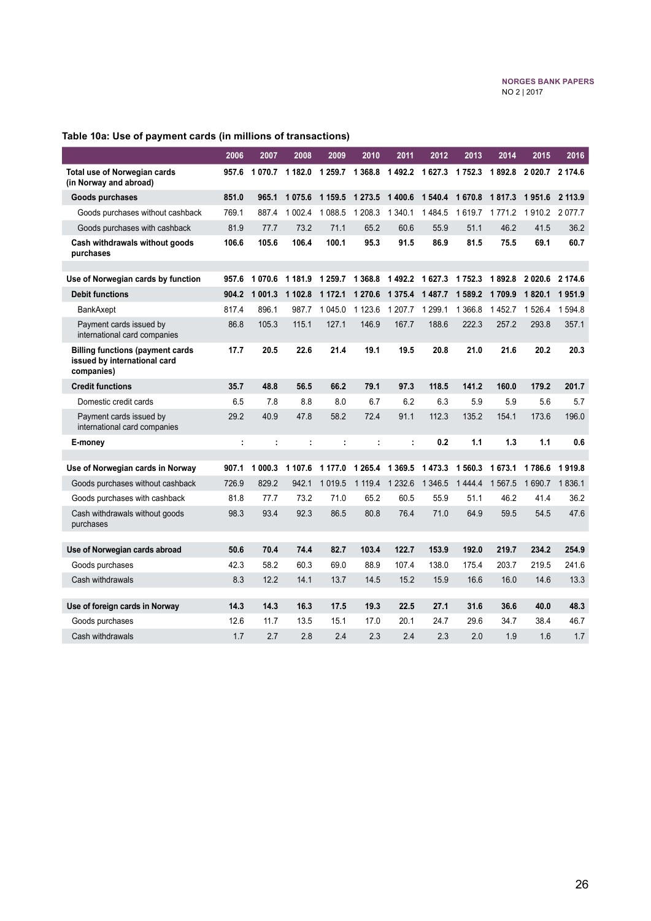### Table 10a: Use of payment cards (in millions of transactions)

| | 2006 | 2007 | 2008 | 2009 | 2010 | 2011 | 2012 | 2013 | 2014 | 2015 | 2016 |
|---|---|---|---|---|---|---|---|---|---|---|---|
| **Total use of Norwegian cards (in Norway and abroad)** | **957.6** | **1 070.7** | **1 182.0** | **1 259.7** | **1 368.8** | **1 492.2** | **1 627.3** | **1 752.3** | **1 892.8** | **2 020.7** | **2 174.6** |
| **Goods purchases** | **851.0** | **965.1** | **1 075.6** | **1 159.5** | **1 273.5** | **1 400.6** | **1 540.4** | **1 670.8** | **1 817.3** | **1 951.6** | **2 113.9** |
| Goods purchases without cashback | 769.1 | 887.4 | 1 002.4 | 1 088.5 | 1 208.3 | 1 340.1 | 1 484.5 | 1 619.7 | 1 771.2 | 1 910.2 | 2 077.7 |
| Goods purchases with cashback | 81.9 | 77.7 | 73.2 | 71.1 | 65.2 | 60.6 | 55.9 | 51.1 | 46.2 | 41.5 | 36.2 |
| **Cash withdrawals without goods purchases** | **106.6** | **105.6** | **106.4** | **100.1** | **95.3** | **91.5** | **86.9** | **81.5** | **75.5** | **69.1** | **60.7** |
| | | | | | | | | | | | |
| **Use of Norwegian cards by function** | **957.6** | **1 070.6** | **1 181.9** | **1 259.7** | **1 368.8** | **1 492.2** | **1 627.3** | **1 752.3** | **1 892.8** | **2 020.6** | **2 174.6** |
| **Debit functions** | **904.2** | **1 001.3** | **1 102.8** | **1 172.1** | **1 270.6** | **1 375.4** | **1 487.7** | **1 589.2** | **1 709.9** | **1 820.1** | **1 951.9** |
| BankAxept | 817.4 | 896.1 | 987.7 | 1 045.0 | 1 123.6 | 1 207.7 | 1 299.1 | 1 366.8 | 1 452.7 | 1 526.4 | 1 594.8 |
| Payment cards issued by international card companies | 86.8 | 105.3 | 115.1 | 127.1 | 146.9 | 167.7 | 188.6 | 222.3 | 257.2 | 293.8 | 357.1 |
| **Billing functions (payment cards issued by international card companies)** | **17.7** | **20.5** | **22.6** | **21.4** | **19.1** | **19.5** | **20.8** | **21.0** | **21.6** | **20.2** | **20.3** |
| **Credit functions** | **35.7** | **48.8** | **56.5** | **66.2** | **79.1** | **97.3** | **118.5** | **141.2** | **160.0** | **179.2** | **201.7** |
| Domestic credit cards | 6.5 | 7.8 | 8.8 | 8.0 | 6.7 | 6.2 | 6.3 | 5.9 | 5.9 | 5.6 | 5.7 |
| Payment cards issued by international card companies | 29.2 | 40.9 | 47.8 | 58.2 | 72.4 | 91.1 | 112.3 | 135.2 | 154.1 | 173.6 | 196.0 |
| **E-money** | **:** | **:** | **:** | **:** | **:** | **:** | **0.2** | **1.1** | **1.3** | **1.1** | **0.6** |
| | | | | | | | | | | | |
| **Use of Norwegian cards in Norway** | **907.1** | **1 000.3** | **1 107.6** | **1 177.0** | **1 265.4** | **1 369.5** | **1 473.3** | **1 560.3** | **1 673.1** | **1 786.6** | **1 919.8** |
| Goods purchases without cashback | 726.9 | 829.2 | 942.1 | 1 019.5 | 1 119.4 | 1 232.6 | 1 346.5 | 1 444.4 | 1 567.5 | 1 690.7 | 1 836.1 |
| Goods purchases with cashback | 81.8 | 77.7 | 73.2 | 71.0 | 65.2 | 60.5 | 55.9 | 51.1 | 46.2 | 41.4 | 36.2 |
| Cash withdrawals without goods purchases | 98.3 | 93.4 | 92.3 | 86.5 | 80.8 | 76.4 | 71.0 | 64.9 | 59.5 | 54.5 | 47.6 |
| | | | | | | | | | | | |
| **Use of Norwegian cards abroad** | **50.6** | **70.4** | **74.4** | **82.7** | **103.4** | **122.7** | **153.9** | **192.0** | **219.7** | **234.2** | **254.9** |
| Goods purchases | 42.3 | 58.2 | 60.3 | 69.0 | 88.9 | 107.4 | 138.0 | 175.4 | 203.7 | 219.5 | 241.6 |
| Cash withdrawals | 8.3 | 12.2 | 14.1 | 13.7 | 14.5 | 15.2 | 15.9 | 16.6 | 16.0 | 14.6 | 13.3 |
| | | | | | | | | | | | |
| **Use of foreign cards in Norway** | **14.3** | **14.3** | **16.3** | **17.5** | **19.3** | **22.5** | **27.1** | **31.6** | **36.6** | **40.0** | **48.3** |
| Goods purchases | 12.6 | 11.7 | 13.5 | 15.1 | 17.0 | 20.1 | 24.7 | 29.6 | 34.7 | 38.4 | 46.7 |
| Cash withdrawals | 1.7 | 2.7 | 2.8 | 2.4 | 2.3 | 2.4 | 2.3 | 2.0 | 1.9 | 1.6 | 1.7 |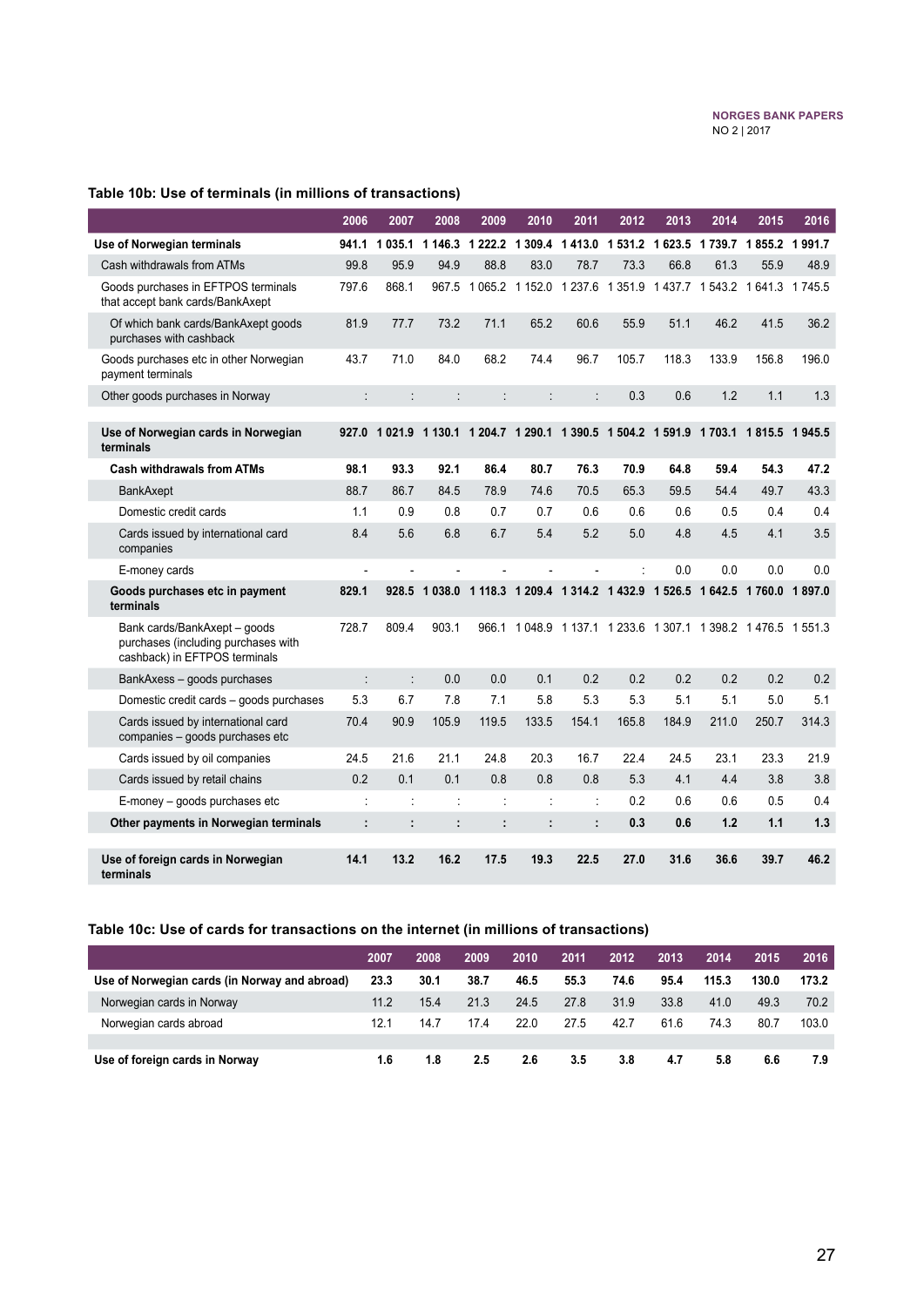### Table 10b: Use of terminals (in millions of transactions)

| | 2006 | 2007 | 2008 | 2009 | 2010 | 2011 | 2012 | 2013 | 2014 | 2015 | 2016 |
|---|---|---|---|---|---|---|---|---|---|---|---|
| **Use of Norwegian terminals** | **941.1** | **1 035.1** | **1 146.3** | **1 222.2** | **1 309.4** | **1 413.0** | **1 531.2** | **1 623.5** | **1 739.7** | **1 855.2** | **1 991.7** |
| Cash withdrawals from ATMs | 99.8 | 95.9 | 94.9 | 88.8 | 83.0 | 78.7 | 73.3 | 66.8 | 61.3 | 55.9 | 48.9 |
| Goods purchases in EFTPOS terminals that accept bank cards/BankAxept | 797.6 | 868.1 | 967.5 | 1 065.2 | 1 152.0 | 1 237.6 | 1 351.9 | 1 437.7 | 1 543.2 | 1 641.3 | 1 745.5 |
| Of which bank cards/BankAxept goods purchases with cashback | 81.9 | 77.7 | 73.2 | 71.1 | 65.2 | 60.6 | 55.9 | 51.1 | 46.2 | 41.5 | 36.2 |
| Goods purchases etc in other Norwegian payment terminals | 43.7 | 71.0 | 84.0 | 68.2 | 74.4 | 96.7 | 105.7 | 118.3 | 133.9 | 156.8 | 196.0 |
| Other goods purchases in Norway | : | : | : | : | : | : | 0.3 | 0.6 | 1.2 | 1.1 | 1.3 |
| | | | | | | | | | | | |
| **Use of Norwegian cards in Norwegian terminals** | **927.0** | **1 021.9** | **1 130.1** | **1 204.7** | **1 290.1** | **1 390.5** | **1 504.2** | **1 591.9** | **1 703.1** | **1 815.5** | **1 945.5** |
| **Cash withdrawals from ATMs** | **98.1** | **93.3** | **92.1** | **86.4** | **80.7** | **76.3** | **70.9** | **64.8** | **59.4** | **54.3** | **47.2** |
| BankAxept | 88.7 | 86.7 | 84.5 | 78.9 | 74.6 | 70.5 | 65.3 | 59.5 | 54.4 | 49.7 | 43.3 |
| Domestic credit cards | 1.1 | 0.9 | 0.8 | 0.7 | 0.7 | 0.6 | 0.6 | 0.6 | 0.5 | 0.4 | 0.4 |
| Cards issued by international card companies | 8.4 | 5.6 | 6.8 | 6.7 | 5.4 | 5.2 | 5.0 | 4.8 | 4.5 | 4.1 | 3.5 |
| E-money cards | - | - | - | - | - | - | : | 0.0 | 0.0 | 0.0 | 0.0 |
| **Goods purchases etc in payment terminals** | **829.1** | **928.5** | **1 038.0** | **1 118.3** | **1 209.4** | **1 314.2** | **1 432.9** | **1 526.5** | **1 642.5** | **1 760.0** | **1 897.0** |
| Bank cards/BankAxept – goods purchases (including purchases with cashback) in EFTPOS terminals | 728.7 | 809.4 | 903.1 | 966.1 | 1 048.9 | 1 137.1 | 1 233.6 | 1 307.1 | 1 398.2 | 1 476.5 | 1 551.3 |
| BankAxess – goods purchases | : | : | 0.0 | 0.0 | 0.1 | 0.2 | 0.2 | 0.2 | 0.2 | 0.2 | 0.2 |
| Domestic credit cards – goods purchases | 5.3 | 6.7 | 7.8 | 7.1 | 5.8 | 5.3 | 5.3 | 5.1 | 5.1 | 5.0 | 5.1 |
| Cards issued by international card companies – goods purchases etc | 70.4 | 90.9 | 105.9 | 119.5 | 133.5 | 154.1 | 165.8 | 184.9 | 211.0 | 250.7 | 314.3 |
| Cards issued by oil companies | 24.5 | 21.6 | 21.1 | 24.8 | 20.3 | 16.7 | 22.4 | 24.5 | 23.1 | 23.3 | 21.9 |
| Cards issued by retail chains | 0.2 | 0.1 | 0.1 | 0.8 | 0.8 | 0.8 | 5.3 | 4.1 | 4.4 | 3.8 | 3.8 |
| E-money – goods purchases etc | : | : | : | : | : | : | 0.2 | 0.6 | 0.6 | 0.5 | 0.4 |
| **Other payments in Norwegian terminals** | **:** | **:** | **:** | **:** | **:** | **:** | **0.3** | **0.6** | **1.2** | **1.1** | **1.3** |
| | | | | | | | | | | | |
| **Use of foreign cards in Norwegian terminals** | **14.1** | **13.2** | **16.2** | **17.5** | **19.3** | **22.5** | **27.0** | **31.6** | **36.6** | **39.7** | **46.2** |

### Table 10c: Use of cards for transactions on the internet (in millions of transactions)

| | 2007 | 2008 | 2009 | 2010 | 2011 | 2012 | 2013 | 2014 | 2015 | 2016 |
|---|---|---|---|---|---|---|---|---|---|---|
| **Use of Norwegian cards (in Norway and abroad)** | **23.3** | **30.1** | **38.7** | **46.5** | **55.3** | **74.6** | **95.4** | **115.3** | **130.0** | **173.2** |
| Norwegian cards in Norway | 11.2 | 15.4 | 21.3 | 24.5 | 27.8 | 31.9 | 33.8 | 41.0 | 49.3 | 70.2 |
| Norwegian cards abroad | 12.1 | 14.7 | 17.4 | 22.0 | 27.5 | 42.7 | 61.6 | 74.3 | 80.7 | 103.0 |
| | | | | | | | | | | |
| **Use of foreign cards in Norway** | **1.6** | **1.8** | **2.5** | **2.6** | **3.5** | **3.8** | **4.7** | **5.8** | **6.6** | **7.9** |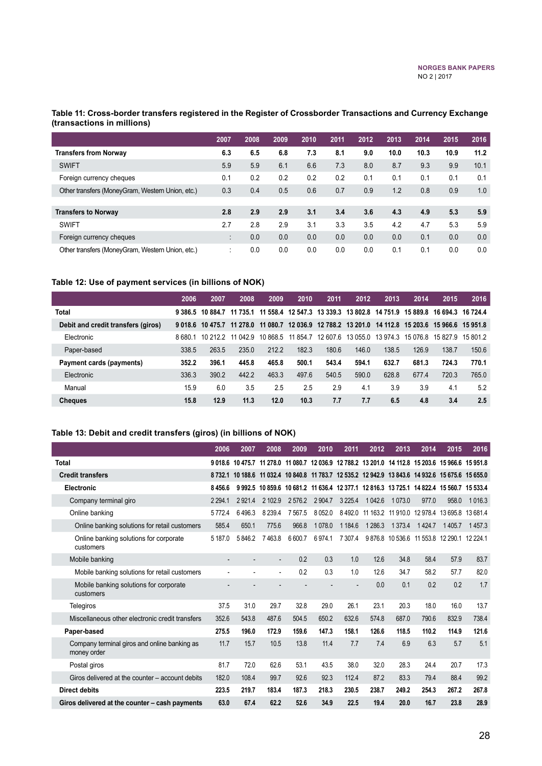### Table 11: Cross-border transfers registered in the Register of Crossborder Transactions and Currency Exchange (transactions in millions)

| | 2007 | 2008 | 2009 | 2010 | 2011 | 2012 | 2013 | 2014 | 2015 | 2016 |
|---|---|---|---|---|---|---|---|---|---|---|
| **Transfers from Norway** | **6.3** | **6.5** | **6.8** | **7.3** | **8.1** | **9.0** | **10.0** | **10.3** | **10.9** | **11.2** |
| SWIFT | 5.9 | 5.9 | 6.1 | 6.6 | 7.3 | 8.0 | 8.7 | 9.3 | 9.9 | 10.1 |
| Foreign currency cheques | 0.1 | 0.2 | 0.2 | 0.2 | 0.2 | 0.1 | 0.1 | 0.1 | 0.1 | 0.1 |
| Other transfers (MoneyGram, Western Union, etc.) | 0.3 | 0.4 | 0.5 | 0.6 | 0.7 | 0.9 | 1.2 | 0.8 | 0.9 | 1.0 |
| | | | | | | | | | | |
| **Transfers to Norway** | **2.8** | **2.9** | **2.9** | **3.1** | **3.4** | **3.6** | **4.3** | **4.9** | **5.3** | **5.9** |
| SWIFT | 2.7 | 2.8 | 2.9 | 3.1 | 3.3 | 3.5 | 4.2 | 4.7 | 5.3 | 5.9 |
| Foreign currency cheques | : | 0.0 | 0.0 | 0.0 | 0.0 | 0.0 | 0.0 | 0.1 | 0.0 | 0.0 |
| Other transfers (MoneyGram, Western Union, etc.) | : | 0.0 | 0.0 | 0.0 | 0.0 | 0.0 | 0.1 | 0.1 | 0.0 | 0.0 |

### Table 12: Use of payment services (in billions of NOK)

| | 2006 | 2007 | 2008 | 2009 | 2010 | 2011 | 2012 | 2013 | 2014 | 2015 | 2016 |
|---|---|---|---|---|---|---|---|---|---|---|---|
| **Total** | **9 386.5** | **10 884.7** | **11 735.1** | **11 558.4** | **12 547.3** | **13 339.3** | **13 802.8** | **14 751.9** | **15 889.8** | **16 694.3** | **16 724.4** |
| **Debit and credit transfers (giros)** | **9 018.6** | **10 475.7** | **11 278.0** | **11 080.7** | **12 036.9** | **12 788.2** | **13 201.0** | **14 112.8** | **15 203.6** | **15 966.6** | **15 951.8** |
| Electronic | 8 680.1 | 10 212.2 | 11 042.9 | 10 868.5 | 11 854.7 | 12 607.6 | 13 055.0 | 13 974.3 | 15 076.8 | 15 827.9 | 15 801.2 |
| Paper-based | 338.5 | 263.5 | 235.0 | 212.2 | 182.3 | 180.6 | 146.0 | 138.5 | 126.9 | 138.7 | 150.6 |
| **Payment cards (payments)** | **352.2** | **396.1** | **445.8** | **465.8** | **500.1** | **543.4** | **594.1** | **632.7** | **681.3** | **724.3** | **770.1** |
| Electronic | 336.3 | 390.2 | 442.2 | 463.3 | 497.6 | 540.5 | 590.0 | 628.8 | 677.4 | 720.3 | 765.0 |
| Manual | 15.9 | 6.0 | 3.5 | 2.5 | 2.5 | 2.9 | 4.1 | 3.9 | 3.9 | 4.1 | 5.2 |
| **Cheques** | **15.8** | **12.9** | **11.3** | **12.0** | **10.3** | **7.7** | **7.7** | **6.5** | **4.8** | **3.4** | **2.5** |

### Table 13: Debit and credit transfers (giros) (in billions of NOK)

| | 2006 | 2007 | 2008 | 2009 | 2010 | 2011 | 2012 | 2013 | 2014 | 2015 | 2016 |
|---|---|---|---|---|---|---|---|---|---|---|---|
| **Total** | **9 018.6** | **10 475.7** | **11 278.0** | **11 080.7** | **12 036.9** | **12 788.2** | **13 201.0** | **14 112.8** | **15 203.6** | **15 966.6** | **15 951.8** |
| **Credit transfers** | **8 732.1** | **10 188.6** | **11 032.4** | **10 840.8** | **11 783.7** | **12 535.2** | **12 942.9** | **13 843.6** | **14 932.6** | **15 675.6** | **15 655.0** |
| **Electronic** | **8 456.6** | **9 992.5** | **10 859.6** | **10 681.2** | **11 636.4** | **12 377.1** | **12 816.3** | **13 725.1** | **14 822.4** | **15 560.7** | **15 533.4** |
| Company terminal giro | 2 294.1 | 2 921.4 | 2 102.9 | 2 576.2 | 2 904.7 | 3 225.4 | 1 042.6 | 1 073.0 | 977.0 | 958.0 | 1 016.3 |
| Online banking | 5 772.4 | 6 496.3 | 8 239.4 | 7 567.5 | 8 052.0 | 8 492.0 | 11 163.2 | 11 910.0 | 12 978.4 | 13 695.8 | 13 681.4 |
| Online banking solutions for retail customers | 585.4 | 650.1 | 775.6 | 966.8 | 1 078.0 | 1 184.6 | 1 286.3 | 1 373.4 | 1 424.7 | 1 405.7 | 1 457.3 |
| Online banking solutions for corporate customers | 5 187.0 | 5 846.2 | 7 463.8 | 6 600.7 | 6 974.1 | 7 307.4 | 9 876.8 | 10 536.6 | 11 553.8 | 12 290.1 | 12 224.1 |
| Mobile banking | - | - | - | 0.2 | 0.3 | 1.0 | 12.6 | 34.8 | 58.4 | 57.9 | 83.7 |
| Mobile banking solutions for retail customers | - | - | - | 0.2 | 0.3 | 1.0 | 12.6 | 34.7 | 58.2 | 57.7 | 82.0 |
| Mobile banking solutions for corporate customers | - | - | - | - | - | - | 0.0 | 0.1 | 0.2 | 0.2 | 1.7 |
| Telegiros | 37.5 | 31.0 | 29.7 | 32.8 | 29.0 | 26.1 | 23.1 | 20.3 | 18.0 | 16.0 | 13.7 |
| Miscellaneous other electronic credit transfers | 352.6 | 543.8 | 487.6 | 504.5 | 650.2 | 632.6 | 574.8 | 687.0 | 790.6 | 832.9 | 738.4 |
| **Paper-based** | **275.5** | **196.0** | **172.9** | **159.6** | **147.3** | **158.1** | **126.6** | **118.5** | **110.2** | **114.9** | **121.6** |
| Company terminal giros and online banking as money order | 11.7 | 15.7 | 10.5 | 13.8 | 11.4 | 7.7 | 7.4 | 6.9 | 6.3 | 5.7 | 5.1 |
| Postal giros | 81.7 | 72.0 | 62.6 | 53.1 | 43.5 | 38.0 | 32.0 | 28.3 | 24.4 | 20.7 | 17.3 |
| Giros delivered at the counter – account debits | 182.0 | 108.4 | 99.7 | 92.6 | 92.3 | 112.4 | 87.2 | 83.3 | 79.4 | 88.4 | 99.2 |
| **Direct debits** | **223.5** | **219.7** | **183.4** | **187.3** | **218.3** | **230.5** | **238.7** | **249.2** | **254.3** | **267.2** | **267.8** |
| **Giros delivered at the counter – cash payments** | **63.0** | **67.4** | **62.2** | **52.6** | **34.9** | **22.5** | **19.4** | **20.0** | **16.7** | **23.8** | **28.9** |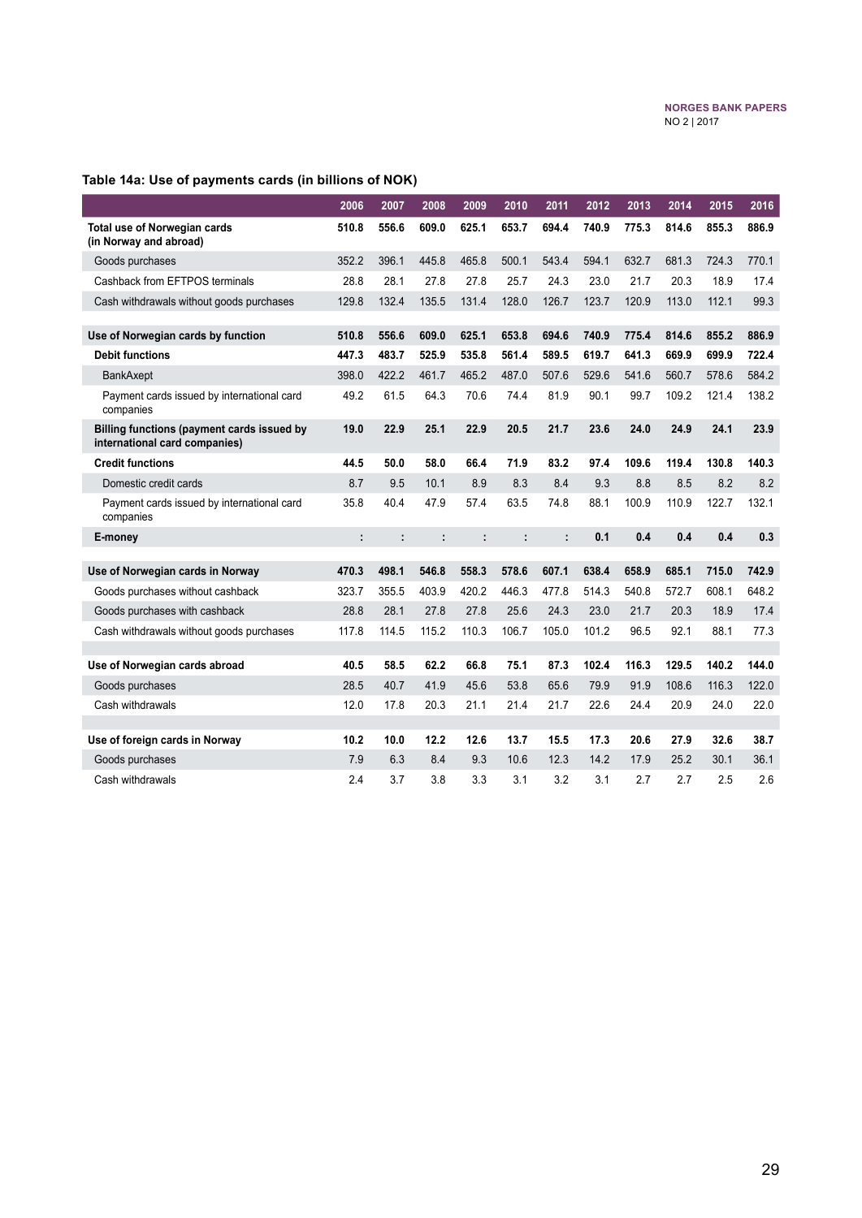### Table 14a: Use of payments cards (in billions of NOK)

| | 2006 | 2007 | 2008 | 2009 | 2010 | 2011 | 2012 | 2013 | 2014 | 2015 | 2016 |
|---|---|---|---|---|---|---|---|---|---|---|---|
| **Total use of Norwegian cards (in Norway and abroad)** | **510.8** | **556.6** | **609.0** | **625.1** | **653.7** | **694.4** | **740.9** | **775.3** | **814.6** | **855.3** | **886.9** |
| Goods purchases | 352.2 | 396.1 | 445.8 | 465.8 | 500.1 | 543.4 | 594.1 | 632.7 | 681.3 | 724.3 | 770.1 |
| Cashback from EFTPOS terminals | 28.8 | 28.1 | 27.8 | 27.8 | 25.7 | 24.3 | 23.0 | 21.7 | 20.3 | 18.9 | 17.4 |
| Cash withdrawals without goods purchases | 129.8 | 132.4 | 135.5 | 131.4 | 128.0 | 126.7 | 123.7 | 120.9 | 113.0 | 112.1 | 99.3 |
| | | | | | | | | | | | |
| **Use of Norwegian cards by function** | **510.8** | **556.6** | **609.0** | **625.1** | **653.8** | **694.6** | **740.9** | **775.4** | **814.6** | **855.2** | **886.9** |
| **Debit functions** | **447.3** | **483.7** | **525.9** | **535.8** | **561.4** | **589.5** | **619.7** | **641.3** | **669.9** | **699.9** | **722.4** |
| BankAxept | 398.0 | 422.2 | 461.7 | 465.2 | 487.0 | 507.6 | 529.6 | 541.6 | 560.7 | 578.6 | 584.2 |
| Payment cards issued by international card companies | 49.2 | 61.5 | 64.3 | 70.6 | 74.4 | 81.9 | 90.1 | 99.7 | 109.2 | 121.4 | 138.2 |
| **Billing functions (payment cards issued by international card companies)** | **19.0** | **22.9** | **25.1** | **22.9** | **20.5** | **21.7** | **23.6** | **24.0** | **24.9** | **24.1** | **23.9** |
| **Credit functions** | **44.5** | **50.0** | **58.0** | **66.4** | **71.9** | **83.2** | **97.4** | **109.6** | **119.4** | **130.8** | **140.3** |
| Domestic credit cards | 8.7 | 9.5 | 10.1 | 8.9 | 8.3 | 8.4 | 9.3 | 8.8 | 8.5 | 8.2 | 8.2 |
| Payment cards issued by international card companies | 35.8 | 40.4 | 47.9 | 57.4 | 63.5 | 74.8 | 88.1 | 100.9 | 110.9 | 122.7 | 132.1 |
| **E-money** | **:** | **:** | **:** | **:** | **:** | **:** | **0.1** | **0.4** | **0.4** | **0.4** | **0.3** |
| | | | | | | | | | | | |
| **Use of Norwegian cards in Norway** | **470.3** | **498.1** | **546.8** | **558.3** | **578.6** | **607.1** | **638.4** | **658.9** | **685.1** | **715.0** | **742.9** |
| Goods purchases without cashback | 323.7 | 355.5 | 403.9 | 420.2 | 446.3 | 477.8 | 514.3 | 540.8 | 572.7 | 608.1 | 648.2 |
| Goods purchases with cashback | 28.8 | 28.1 | 27.8 | 27.8 | 25.6 | 24.3 | 23.0 | 21.7 | 20.3 | 18.9 | 17.4 |
| Cash withdrawals without goods purchases | 117.8 | 114.5 | 115.2 | 110.3 | 106.7 | 105.0 | 101.2 | 96.5 | 92.1 | 88.1 | 77.3 |
| | | | | | | | | | | | |
| **Use of Norwegian cards abroad** | **40.5** | **58.5** | **62.2** | **66.8** | **75.1** | **87.3** | **102.4** | **116.3** | **129.5** | **140.2** | **144.0** |
| Goods purchases | 28.5 | 40.7 | 41.9 | 45.6 | 53.8 | 65.6 | 79.9 | 91.9 | 108.6 | 116.3 | 122.0 |
| Cash withdrawals | 12.0 | 17.8 | 20.3 | 21.1 | 21.4 | 21.7 | 22.6 | 24.4 | 20.9 | 24.0 | 22.0 |
| | | | | | | | | | | | |
| **Use of foreign cards in Norway** | **10.2** | **10.0** | **12.2** | **12.6** | **13.7** | **15.5** | **17.3** | **20.6** | **27.9** | **32.6** | **38.7** |
| Goods purchases | 7.9 | 6.3 | 8.4 | 9.3 | 10.6 | 12.3 | 14.2 | 17.9 | 25.2 | 30.1 | 36.1 |
| Cash withdrawals | 2.4 | 3.7 | 3.8 | 3.3 | 3.1 | 3.2 | 3.1 | 2.7 | 2.7 | 2.5 | 2.6 |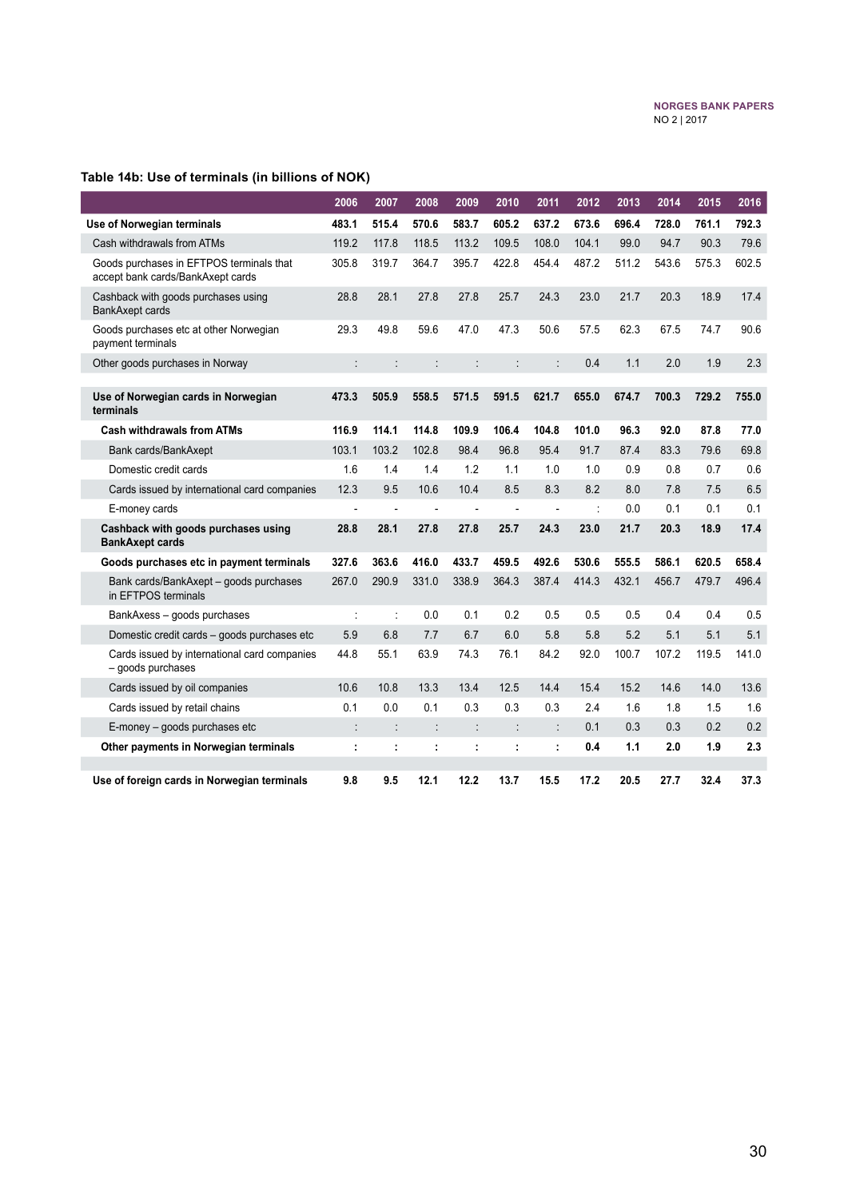### Table 14b: Use of terminals (in billions of NOK)

| | 2006 | 2007 | 2008 | 2009 | 2010 | 2011 | 2012 | 2013 | 2014 | 2015 | 2016 |
|---|---|---|---|---|---|---|---|---|---|---|---|
| **Use of Norwegian terminals** | **483.1** | **515.4** | **570.6** | **583.7** | **605.2** | **637.2** | **673.6** | **696.4** | **728.0** | **761.1** | **792.3** |
| Cash withdrawals from ATMs | 119.2 | 117.8 | 118.5 | 113.2 | 109.5 | 108.0 | 104.1 | 99.0 | 94.7 | 90.3 | 79.6 |
| Goods purchases in EFTPOS terminals that accept bank cards/BankAxept cards | 305.8 | 319.7 | 364.7 | 395.7 | 422.8 | 454.4 | 487.2 | 511.2 | 543.6 | 575.3 | 602.5 |
| Cashback with goods purchases using BankAxept cards | 28.8 | 28.1 | 27.8 | 27.8 | 25.7 | 24.3 | 23.0 | 21.7 | 20.3 | 18.9 | 17.4 |
| Goods purchases etc at other Norwegian payment terminals | 29.3 | 49.8 | 59.6 | 47.0 | 47.3 | 50.6 | 57.5 | 62.3 | 67.5 | 74.7 | 90.6 |
| Other goods purchases in Norway | : | : | : | : | : | : | 0.4 | 1.1 | 2.0 | 1.9 | 2.3 |
| | | | | | | | | | | | |
| **Use of Norwegian cards in Norwegian terminals** | **473.3** | **505.9** | **558.5** | **571.5** | **591.5** | **621.7** | **655.0** | **674.7** | **700.3** | **729.2** | **755.0** |
| **Cash withdrawals from ATMs** | **116.9** | **114.1** | **114.8** | **109.9** | **106.4** | **104.8** | **101.0** | **96.3** | **92.0** | **87.8** | **77.0** |
| Bank cards/BankAxept | 103.1 | 103.2 | 102.8 | 98.4 | 96.8 | 95.4 | 91.7 | 87.4 | 83.3 | 79.6 | 69.8 |
| Domestic credit cards | 1.6 | 1.4 | 1.4 | 1.2 | 1.1 | 1.0 | 1.0 | 0.9 | 0.8 | 0.7 | 0.6 |
| Cards issued by international card companies | 12.3 | 9.5 | 10.6 | 10.4 | 8.5 | 8.3 | 8.2 | 8.0 | 7.8 | 7.5 | 6.5 |
| E-money cards | - | - | - | - | - | - | : | 0.0 | 0.1 | 0.1 | 0.1 |
| **Cashback with goods purchases using BankAxept cards** | **28.8** | **28.1** | **27.8** | **27.8** | **25.7** | **24.3** | **23.0** | **21.7** | **20.3** | **18.9** | **17.4** |
| **Goods purchases etc in payment terminals** | **327.6** | **363.6** | **416.0** | **433.7** | **459.5** | **492.6** | **530.6** | **555.5** | **586.1** | **620.5** | **658.4** |
| Bank cards/BankAxept – goods purchases in EFTPOS terminals | 267.0 | 290.9 | 331.0 | 338.9 | 364.3 | 387.4 | 414.3 | 432.1 | 456.7 | 479.7 | 496.4 |
| BankAxess – goods purchases | : | : | 0.0 | 0.1 | 0.2 | 0.5 | 0.5 | 0.5 | 0.4 | 0.4 | 0.5 |
| Domestic credit cards – goods purchases etc | 5.9 | 6.8 | 7.7 | 6.7 | 6.0 | 5.8 | 5.8 | 5.2 | 5.1 | 5.1 | 5.1 |
| Cards issued by international card companies – goods purchases | 44.8 | 55.1 | 63.9 | 74.3 | 76.1 | 84.2 | 92.0 | 100.7 | 107.2 | 119.5 | 141.0 |
| Cards issued by oil companies | 10.6 | 10.8 | 13.3 | 13.4 | 12.5 | 14.4 | 15.4 | 15.2 | 14.6 | 14.0 | 13.6 |
| Cards issued by retail chains | 0.1 | 0.0 | 0.1 | 0.3 | 0.3 | 0.3 | 2.4 | 1.6 | 1.8 | 1.5 | 1.6 |
| E-money – goods purchases etc | : | : | : | : | : | : | 0.1 | 0.3 | 0.3 | 0.2 | 0.2 |
| **Other payments in Norwegian terminals** | **:** | **:** | **:** | **:** | **:** | **:** | **0.4** | **1.1** | **2.0** | **1.9** | **2.3** |
| | | | | | | | | | | | |
| **Use of foreign cards in Norwegian terminals** | **9.8** | **9.5** | **12.1** | **12.2** | **13.7** | **15.5** | **17.2** | **20.5** | **27.7** | **32.4** | **37.3** |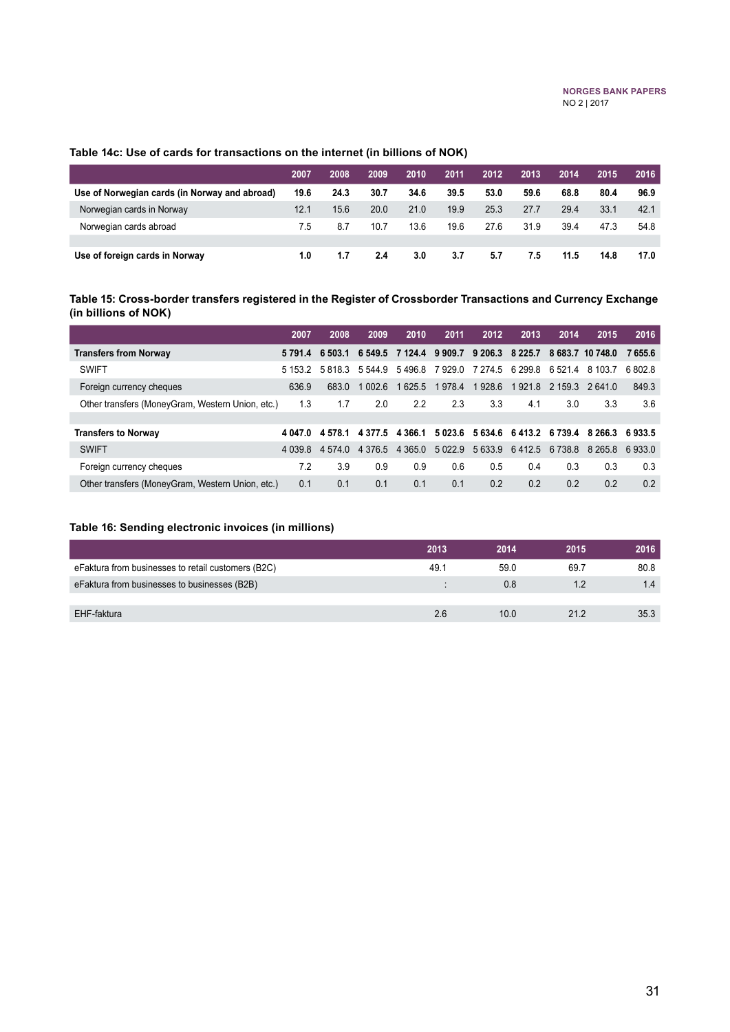### Table 14c: Use of cards for transactions on the internet (in billions of NOK)

| | 2007 | 2008 | 2009 | 2010 | 2011 | 2012 | 2013 | 2014 | 2015 | 2016 |
|---|---|---|---|---|---|---|---|---|---|---|
| **Use of Norwegian cards (in Norway and abroad)** | **19.6** | **24.3** | **30.7** | **34.6** | **39.5** | **53.0** | **59.6** | **68.8** | **80.4** | **96.9** |
| Norwegian cards in Norway | 12.1 | 15.6 | 20.0 | 21.0 | 19.9 | 25.3 | 27.7 | 29.4 | 33.1 | 42.1 |
| Norwegian cards abroad | 7.5 | 8.7 | 10.7 | 13.6 | 19.6 | 27.6 | 31.9 | 39.4 | 47.3 | 54.8 |
| | | | | | | | | | | |
| **Use of foreign cards in Norway** | **1.0** | **1.7** | **2.4** | **3.0** | **3.7** | **5.7** | **7.5** | **11.5** | **14.8** | **17.0** |

### Table 15: Cross-border transfers registered in the Register of Crossborder Transactions and Currency Exchange (in billions of NOK)

| | 2007 | 2008 | 2009 | 2010 | 2011 | 2012 | 2013 | 2014 | 2015 | 2016 |
|---|---|---|---|---|---|---|---|---|---|---|
| **Transfers from Norway** | **5 791.4** | **6 503.1** | **6 549.5** | **7 124.4** | **9 909.7** | **9 206.3** | **8 225.7** | **8 683.7** | **10 748.0** | **7 655.6** |
| SWIFT | 5 153.2 | 5 818.3 | 5 544.9 | 5 496.8 | 7 929.0 | 7 274.5 | 6 299.8 | 6 521.4 | 8 103.7 | 6 802.8 |
| Foreign currency cheques | 636.9 | 683.0 | 1 002.6 | 1 625.5 | 1 978.4 | 1 928.6 | 1 921.8 | 2 159.3 | 2 641.0 | 849.3 |
| Other transfers (MoneyGram, Western Union, etc.) | 1.3 | 1.7 | 2.0 | 2.2 | 2.3 | 3.3 | 4.1 | 3.0 | 3.3 | 3.6 |
| | | | | | | | | | | |
| **Transfers to Norway** | **4 047.0** | **4 578.1** | **4 377.5** | **4 366.1** | **5 023.6** | **5 634.6** | **6 413.2** | **6 739.4** | **8 266.3** | **6 933.5** |
| SWIFT | 4 039.8 | 4 574.0 | 4 376.5 | 4 365.0 | 5 022.9 | 5 633.9 | 6 412.5 | 6 738.8 | 8 265.8 | 6 933.0 |
| Foreign currency cheques | 7.2 | 3.9 | 0.9 | 0.9 | 0.6 | 0.5 | 0.4 | 0.3 | 0.3 | 0.3 |
| Other transfers (MoneyGram, Western Union, etc.) | 0.1 | 0.1 | 0.1 | 0.1 | 0.1 | 0.2 | 0.2 | 0.2 | 0.2 | 0.2 |

### Table 16: Sending electronic invoices (in millions)

| | 2013 | 2014 | 2015 | 2016 |
|---|---|---|---|---|
| eFaktura from businesses to retail customers (B2C) | 49.1 | 59.0 | 69.7 | 80.8 |
| eFaktura from businesses to businesses (B2B) | : | 0.8 | 1.2 | 1.4 |
| | | | | |
| EHF-faktura | 2.6 | 10.0 | 21.2 | 35.3 |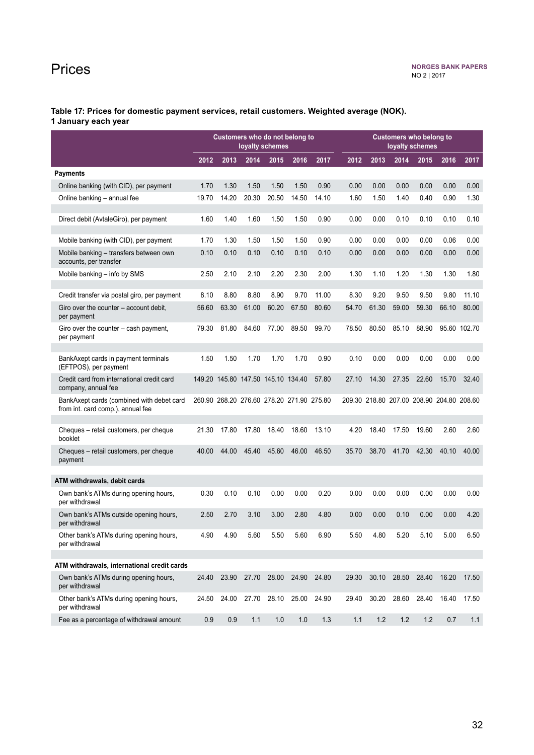# Prices

**Table 17: Prices for domestic payment services, retail customers. Weighted average (NOK). 1 January each year**

| | Customers who do not belong to loyalty schemes | | | | | | Customers who belong to loyalty schemes | | | | | |
|---|---|---|---|---|---|---|---|---|---|---|---|---|
| | 2012 | 2013 | 2014 | 2015 | 2016 | 2017 | 2012 | 2013 | 2014 | 2015 | 2016 | 2017 |
| **Payments** | | | | | | | | | | | | |
| Online banking (with CID), per payment | 1.70 | 1.30 | 1.50 | 1.50 | 1.50 | 0.90 | 0.00 | 0.00 | 0.00 | 0.00 | 0.00 | 0.00 |
| Online banking – annual fee | 19.70 | 14.20 | 20.30 | 20.50 | 14.50 | 14.10 | 1.60 | 1.50 | 1.40 | 0.40 | 0.90 | 1.30 |
| Direct debit (AvtaleGiro), per payment | 1.60 | 1.40 | 1.60 | 1.50 | 1.50 | 0.90 | 0.00 | 0.00 | 0.10 | 0.10 | 0.10 | 0.10 |
| Mobile banking (with CID), per payment | 1.70 | 1.30 | 1.50 | 1.50 | 1.50 | 0.90 | 0.00 | 0.00 | 0.00 | 0.00 | 0.06 | 0.00 |
| Mobile banking – transfers between own accounts, per transfer | 0.10 | 0.10 | 0.10 | 0.10 | 0.10 | 0.10 | 0.00 | 0.00 | 0.00 | 0.00 | 0.00 | 0.00 |
| Mobile banking – info by SMS | 2.50 | 2.10 | 2.10 | 2.20 | 2.30 | 2.00 | 1.30 | 1.10 | 1.20 | 1.30 | 1.30 | 1.80 |
| Credit transfer via postal giro, per payment | 8.10 | 8.80 | 8.80 | 8.90 | 9.70 | 11.00 | 8.30 | 9.20 | 9.50 | 9.50 | 9.80 | 11.10 |
| Giro over the counter – account debit, per payment | 56.60 | 63.30 | 61.00 | 60.20 | 67.50 | 80.60 | 54.70 | 61.30 | 59.00 | 59.30 | 66.10 | 80.00 |
| Giro over the counter – cash payment, per payment | 79.30 | 81.80 | 84.60 | 77.00 | 89.50 | 99.70 | 78.50 | 80.50 | 85.10 | 88.90 | 95.60 | 102.70 |
| BankAxept cards in payment terminals (EFTPOS), per payment | 1.50 | 1.50 | 1.70 | 1.70 | 1.70 | 0.90 | 0.10 | 0.00 | 0.00 | 0.00 | 0.00 | 0.00 |
| Credit card from international credit card company, annual fee | 149.20 | 145.80 | 147.50 | 145.10 | 134.40 | 57.80 | 27.10 | 14.30 | 27.35 | 22.60 | 15.70 | 32.40 |
| BankAxept cards (combined with debet card from int. card comp.), annual fee | 260.90 | 268.20 | 276.60 | 278.20 | 271.90 | 275.80 | 209.30 | 218.80 | 207.00 | 208.90 | 204.80 | 208.60 |
| Cheques – retail customers, per cheque booklet | 21.30 | 17.80 | 17.80 | 18.40 | 18.60 | 13.10 | 4.20 | 18.40 | 17.50 | 19.60 | 2.60 | 2.60 |
| Cheques – retail customers, per cheque payment | 40.00 | 44.00 | 45.40 | 45.60 | 46.00 | 46.50 | 35.70 | 38.70 | 41.70 | 42.30 | 40.10 | 40.00 |
| **ATM withdrawals, debit cards** | | | | | | | | | | | | |
| Own bank's ATMs during opening hours, per withdrawal | 0.30 | 0.10 | 0.10 | 0.00 | 0.00 | 0.20 | 0.00 | 0.00 | 0.00 | 0.00 | 0.00 | 0.00 |
| Own bank's ATMs outside opening hours, per withdrawal | 2.50 | 2.70 | 3.10 | 3.00 | 2.80 | 4.80 | 0.00 | 0.00 | 0.10 | 0.00 | 0.00 | 4.20 |
| Other bank's ATMs during opening hours, per withdrawal | 4.90 | 4.90 | 5.60 | 5.50 | 5.60 | 6.90 | 5.50 | 4.80 | 5.20 | 5.10 | 5.00 | 6.50 |
| **ATM withdrawals, international credit cards** | | | | | | | | | | | | |
| Own bank's ATMs during opening hours, per withdrawal | 24.40 | 23.90 | 27.70 | 28.00 | 24.90 | 24.80 | 29.30 | 30.10 | 28.50 | 28.40 | 16.20 | 17.50 |
| Other bank's ATMs during opening hours, per withdrawal | 24.50 | 24.00 | 27.70 | 28.10 | 25.00 | 24.90 | 29.40 | 30.20 | 28.60 | 28.40 | 16.40 | 17.50 |
| Fee as a percentage of withdrawal amount | 0.9 | 0.9 | 1.1 | 1.0 | 1.0 | 1.3 | 1.1 | 1.2 | 1.2 | 1.2 | 0.7 | 1.1 |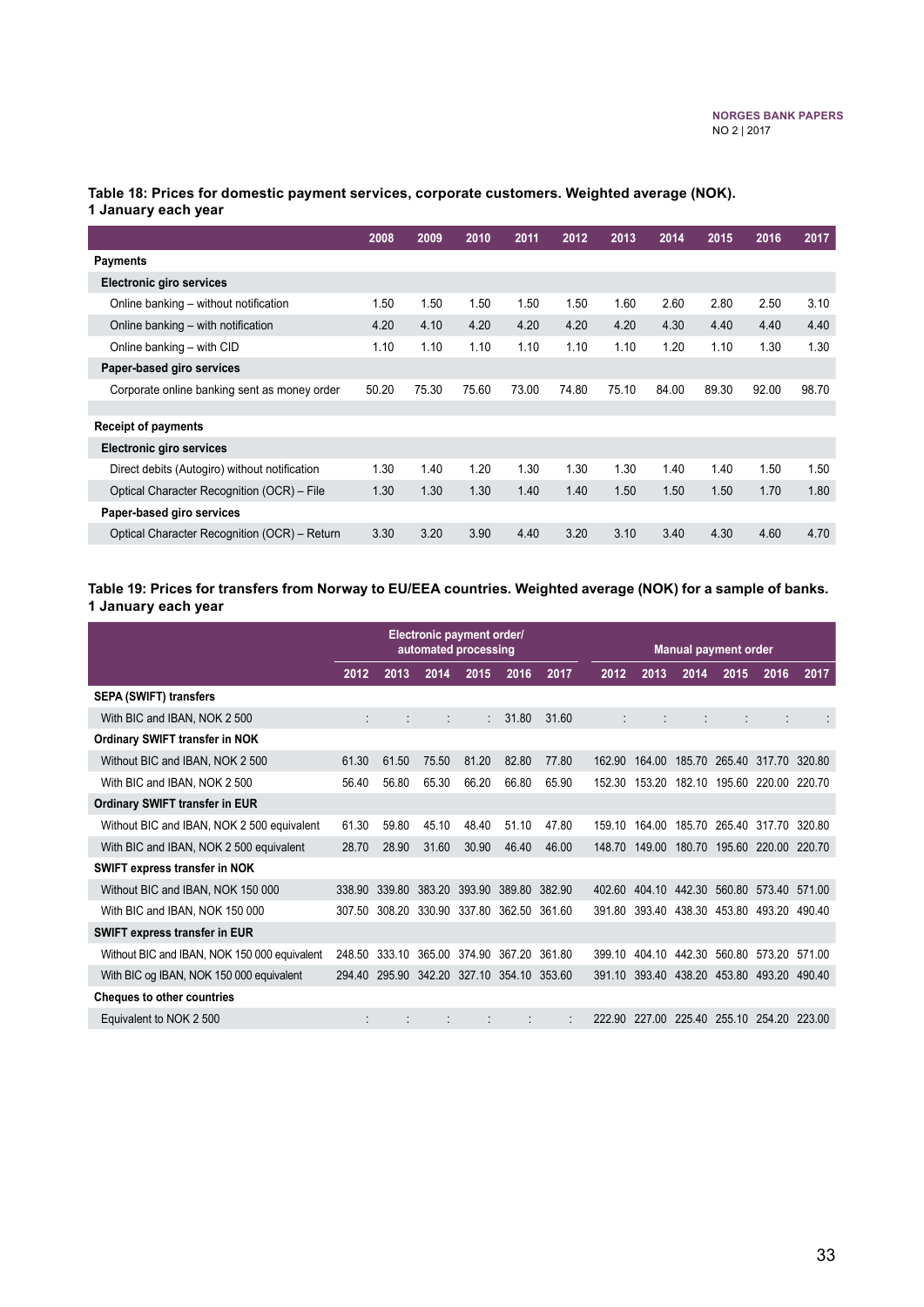**Table 18: Prices for domestic payment services, corporate customers. Weighted average (NOK). 1 January each year**

| | 2008 | 2009 | 2010 | 2011 | 2012 | 2013 | 2014 | 2015 | 2016 | 2017 |
|---|---|---|---|---|---|---|---|---|---|---|
| **Payments** | | | | | | | | | | |
| **Electronic giro services** | | | | | | | | | | |
| Online banking – without notification | 1.50 | 1.50 | 1.50 | 1.50 | 1.50 | 1.60 | 2.60 | 2.80 | 2.50 | 3.10 |
| Online banking – with notification | 4.20 | 4.10 | 4.20 | 4.20 | 4.20 | 4.20 | 4.30 | 4.40 | 4.40 | 4.40 |
| Online banking – with CID | 1.10 | 1.10 | 1.10 | 1.10 | 1.10 | 1.10 | 1.20 | 1.10 | 1.30 | 1.30 |
| **Paper-based giro services** | | | | | | | | | | |
| Corporate online banking sent as money order | 50.20 | 75.30 | 75.60 | 73.00 | 74.80 | 75.10 | 84.00 | 89.30 | 92.00 | 98.70 |
| | | | | | | | | | | |
| **Receipt of payments** | | | | | | | | | | |
| **Electronic giro services** | | | | | | | | | | |
| Direct debits (Autogiro) without notification | 1.30 | 1.40 | 1.20 | 1.30 | 1.30 | 1.30 | 1.40 | 1.40 | 1.50 | 1.50 |
| Optical Character Recognition (OCR) – File | 1.30 | 1.30 | 1.30 | 1.40 | 1.40 | 1.50 | 1.50 | 1.50 | 1.70 | 1.80 |
| **Paper-based giro services** | | | | | | | | | | |
| Optical Character Recognition (OCR) – Return | 3.30 | 3.20 | 3.90 | 4.40 | 3.20 | 3.10 | 3.40 | 4.30 | 4.60 | 4.70 |

**Table 19: Prices for transfers from Norway to EU/EEA countries. Weighted average (NOK) for a sample of banks. 1 January each year**

| | Electronic payment order/ automated processing | | | | | | Manual payment order | | | | | |
|---|---|---|---|---|---|---|---|---|---|---|---|---|
| | 2012 | 2013 | 2014 | 2015 | 2016 | 2017 | 2012 | 2013 | 2014 | 2015 | 2016 | 2017 |
| **SEPA (SWIFT) transfers** | | | | | | | | | | | | |
| With BIC and IBAN, NOK 2 500 | : | : | : | : | 31.80 | 31.60 | : | : | : | : | : | : |
| **Ordinary SWIFT transfer in NOK** | | | | | | | | | | | | |
| Without BIC and IBAN, NOK 2 500 | 61.30 | 61.50 | 75.50 | 81.20 | 82.80 | 77.80 | 162.90 | 164.00 | 185.70 | 265.40 | 317.70 | 320.80 |
| With BIC and IBAN, NOK 2 500 | 56.40 | 56.80 | 65.30 | 66.20 | 66.80 | 65.90 | 152.30 | 153.20 | 182.10 | 195.60 | 220.00 | 220.70 |
| **Ordinary SWIFT transfer in EUR** | | | | | | | | | | | | |
| Without BIC and IBAN, NOK 2 500 equivalent | 61.30 | 59.80 | 45.10 | 48.40 | 51.10 | 47.80 | 159.10 | 164.00 | 185.70 | 265.40 | 317.70 | 320.80 |
| With BIC and IBAN, NOK 2 500 equivalent | 28.70 | 28.90 | 31.60 | 30.90 | 46.40 | 46.00 | 148.70 | 149.00 | 180.70 | 195.60 | 220.00 | 220.70 |
| **SWIFT express transfer in NOK** | | | | | | | | | | | | |
| Without BIC and IBAN, NOK 150 000 | 338.90 | 339.80 | 383.20 | 393.90 | 389.80 | 382.90 | 402.60 | 404.10 | 442.30 | 560.80 | 573.40 | 571.00 |
| With BIC and IBAN, NOK 150 000 | 307.50 | 308.20 | 330.90 | 337.80 | 362.50 | 361.60 | 391.80 | 393.40 | 438.30 | 453.80 | 493.20 | 490.40 |
| **SWIFT express transfer in EUR** | | | | | | | | | | | | |
| Without BIC and IBAN, NOK 150 000 equivalent | 248.50 | 333.10 | 365.00 | 374.90 | 367.20 | 361.80 | 399.10 | 404.10 | 442.30 | 560.80 | 573.20 | 571.00 |
| With BIC og IBAN, NOK 150 000 equivalent | 294.40 | 295.90 | 342.20 | 327.10 | 354.10 | 353.60 | 391.10 | 393.40 | 438.20 | 453.80 | 493.20 | 490.40 |
| **Cheques to other countries** | | | | | | | | | | | | |
| Equivalent to NOK 2 500 | : | : | : | : | : | : | 222.90 | 227.00 | 225.40 | 255.10 | 254.20 | 223.00 |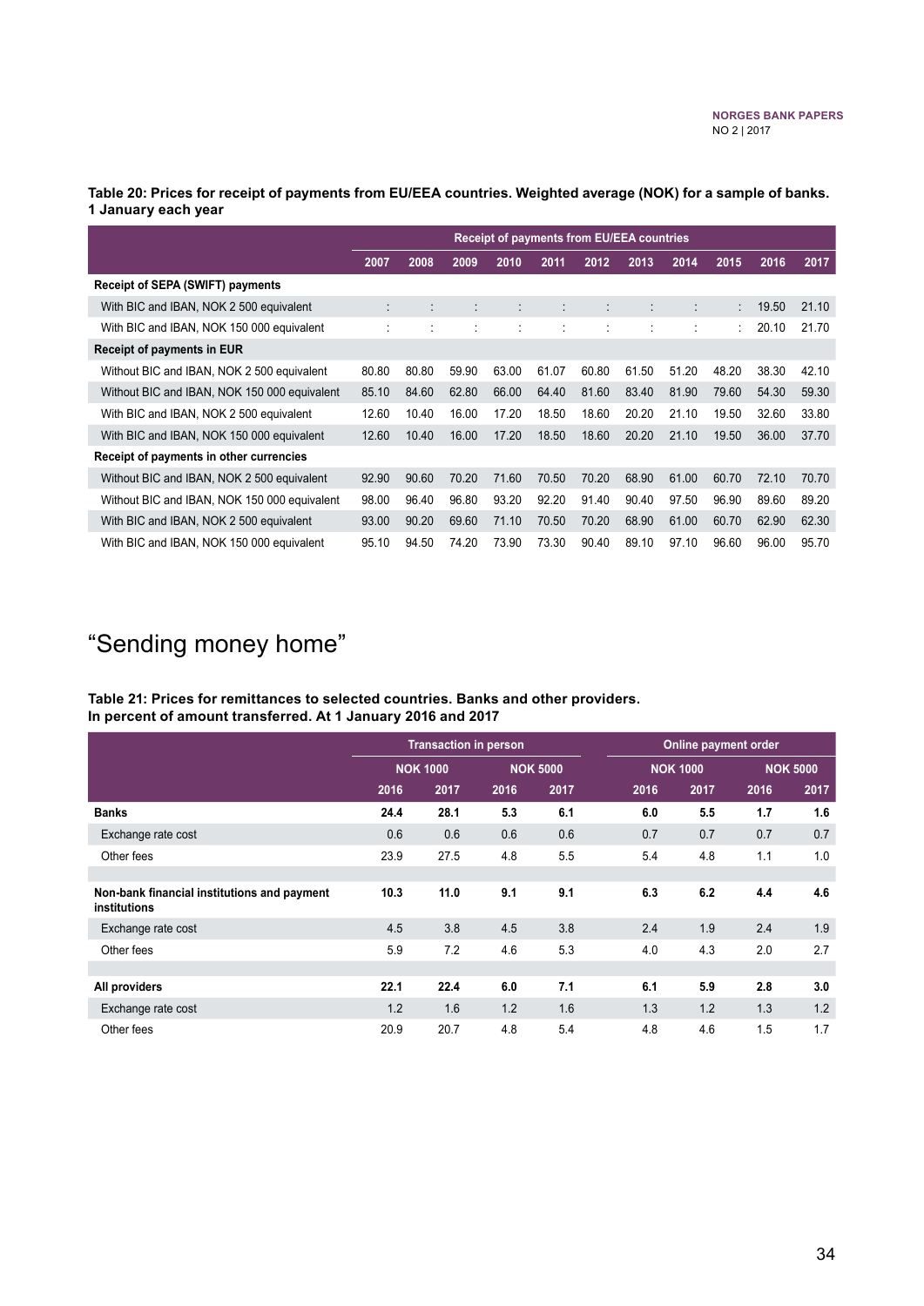**Table 20: Prices for receipt of payments from EU/EEA countries. Weighted average (NOK) for a sample of banks. 1 January each year**

| | Receipt of payments from EU/EEA countries | | | | | | | | | | |
|---|---|---|---|---|---|---|---|---|---|---|---|
| | 2007 | 2008 | 2009 | 2010 | 2011 | 2012 | 2013 | 2014 | 2015 | 2016 | 2017 |
| **Receipt of SEPA (SWIFT) payments** | | | | | | | | | | | |
| With BIC and IBAN, NOK 2 500 equivalent | : | : | : | : | : | : | : | : | : | 19.50 | 21.10 |
| With BIC and IBAN, NOK 150 000 equivalent | : | : | : | : | : | : | : | : | : | 20.10 | 21.70 |
| **Receipt of payments in EUR** | | | | | | | | | | | |
| Without BIC and IBAN, NOK 2 500 equivalent | 80.80 | 80.80 | 59.90 | 63.00 | 61.07 | 60.80 | 61.50 | 51.20 | 48.20 | 38.30 | 42.10 |
| Without BIC and IBAN, NOK 150 000 equivalent | 85.10 | 84.60 | 62.80 | 66.00 | 64.40 | 81.60 | 83.40 | 81.90 | 79.60 | 54.30 | 59.30 |
| With BIC and IBAN, NOK 2 500 equivalent | 12.60 | 10.40 | 16.00 | 17.20 | 18.50 | 18.60 | 20.20 | 21.10 | 19.50 | 32.60 | 33.80 |
| With BIC and IBAN, NOK 150 000 equivalent | 12.60 | 10.40 | 16.00 | 17.20 | 18.50 | 18.60 | 20.20 | 21.10 | 19.50 | 36.00 | 37.70 |
| **Receipt of payments in other currencies** | | | | | | | | | | | |
| Without BIC and IBAN, NOK 2 500 equivalent | 92.90 | 90.60 | 70.20 | 71.60 | 70.50 | 70.20 | 68.90 | 61.00 | 60.70 | 72.10 | 70.70 |
| Without BIC and IBAN, NOK 150 000 equivalent | 98.00 | 96.40 | 96.80 | 93.20 | 92.20 | 91.40 | 90.40 | 97.50 | 96.90 | 89.60 | 89.20 |
| With BIC and IBAN, NOK 2 500 equivalent | 93.00 | 90.20 | 69.60 | 71.10 | 70.50 | 70.20 | 68.90 | 61.00 | 60.70 | 62.90 | 62.30 |
| With BIC and IBAN, NOK 150 000 equivalent | 95.10 | 94.50 | 74.20 | 73.90 | 73.30 | 90.40 | 89.10 | 97.10 | 96.60 | 96.00 | 95.70 |

# "Sending money home"

**Table 21: Prices for remittances to selected countries. Banks and other providers. In percent of amount transferred. At 1 January 2016 and 2017**

| | Transaction in person | | | | Online payment order | | | |
|---|---|---|---|---|---|---|---|---|
| | NOK 1000 | | NOK 5000 | | NOK 1000 | | NOK 5000 | |
| | 2016 | 2017 | 2016 | 2017 | 2016 | 2017 | 2016 | 2017 |
| **Banks** | **24.4** | **28.1** | **5.3** | **6.1** | **6.0** | **5.5** | **1.7** | **1.6** |
| Exchange rate cost | 0.6 | 0.6 | 0.6 | 0.6 | 0.7 | 0.7 | 0.7 | 0.7 |
| Other fees | 23.9 | 27.5 | 4.8 | 5.5 | 5.4 | 4.8 | 1.1 | 1.0 |
| | | | | | | | | |
| **Non-bank financial institutions and payment institutions** | **10.3** | **11.0** | **9.1** | **9.1** | **6.3** | **6.2** | **4.4** | **4.6** |
| Exchange rate cost | 4.5 | 3.8 | 4.5 | 3.8 | 2.4 | 1.9 | 2.4 | 1.9 |
| Other fees | 5.9 | 7.2 | 4.6 | 5.3 | 4.0 | 4.3 | 2.0 | 2.7 |
| | | | | | | | | |
| **All providers** | **22.1** | **22.4** | **6.0** | **7.1** | **6.1** | **5.9** | **2.8** | **3.0** |
| Exchange rate cost | 1.2 | 1.6 | 1.2 | 1.6 | 1.3 | 1.2 | 1.3 | 1.2 |
| Other fees | 20.9 | 20.7 | 4.8 | 5.4 | 4.8 | 4.6 | 1.5 | 1.7 |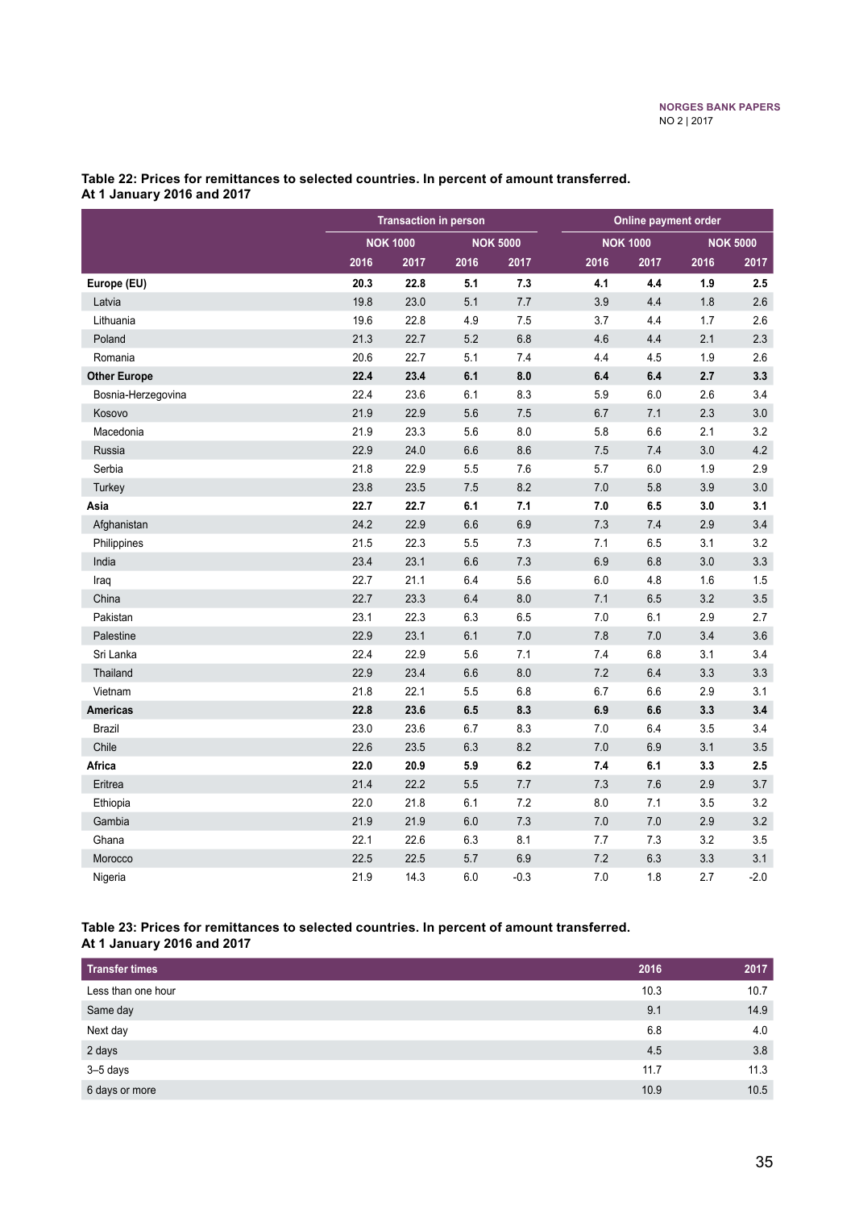**Table 22: Prices for remittances to selected countries. In percent of amount transferred. At 1 January 2016 and 2017**

| | Transaction in person | | | | Online payment order | | | |
|---|---|---|---|---|---|---|---|---|
| | NOK 1000 | | NOK 5000 | | NOK 1000 | | NOK 5000 | |
| | 2016 | 2017 | 2016 | 2017 | 2016 | 2017 | 2016 | 2017 |
| **Europe (EU)** | **20.3** | **22.8** | **5.1** | **7.3** | **4.1** | **4.4** | **1.9** | **2.5** |
| Latvia | 19.8 | 23.0 | 5.1 | 7.7 | 3.9 | 4.4 | 1.8 | 2.6 |
| Lithuania | 19.6 | 22.8 | 4.9 | 7.5 | 3.7 | 4.4 | 1.7 | 2.6 |
| Poland | 21.3 | 22.7 | 5.2 | 6.8 | 4.6 | 4.4 | 2.1 | 2.3 |
| Romania | 20.6 | 22.7 | 5.1 | 7.4 | 4.4 | 4.5 | 1.9 | 2.6 |
| **Other Europe** | **22.4** | **23.4** | **6.1** | **8.0** | **6.4** | **6.4** | **2.7** | **3.3** |
| Bosnia-Herzegovina | 22.4 | 23.6 | 6.1 | 8.3 | 5.9 | 6.0 | 2.6 | 3.4 |
| Kosovo | 21.9 | 22.9 | 5.6 | 7.5 | 6.7 | 7.1 | 2.3 | 3.0 |
| Macedonia | 21.9 | 23.3 | 5.6 | 8.0 | 5.8 | 6.6 | 2.1 | 3.2 |
| Russia | 22.9 | 24.0 | 6.6 | 8.6 | 7.5 | 7.4 | 3.0 | 4.2 |
| Serbia | 21.8 | 22.9 | 5.5 | 7.6 | 5.7 | 6.0 | 1.9 | 2.9 |
| Turkey | 23.8 | 23.5 | 7.5 | 8.2 | 7.0 | 5.8 | 3.9 | 3.0 |
| **Asia** | **22.7** | **22.7** | **6.1** | **7.1** | **7.0** | **6.5** | **3.0** | **3.1** |
| Afghanistan | 24.2 | 22.9 | 6.6 | 6.9 | 7.3 | 7.4 | 2.9 | 3.4 |
| Philippines | 21.5 | 22.3 | 5.5 | 7.3 | 7.1 | 6.5 | 3.1 | 3.2 |
| India | 23.4 | 23.1 | 6.6 | 7.3 | 6.9 | 6.8 | 3.0 | 3.3 |
| Iraq | 22.7 | 21.1 | 6.4 | 5.6 | 6.0 | 4.8 | 1.6 | 1.5 |
| China | 22.7 | 23.3 | 6.4 | 8.0 | 7.1 | 6.5 | 3.2 | 3.5 |
| Pakistan | 23.1 | 22.3 | 6.3 | 6.5 | 7.0 | 6.1 | 2.9 | 2.7 |
| Palestine | 22.9 | 23.1 | 6.1 | 7.0 | 7.8 | 7.0 | 3.4 | 3.6 |
| Sri Lanka | 22.4 | 22.9 | 5.6 | 7.1 | 7.4 | 6.8 | 3.1 | 3.4 |
| Thailand | 22.9 | 23.4 | 6.6 | 8.0 | 7.2 | 6.4 | 3.3 | 3.3 |
| Vietnam | 21.8 | 22.1 | 5.5 | 6.8 | 6.7 | 6.6 | 2.9 | 3.1 |
| **Americas** | **22.8** | **23.6** | **6.5** | **8.3** | **6.9** | **6.6** | **3.3** | **3.4** |
| Brazil | 23.0 | 23.6 | 6.7 | 8.3 | 7.0 | 6.4 | 3.5 | 3.4 |
| Chile | 22.6 | 23.5 | 6.3 | 8.2 | 7.0 | 6.9 | 3.1 | 3.5 |
| **Africa** | **22.0** | **20.9** | **5.9** | **6.2** | **7.4** | **6.1** | **3.3** | **2.5** |
| Eritrea | 21.4 | 22.2 | 5.5 | 7.7 | 7.3 | 7.6 | 2.9 | 3.7 |
| Ethiopia | 22.0 | 21.8 | 6.1 | 7.2 | 8.0 | 7.1 | 3.5 | 3.2 |
| Gambia | 21.9 | 21.9 | 6.0 | 7.3 | 7.0 | 7.0 | 2.9 | 3.2 |
| Ghana | 22.1 | 22.6 | 6.3 | 8.1 | 7.7 | 7.3 | 3.2 | 3.5 |
| Morocco | 22.5 | 22.5 | 5.7 | 6.9 | 7.2 | 6.3 | 3.3 | 3.1 |
| Nigeria | 21.9 | 14.3 | 6.0 | -0.3 | 7.0 | 1.8 | 2.7 | -2.0 |

**Table 23: Prices for remittances to selected countries. In percent of amount transferred. At 1 January 2016 and 2017**

| Transfer times | 2016 | 2017 |
|---|---|---|
| Less than one hour | 10.3 | 10.7 |
| Same day | 9.1 | 14.9 |
| Next day | 6.8 | 4.0 |
| 2 days | 4.5 | 3.8 |
| 3–5 days | 11.7 | 11.3 |
| 6 days or more | 10.9 | 10.5 |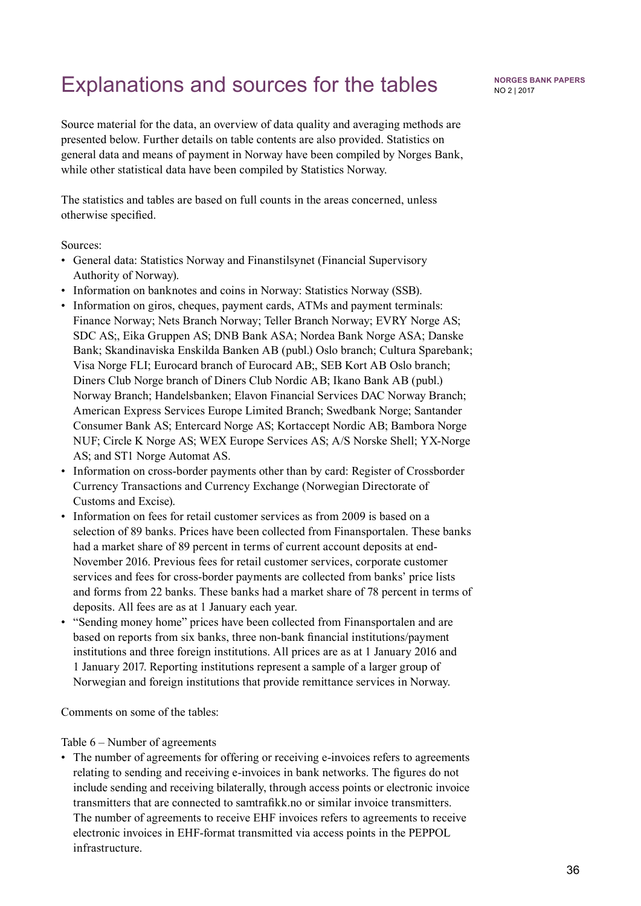# Explanations and sources for the tables

Source material for the data, an overview of data quality and averaging methods are presented below. Further details on table contents are also provided. Statistics on general data and means of payment in Norway have been compiled by Norges Bank, while other statistical data have been compiled by Statistics Norway.

The statistics and tables are based on full counts in the areas concerned, unless otherwise specified.

Sources:

- General data: Statistics Norway and Finanstilsynet (Financial Supervisory Authority of Norway).
- Information on banknotes and coins in Norway: Statistics Norway (SSB).
- Information on giros, cheques, payment cards, ATMs and payment terminals: Finance Norway; Nets Branch Norway; Teller Branch Norway; EVRY Norge AS; SDC AS;, Eika Gruppen AS; DNB Bank ASA; Nordea Bank Norge ASA; Danske Bank; Skandinaviska Enskilda Banken AB (publ.) Oslo branch; Cultura Sparebank; Visa Norge FLI; Eurocard branch of Eurocard AB;, SEB Kort AB Oslo branch; Diners Club Norge branch of Diners Club Nordic AB; Ikano Bank AB (publ.) Norway Branch; Handelsbanken; Elavon Financial Services DAC Norway Branch; American Express Services Europe Limited Branch; Swedbank Norge; Santander Consumer Bank AS; Entercard Norge AS; Kortaccept Nordic AB; Bambora Norge NUF; Circle K Norge AS; WEX Europe Services AS; A/S Norske Shell; YX-Norge AS; and ST1 Norge Automat AS.
- Information on cross-border payments other than by card: Register of Crossborder Currency Transactions and Currency Exchange (Norwegian Directorate of Customs and Excise).
- Information on fees for retail customer services as from 2009 is based on a selection of 89 banks. Prices have been collected from Finansportalen. These banks had a market share of 89 percent in terms of current account deposits at end-November 2016. Previous fees for retail customer services, corporate customer services and fees for cross-border payments are collected from banks' price lists and forms from 22 banks. These banks had a market share of 78 percent in terms of deposits. All fees are as at 1 January each year.
- "Sending money home" prices have been collected from Finansportalen and are based on reports from six banks, three non-bank financial institutions/payment institutions and three foreign institutions. All prices are as at 1 January 2016 and 1 January 2017. Reporting institutions represent a sample of a larger group of Norwegian and foreign institutions that provide remittance services in Norway.

Comments on some of the tables:

Table 6 – Number of agreements

- The number of agreements for offering or receiving e-invoices refers to agreements relating to sending and receiving e-invoices in bank networks. The figures do not include sending and receiving bilaterally, through access points or electronic invoice transmitters that are connected to samtrafikk.no or similar invoice transmitters. The number of agreements to receive EHF invoices refers to agreements to receive electronic invoices in EHF-format transmitted via access points in the PEPPOL infrastructure.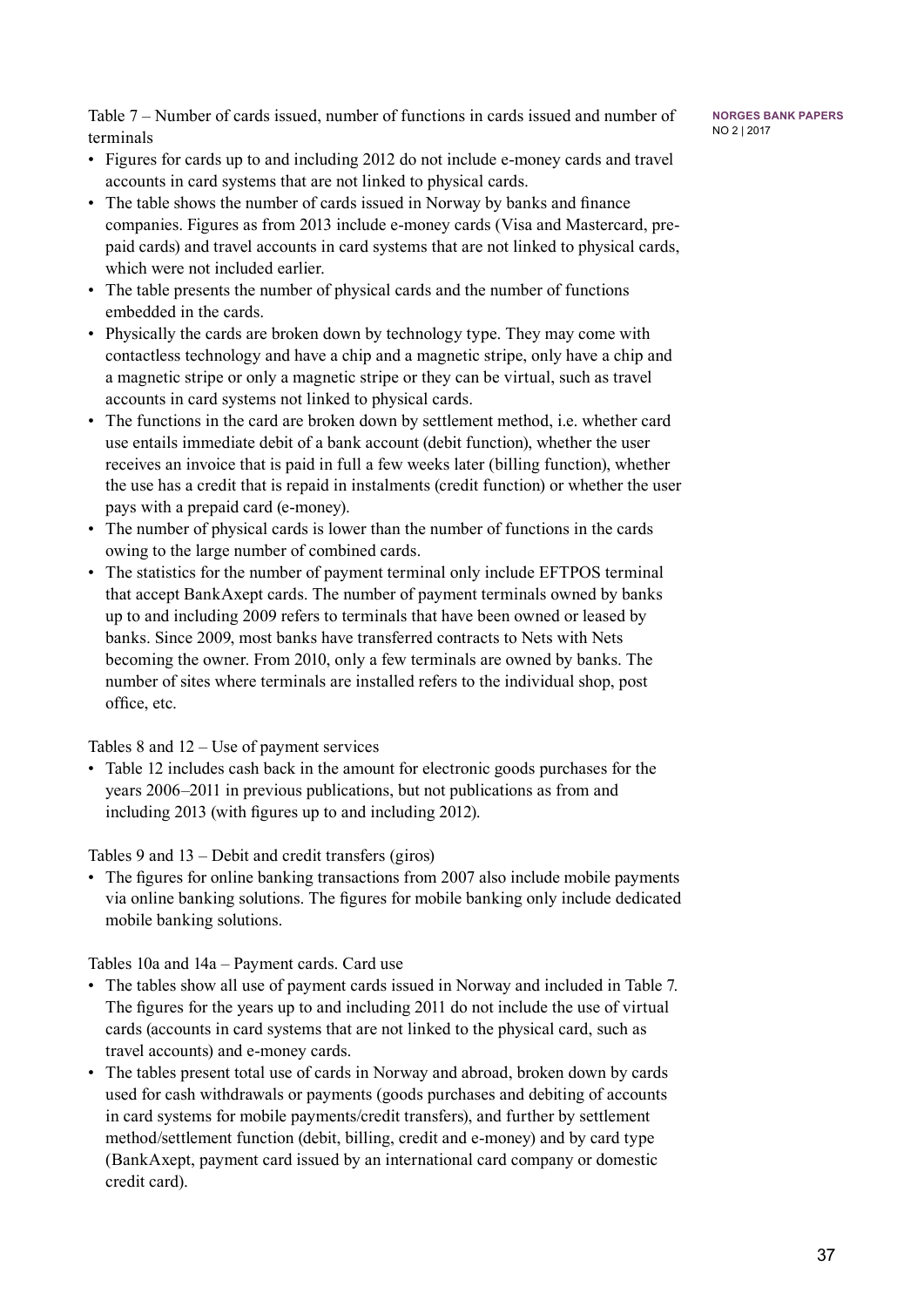Table 7 – Number of cards issued, number of functions in cards issued and number of terminals

- Figures for cards up to and including 2012 do not include e-money cards and travel accounts in card systems that are not linked to physical cards.
- The table shows the number of cards issued in Norway by banks and finance companies. Figures as from 2013 include e-money cards (Visa and Mastercard, pre-paid cards) and travel accounts in card systems that are not linked to physical cards, which were not included earlier.
- The table presents the number of physical cards and the number of functions embedded in the cards.
- Physically the cards are broken down by technology type. They may come with contactless technology and have a chip and a magnetic stripe, only have a chip and a magnetic stripe or only a magnetic stripe or they can be virtual, such as travel accounts in card systems not linked to physical cards.
- The functions in the card are broken down by settlement method, i.e. whether card use entails immediate debit of a bank account (debit function), whether the user receives an invoice that is paid in full a few weeks later (billing function), whether the use has a credit that is repaid in instalments (credit function) or whether the user pays with a prepaid card (e-money).
- The number of physical cards is lower than the number of functions in the cards owing to the large number of combined cards.
- The statistics for the number of payment terminal only include EFTPOS terminal that accept BankAxept cards. The number of payment terminals owned by banks up to and including 2009 refers to terminals that have been owned or leased by banks. Since 2009, most banks have transferred contracts to Nets with Nets becoming the owner. From 2010, only a few terminals are owned by banks. The number of sites where terminals are installed refers to the individual shop, post office, etc.

Tables 8 and 12 – Use of payment services

- Table 12 includes cash back in the amount for electronic goods purchases for the years 2006–2011 in previous publications, but not publications as from and including 2013 (with figures up to and including 2012).

Tables 9 and 13 – Debit and credit transfers (giros)

- The figures for online banking transactions from 2007 also include mobile payments via online banking solutions. The figures for mobile banking only include dedicated mobile banking solutions.

Tables 10a and 14a – Payment cards. Card use

- The tables show all use of payment cards issued in Norway and included in Table 7. The figures for the years up to and including 2011 do not include the use of virtual cards (accounts in card systems that are not linked to the physical card, such as travel accounts) and e-money cards.
- The tables present total use of cards in Norway and abroad, broken down by cards used for cash withdrawals or payments (goods purchases and debiting of accounts in card systems for mobile payments/credit transfers), and further by settlement method/settlement function (debit, billing, credit and e-money) and by card type (BankAxept, payment card issued by an international card company or domestic credit card).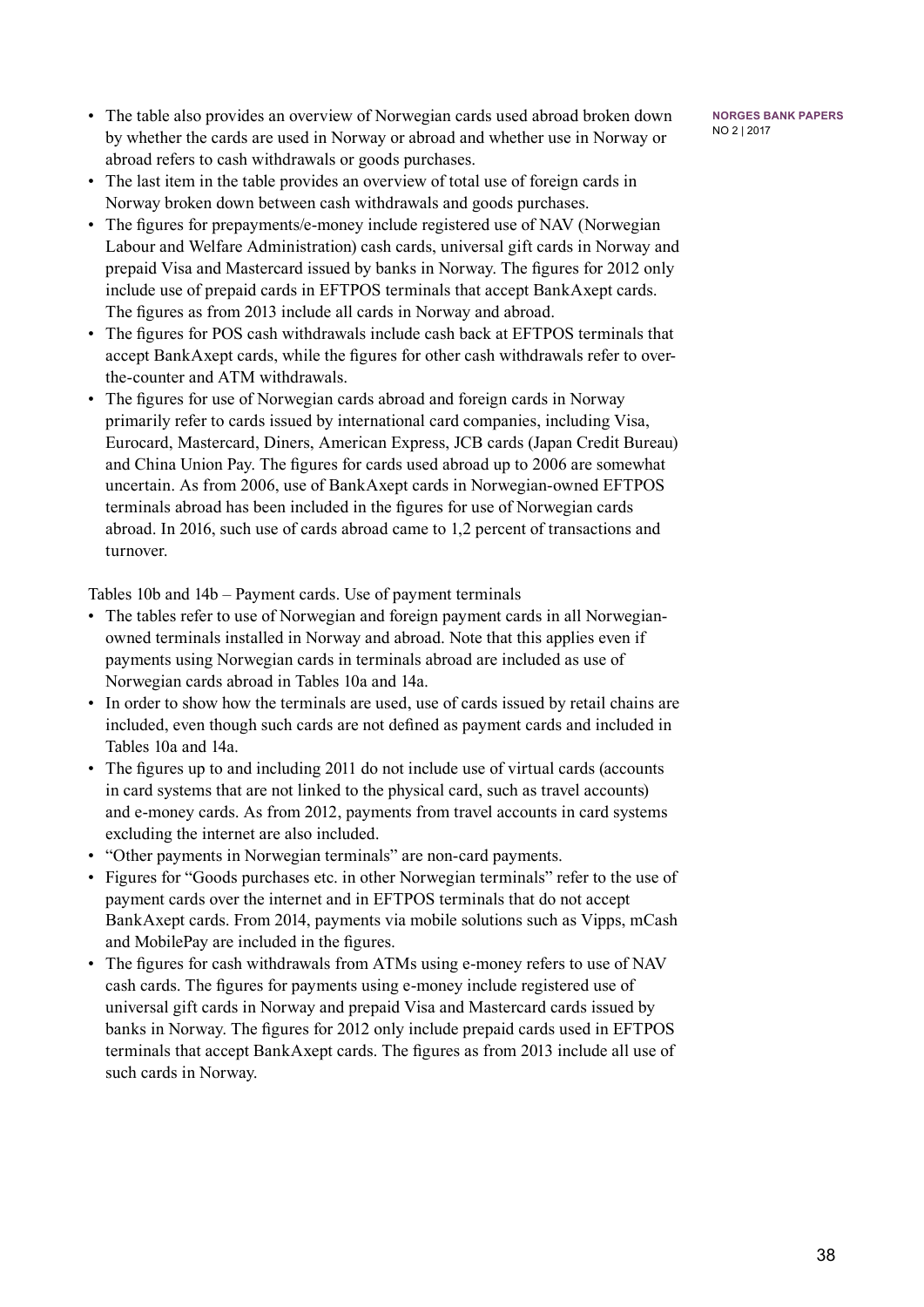- The table also provides an overview of Norwegian cards used abroad broken down by whether the cards are used in Norway or abroad and whether use in Norway or abroad refers to cash withdrawals or goods purchases.
- The last item in the table provides an overview of total use of foreign cards in Norway broken down between cash withdrawals and goods purchases.
- The figures for prepayments/e-money include registered use of NAV (Norwegian Labour and Welfare Administration) cash cards, universal gift cards in Norway and prepaid Visa and Mastercard issued by banks in Norway. The figures for 2012 only include use of prepaid cards in EFTPOS terminals that accept BankAxept cards. The figures as from 2013 include all cards in Norway and abroad.
- The figures for POS cash withdrawals include cash back at EFTPOS terminals that accept BankAxept cards, while the figures for other cash withdrawals refer to over-the-counter and ATM withdrawals.
- The figures for use of Norwegian cards abroad and foreign cards in Norway primarily refer to cards issued by international card companies, including Visa, Eurocard, Mastercard, Diners, American Express, JCB cards (Japan Credit Bureau) and China Union Pay. The figures for cards used abroad up to 2006 are somewhat uncertain. As from 2006, use of BankAxept cards in Norwegian-owned EFTPOS terminals abroad has been included in the figures for use of Norwegian cards abroad. In 2016, such use of cards abroad came to 1,2 percent of transactions and turnover.

Tables 10b and 14b – Payment cards. Use of payment terminals

- The tables refer to use of Norwegian and foreign payment cards in all Norwegian-owned terminals installed in Norway and abroad. Note that this applies even if payments using Norwegian cards in terminals abroad are included as use of Norwegian cards abroad in Tables 10a and 14a.
- In order to show how the terminals are used, use of cards issued by retail chains are included, even though such cards are not defined as payment cards and included in Tables 10a and 14a.
- The figures up to and including 2011 do not include use of virtual cards (accounts in card systems that are not linked to the physical card, such as travel accounts) and e-money cards. As from 2012, payments from travel accounts in card systems excluding the internet are also included.
- "Other payments in Norwegian terminals" are non-card payments.
- Figures for "Goods purchases etc. in other Norwegian terminals" refer to the use of payment cards over the internet and in EFTPOS terminals that do not accept BankAxept cards. From 2014, payments via mobile solutions such as Vipps, mCash and MobilePay are included in the figures.
- The figures for cash withdrawals from ATMs using e-money refers to use of NAV cash cards. The figures for payments using e-money include registered use of universal gift cards in Norway and prepaid Visa and Mastercard cards issued by banks in Norway. The figures for 2012 only include prepaid cards used in EFTPOS terminals that accept BankAxept cards. The figures as from 2013 include all use of such cards in Norway.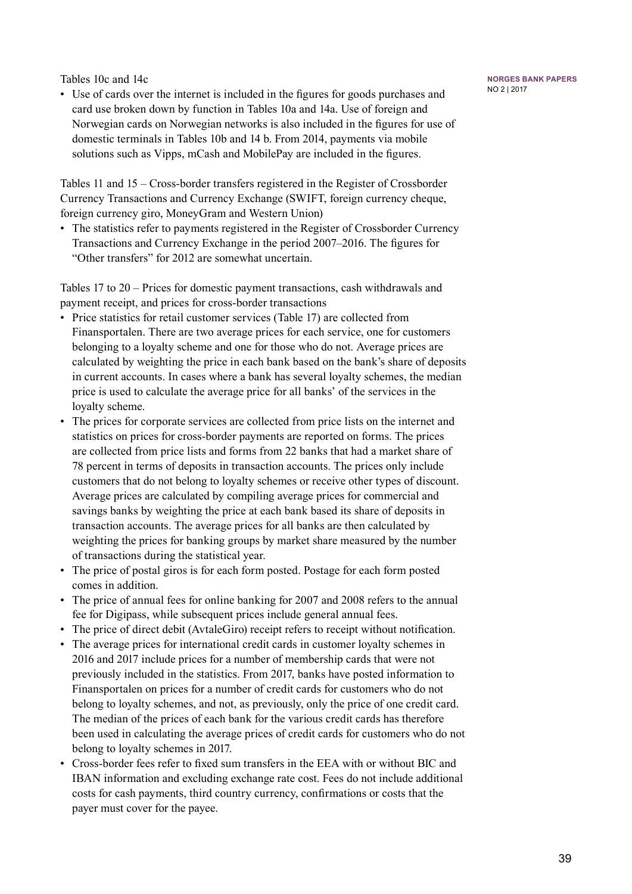Tables 10c and 14c

- Use of cards over the internet is included in the figures for goods purchases and card use broken down by function in Tables 10a and 14a. Use of foreign and Norwegian cards on Norwegian networks is also included in the figures for use of domestic terminals in Tables 10b and 14 b. From 2014, payments via mobile solutions such as Vipps, mCash and MobilePay are included in the figures.

Tables 11 and 15 – Cross-border transfers registered in the Register of Crossborder Currency Transactions and Currency Exchange (SWIFT, foreign currency cheque, foreign currency giro, MoneyGram and Western Union)

- The statistics refer to payments registered in the Register of Crossborder Currency Transactions and Currency Exchange in the period 2007–2016. The figures for "Other transfers" for 2012 are somewhat uncertain.

Tables 17 to 20 – Prices for domestic payment transactions, cash withdrawals and payment receipt, and prices for cross-border transactions

- Price statistics for retail customer services (Table 17) are collected from Finansportalen. There are two average prices for each service, one for customers belonging to a loyalty scheme and one for those who do not. Average prices are calculated by weighting the price in each bank based on the bank's share of deposits in current accounts. In cases where a bank has several loyalty schemes, the median price is used to calculate the average price for all banks' of the services in the loyalty scheme.
- The prices for corporate services are collected from price lists on the internet and statistics on prices for cross-border payments are reported on forms. The prices are collected from price lists and forms from 22 banks that had a market share of 78 percent in terms of deposits in transaction accounts. The prices only include customers that do not belong to loyalty schemes or receive other types of discount. Average prices are calculated by compiling average prices for commercial and savings banks by weighting the price at each bank based its share of deposits in transaction accounts. The average prices for all banks are then calculated by weighting the prices for banking groups by market share measured by the number of transactions during the statistical year.
- The price of postal giros is for each form posted. Postage for each form posted comes in addition.
- The price of annual fees for online banking for 2007 and 2008 refers to the annual fee for Digipass, while subsequent prices include general annual fees.
- The price of direct debit (AvtaleGiro) receipt refers to receipt without notification.
- The average prices for international credit cards in customer loyalty schemes in 2016 and 2017 include prices for a number of membership cards that were not previously included in the statistics. From 2017, banks have posted information to Finansportalen on prices for a number of credit cards for customers who do not belong to loyalty schemes, and not, as previously, only the price of one credit card. The median of the prices of each bank for the various credit cards has therefore been used in calculating the average prices of credit cards for customers who do not belong to loyalty schemes in 2017.
- Cross-border fees refer to fixed sum transfers in the EEA with or without BIC and IBAN information and excluding exchange rate cost. Fees do not include additional costs for cash payments, third country currency, confirmations or costs that the payer must cover for the payee.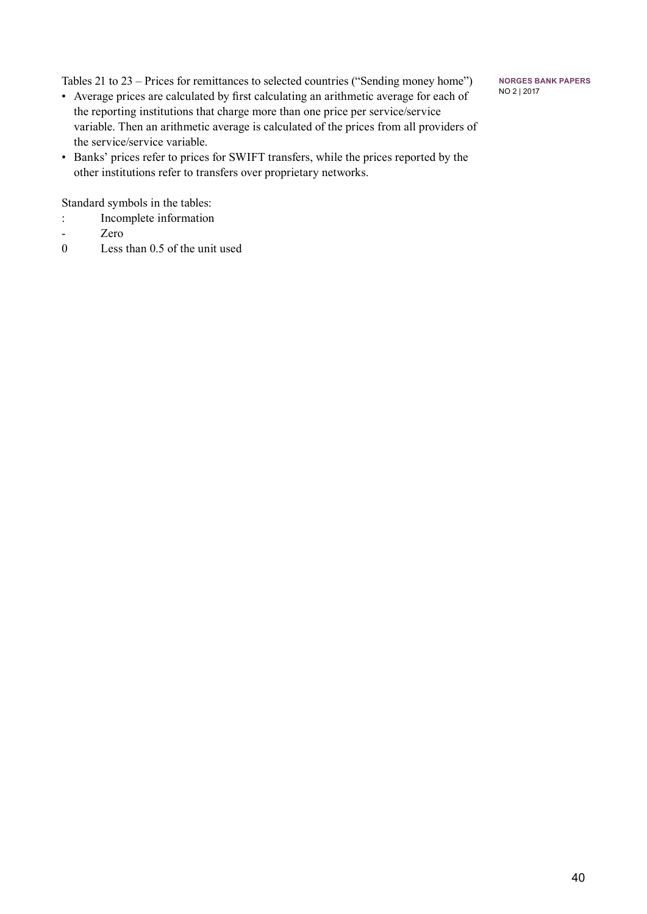Tables 21 to 23 – Prices for remittances to selected countries ("Sending money home")

- Average prices are calculated by first calculating an arithmetic average for each of the reporting institutions that charge more than one price per service/service variable. Then an arithmetic average is calculated of the prices from all providers of the service/service variable.
- Banks' prices refer to prices for SWIFT transfers, while the prices reported by the other institutions refer to transfers over proprietary networks.

Standard symbols in the tables:

| Symbol | Meaning |
|---|---|
| : | Incomplete information |
| - | Zero |
| 0 | Less than 0.5 of the unit used |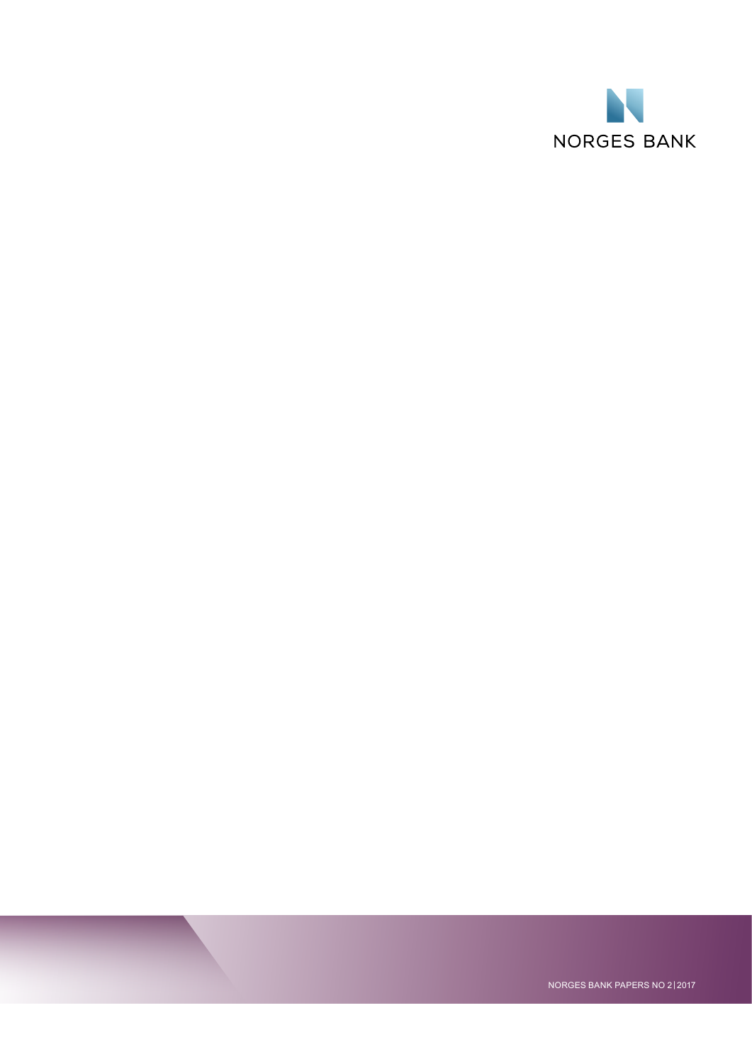NORGES BANK

NORGES BANK PAPERS NO 2 | 2017